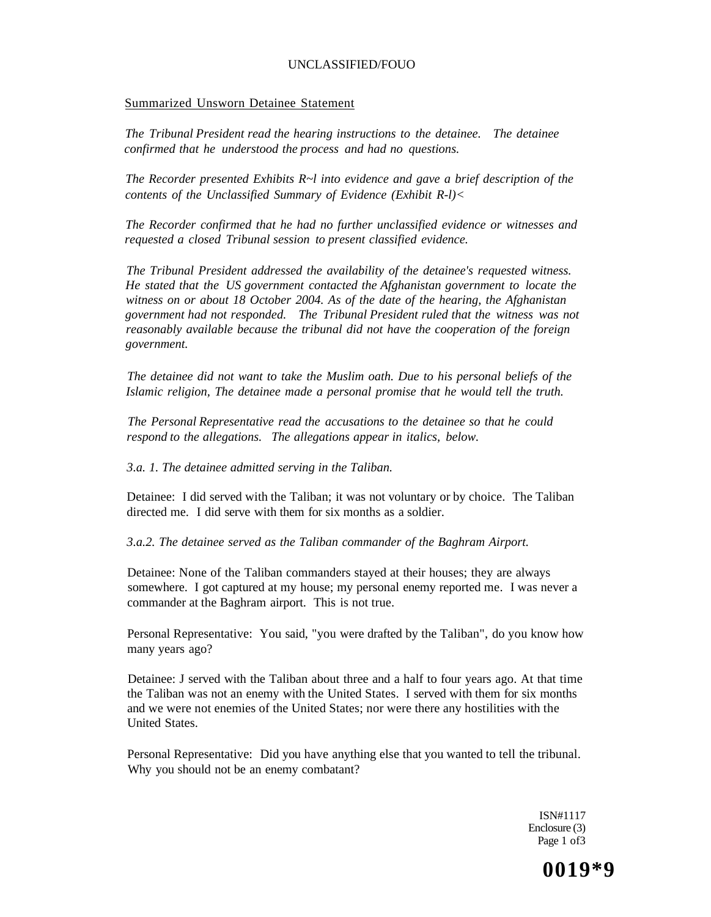UNCLASSIFIED/FOUO

Summarized Unsworn Detainee Statement

*The Tribunal President read the hearing instructions to the detainee. The detainee confirmed that he understood the process and had no questions.*

*The Recorder presented Exhibits R~l into evidence and gave a brief description of the contents of the Unclassified Summary of Evidence (Exhibit R-l)<*

*The Recorder confirmed that he had no further unclassified evidence or witnesses and requested a closed Tribunal session to present classified evidence.*

*The Tribunal President addressed the availability of the detainee's requested witness. He stated that the US government contacted the Afghanistan government to locate the witness on or about 18 October 2004. As of the date of the hearing, the Afghanistan government had not responded. The Tribunal President ruled that the witness was not reasonably available because the tribunal did not have the cooperation of the foreign government.*

*The detainee did not want to take the Muslim oath. Due to his personal beliefs of the Islamic religion, The detainee made a personal promise that he would tell the truth.*

*The Personal Representative read the accusations to the detainee so that he could respond to the allegations. The allegations appear in italics, below.*

*3.a. 1. The detainee admitted serving in the Taliban.*

Detainee: I did served with the Taliban; it was not voluntary or by choice. The Taliban directed me. I did serve with them for six months as a soldier.

*3.a.2. The detainee served as the Taliban commander of the Baghram Airport.*

Detainee: None of the Taliban commanders stayed at their houses; they are always somewhere. I got captured at my house; my personal enemy reported me. I was never a commander at the Baghram airport. This is not true.

Personal Representative: You said, "you were drafted by the Taliban", do you know how many years ago?

Detainee: J served with the Taliban about three and a half to four years ago. At that time the Taliban was not an enemy with the United States. I served with them for six months and we were not enemies of the United States; nor were there any hostilities with the United States.

Personal Representative: Did you have anything else that you wanted to tell the tribunal. Why you should not be an enemy combatant?

ISN#1117
Enclosure (3)

0019*9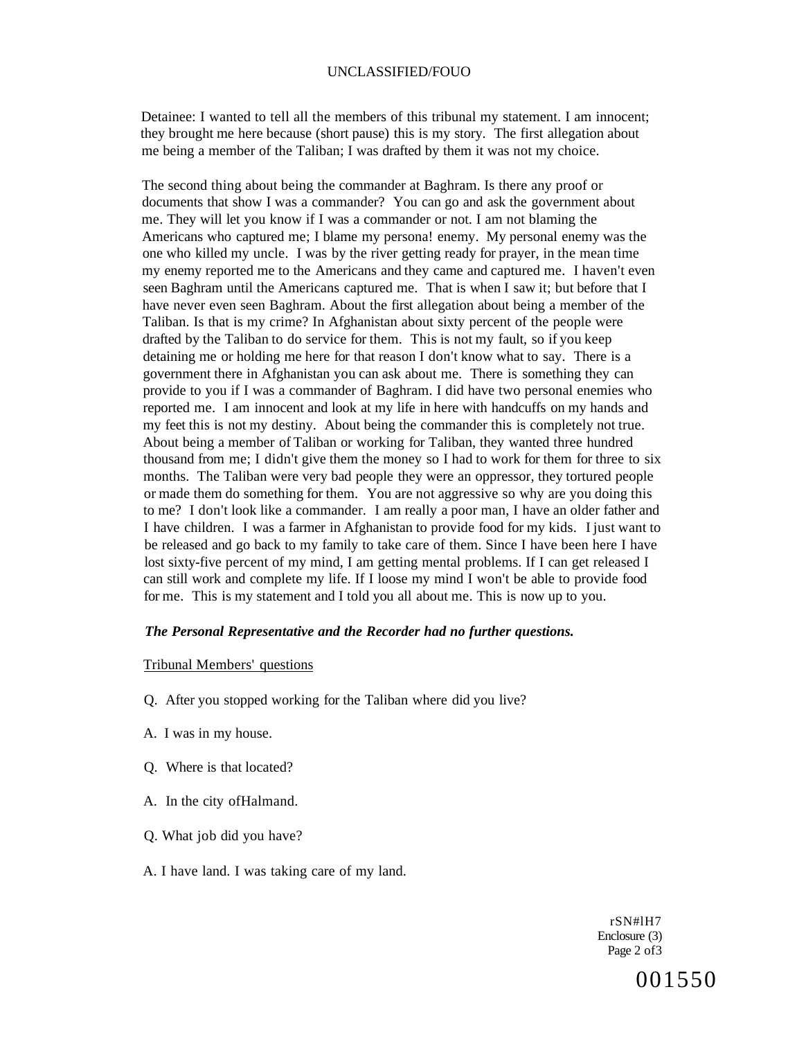Detainee: I wanted to tell all the members of this tribunal my statement. I am innocent; they brought me here because (short pause) this is my story. The first allegation about me being a member of the Taliban; I was drafted by them it was not my choice.

The second thing about being the commander at Baghram. Is there any proof or documents that show I was a commander? You can go and ask the government about me. They will let you know if I was a commander or not. I am not blaming the Americans who captured me; I blame my persona! enemy. My personal enemy was the one who killed my uncle. I was by the river getting ready for prayer, in the mean time my enemy reported me to the Americans and they came and captured me. I haven't even seen Baghram until the Americans captured me. That is when I saw it; but before that I have never even seen Baghram. About the first allegation about being a member of the Taliban. Is that is my crime? In Afghanistan about sixty percent of the people were drafted by the Taliban to do service for them. This is not my fault, so if you keep detaining me or holding me here for that reason I don't know what to say. There is a government there in Afghanistan you can ask about me. There is something they can provide to you if I was a commander of Baghram. I did have two personal enemies who reported me. I am innocent and look at my life in here with handcuffs on my hands and my feet this is not my destiny. About being the commander this is completely not true. About being a member of Taliban or working for Taliban, they wanted three hundred thousand from me; I didn't give them the money so I had to work for them for three to six months. The Taliban were very bad people they were an oppressor, they tortured people or made them do something for them. You are not aggressive so why are you doing this to me? I don't look like a commander. I am really a poor man, I have an older father and I have children. I was a farmer in Afghanistan to provide food for my kids. I just want to be released and go back to my family to take care of them. Since I have been here I have lost sixty-five percent of my mind, I am getting mental problems. If I can get released I can still work and complete my life. If I loose my mind I won't be able to provide food for me. This is my statement and I told you all about me. This is now up to you.

***The Personal Representative and the Recorder had no further questions.***

Tribunal Members' questions

Q. After you stopped working for the Taliban where did you live?

A. I was in my house.

Q. Where is that located?

A. In the city ofHalmand.

Q. What job did you have?

A. I have land. I was taking care of my land.

rSN#lH7
Enclosure (3)
Page 2 of3

001550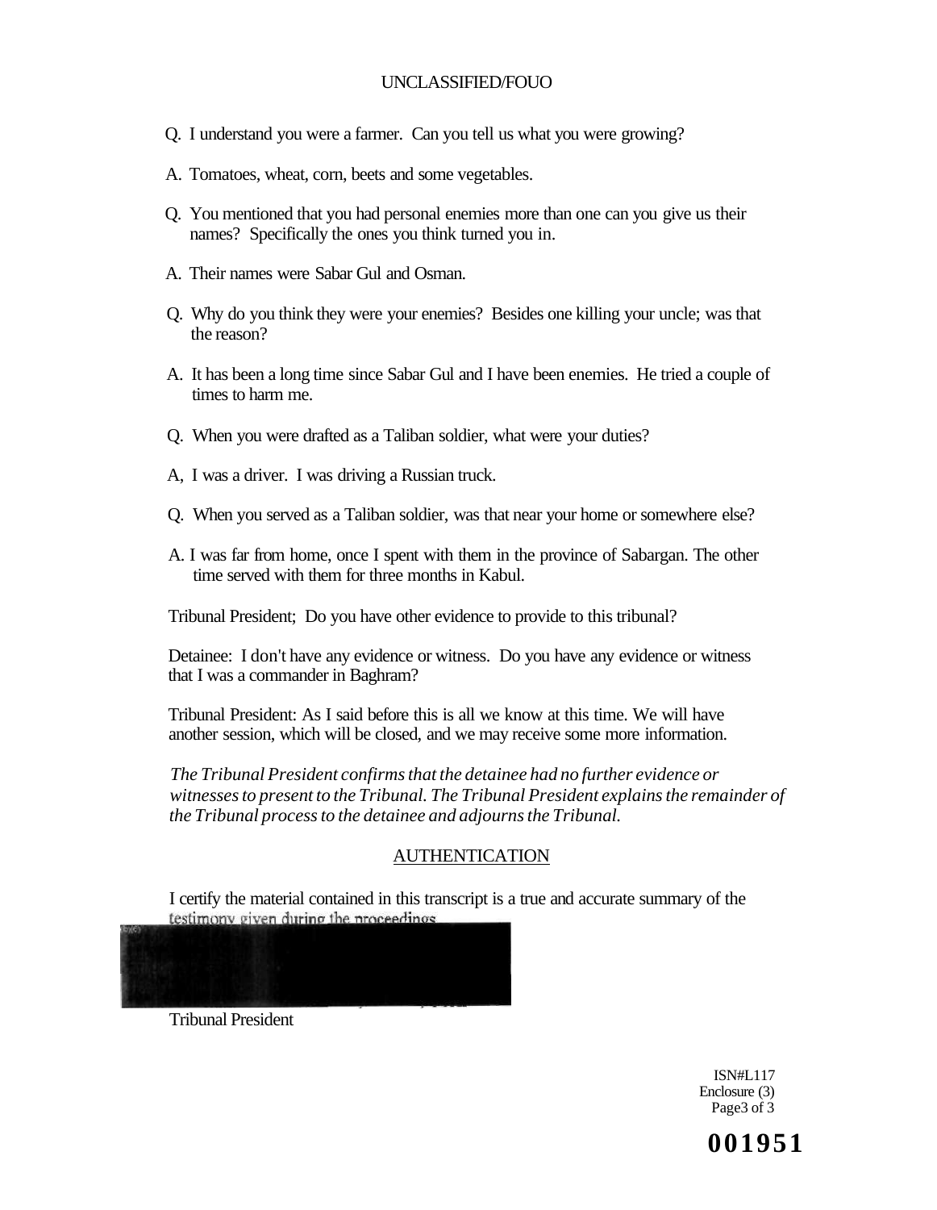Q. I understand you were a farmer. Can you tell us what you were growing?

A. Tomatoes, wheat, corn, beets and some vegetables.

Q. You mentioned that you had personal enemies more than one can you give us their names? Specifically the ones you think turned you in.

A. Their names were Sabar Gul and Osman.

Q. Why do you think they were your enemies? Besides one killing your uncle; was that the reason?

A. It has been a long time since Sabar Gul and I have been enemies. He tried a couple of times to harm me.

Q. When you were drafted as a Taliban soldier, what were your duties?

A, I was a driver. I was driving a Russian truck.

Q. When you served as a Taliban soldier, was that near your home or somewhere else?

A. I was far from home, once I spent with them in the province of Sabargan. The other time served with them for three months in Kabul.

Tribunal President; Do you have other evidence to provide to this tribunal?

Detainee: I don't have any evidence or witness. Do you have any evidence or witness that I was a commander in Baghram?

Tribunal President: As I said before this is all we know at this time. We will have another session, which will be closed, and we may receive some more information.

*The Tribunal President confirms that the detainee had no further evidence or witnesses to present to the Tribunal. The Tribunal President explains the remainder of the Tribunal process to the detainee and adjourns the Tribunal.*

## AUTHENTICATION

I certify the material contained in this transcript is a true and accurate summary of the testimony given during the proceedings.

Tribunal President

ISN#L117
Enclosure (3)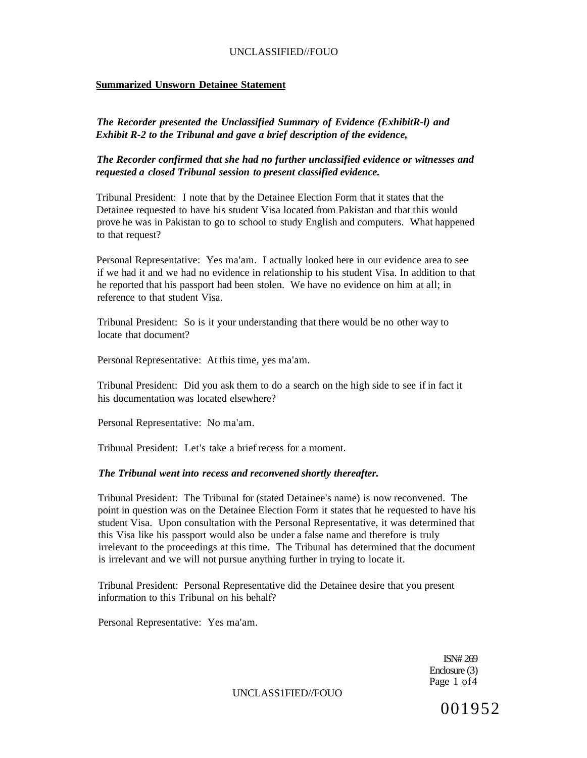**Summarized Unsworn Detainee Statement**

***The Recorder presented the Unclassified Summary of Evidence (ExhibitR-l) and Exhibit R-2 to the Tribunal and gave a brief description of the evidence,***

***The Recorder confirmed that she had no further unclassified evidence or witnesses and requested a closed Tribunal session to present classified evidence.***

Tribunal President: I note that by the Detainee Election Form that it states that the Detainee requested to have his student Visa located from Pakistan and that this would prove he was in Pakistan to go to school to study English and computers. What happened to that request?

Personal Representative: Yes ma'am. I actually looked here in our evidence area to see if we had it and we had no evidence in relationship to his student Visa. In addition to that he reported that his passport had been stolen. We have no evidence on him at all; in reference to that student Visa.

Tribunal President: So is it your understanding that there would be no other way to locate that document?

Personal Representative: At this time, yes ma'am.

Tribunal President: Did you ask them to do a search on the high side to see if in fact it his documentation was located elsewhere?

Personal Representative: No ma'am.

Tribunal President: Let's take a brief recess for a moment.

***The Tribunal went into recess and reconvened shortly thereafter.***

Tribunal President: The Tribunal for (stated Detainee's name) is now reconvened. The point in question was on the Detainee Election Form it states that he requested to have his student Visa. Upon consultation with the Personal Representative, it was determined that this Visa like his passport would also be under a false name and therefore is truly irrelevant to the proceedings at this time. The Tribunal has determined that the document is irrelevant and we will not pursue anything further in trying to locate it.

Tribunal President: Personal Representative did the Detainee desire that you present information to this Tribunal on his behalf?

Personal Representative: Yes ma'am.

ISN# 269
Enclosure (3)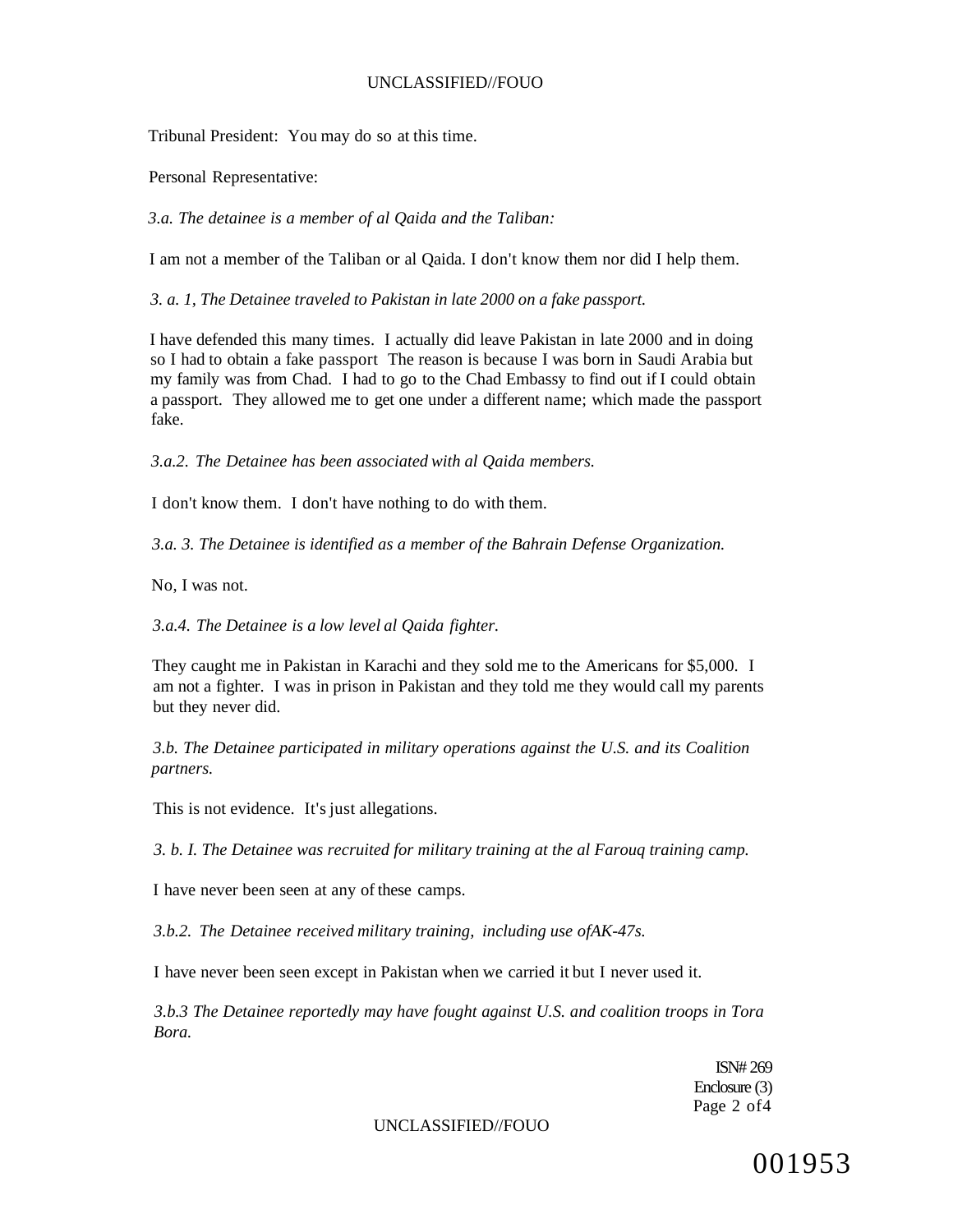Tribunal President: You may do so at this time.

Personal Representative:

*3.a. The detainee is a member of al Qaida and the Taliban:*

I am not a member of the Taliban or al Qaida. I don't know them nor did I help them.

*3. a. 1, The Detainee traveled to Pakistan in late 2000 on a fake passport.*

I have defended this many times. I actually did leave Pakistan in late 2000 and in doing so I had to obtain a fake passport The reason is because I was born in Saudi Arabia but my family was from Chad. I had to go to the Chad Embassy to find out if I could obtain a passport. They allowed me to get one under a different name; which made the passport fake.

*3.a.2. The Detainee has been associated with al Qaida members.*

I don't know them. I don't have nothing to do with them.

*3.a. 3. The Detainee is identified as a member of the Bahrain Defense Organization.*

No, I was not.

*3.a.4. The Detainee is a low level al Qaida fighter.*

They caught me in Pakistan in Karachi and they sold me to the Americans for $5,000. I am not a fighter. I was in prison in Pakistan and they told me they would call my parents but they never did.

*3.b. The Detainee participated in military operations against the U.S. and its Coalition partners.*

This is not evidence. It's just allegations.

*3. b. I. The Detainee was recruited for military training at the al Farouq training camp.*

I have never been seen at any of these camps.

*3.b.2. The Detainee received military training, including use ofAK-47s.*

I have never been seen except in Pakistan when we carried it but I never used it.

*3.b.3 The Detainee reportedly may have fought against U.S. and coalition troops in Tora Bora.*

ISN# 269
Enclosure (3)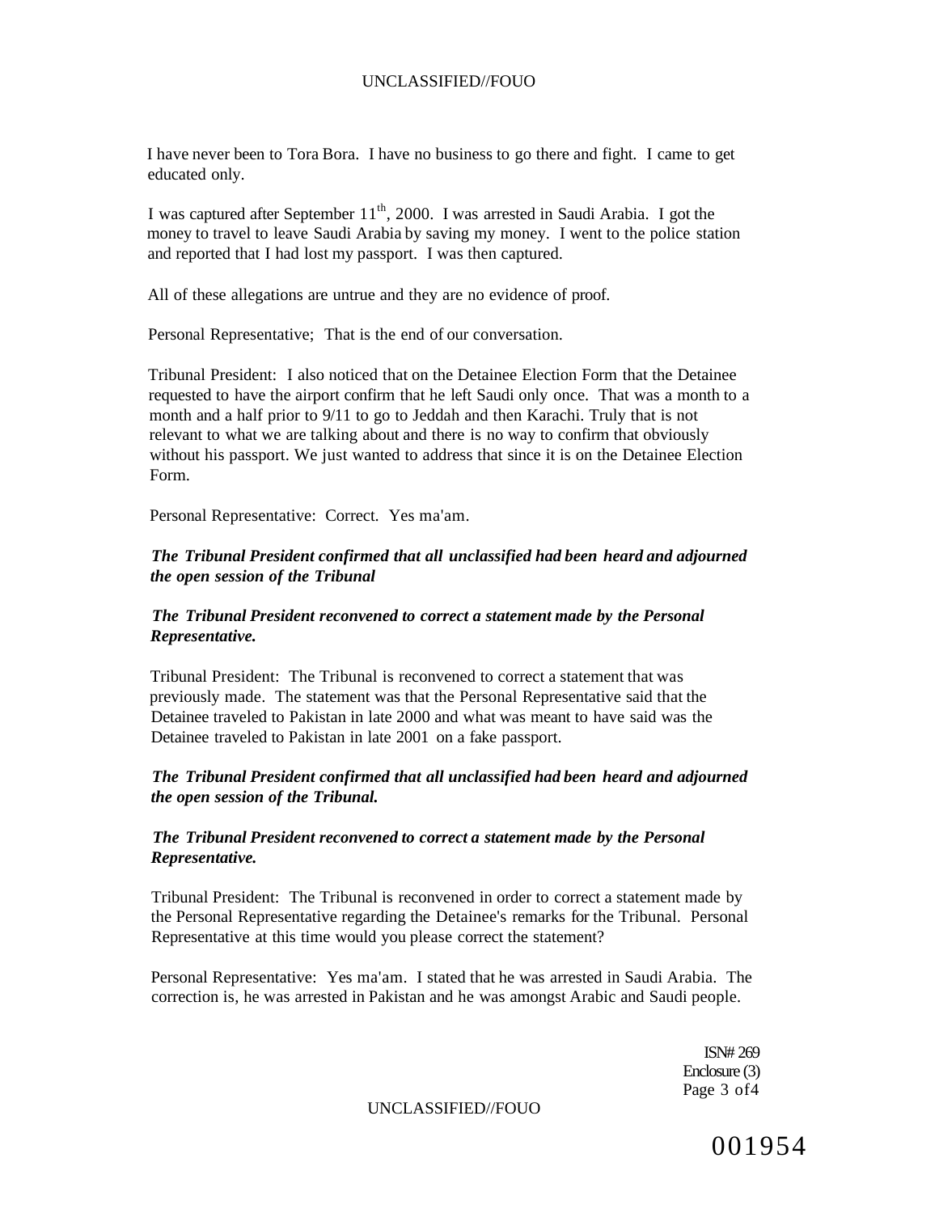I have never been to Tora Bora. I have no business to go there and fight. I came to get educated only.

I was captured after September 11th, 2000. I was arrested in Saudi Arabia. I got the money to travel to leave Saudi Arabia by saving my money. I went to the police station and reported that I had lost my passport. I was then captured.

All of these allegations are untrue and they are no evidence of proof.

Personal Representative; That is the end of our conversation.

Tribunal President: I also noticed that on the Detainee Election Form that the Detainee requested to have the airport confirm that he left Saudi only once. That was a month to a month and a half prior to 9/11 to go to Jeddah and then Karachi. Truly that is not relevant to what we are talking about and there is no way to confirm that obviously without his passport. We just wanted to address that since it is on the Detainee Election Form.

Personal Representative: Correct. Yes ma'am.

***The Tribunal President confirmed that all unclassified had been heard and adjourned the open session of the Tribunal***

***The Tribunal President reconvened to correct a statement made by the Personal Representative.***

Tribunal President: The Tribunal is reconvened to correct a statement that was previously made. The statement was that the Personal Representative said that the Detainee traveled to Pakistan in late 2000 and what was meant to have said was the Detainee traveled to Pakistan in late 2001 on a fake passport.

***The Tribunal President confirmed that all unclassified had been heard and adjourned the open session of the Tribunal.***

***The Tribunal President reconvened to correct a statement made by the Personal Representative.***

Tribunal President: The Tribunal is reconvened in order to correct a statement made by the Personal Representative regarding the Detainee's remarks for the Tribunal. Personal Representative at this time would you please correct the statement?

Personal Representative: Yes ma'am. I stated that he was arrested in Saudi Arabia. The correction is, he was arrested in Pakistan and he was amongst Arabic and Saudi people.

ISN# 269
Enclosure (3)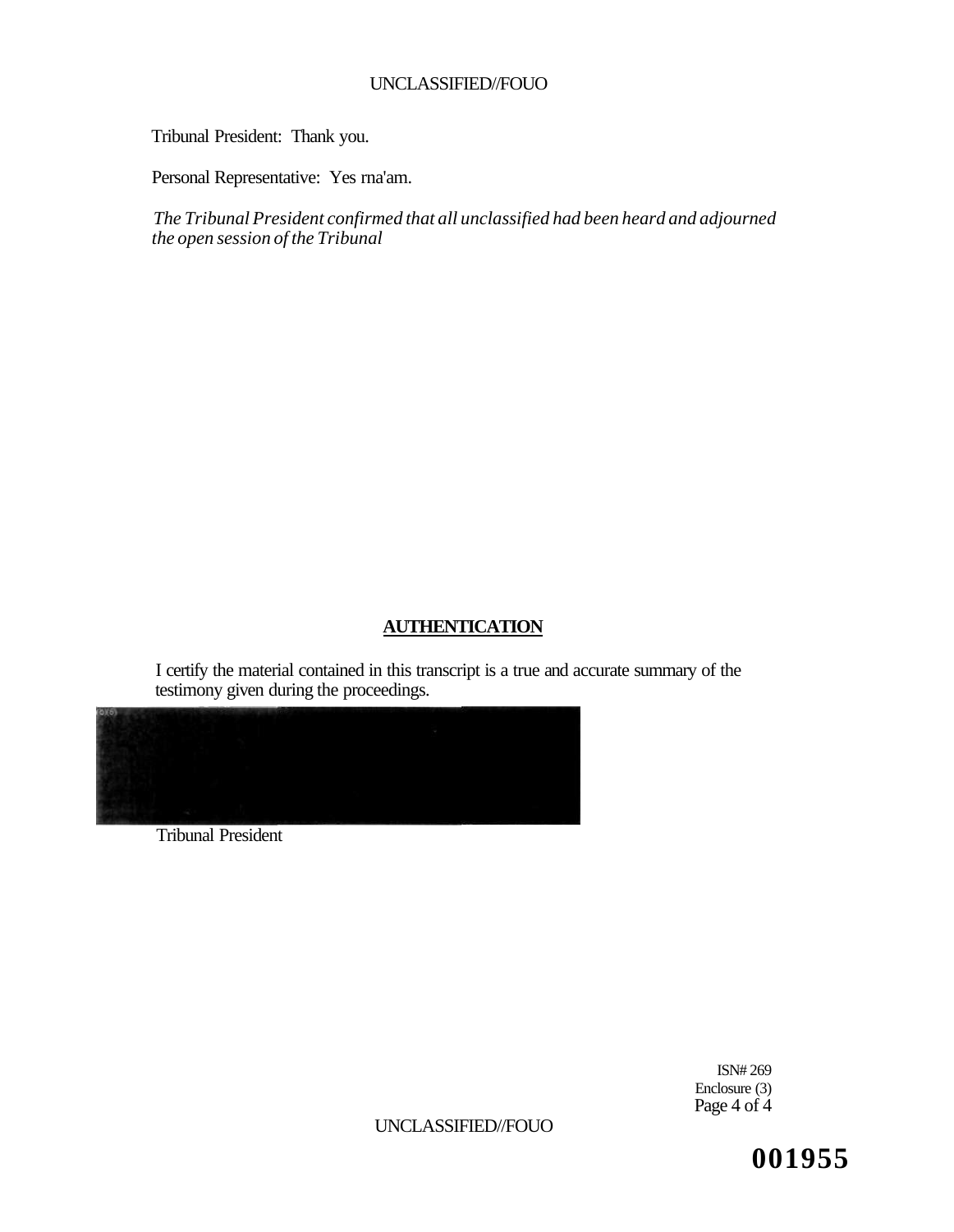Tribunal President: Thank you.

Personal Representative: Yes rna'am.

*The Tribunal President confirmed that all unclassified had been heard and adjourned the open session of the Tribunal*

**AUTHENTICATION**

I certify the material contained in this transcript is a true and accurate summary of the testimony given during the proceedings.

(b)(6)

Tribunal President

ISN# 269
Enclosure (3)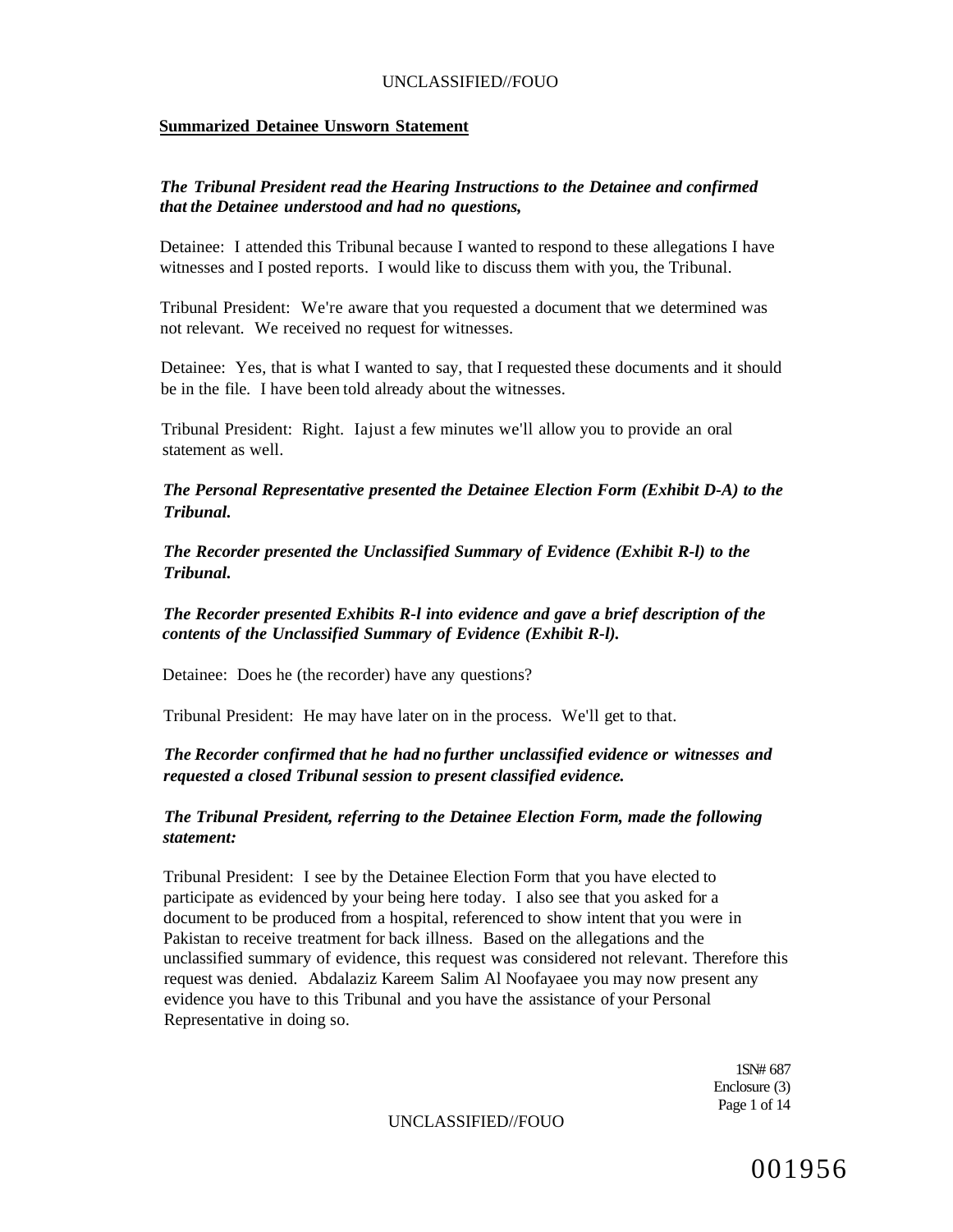**Summarized Detainee Unsworn Statement**

***The Tribunal President read the Hearing Instructions to the Detainee and confirmed that the Detainee understood and had no questions,***

Detainee: I attended this Tribunal because I wanted to respond to these allegations I have witnesses and I posted reports. I would like to discuss them with you, the Tribunal.

Tribunal President: We're aware that you requested a document that we determined was not relevant. We received no request for witnesses.

Detainee: Yes, that is what I wanted to say, that I requested these documents and it should be in the file. I have been told already about the witnesses.

Tribunal President: Right. Iajust a few minutes we'll allow you to provide an oral statement as well.

***The Personal Representative presented the Detainee Election Form (Exhibit D-A) to the Tribunal.***

***The Recorder presented the Unclassified Summary of Evidence (Exhibit R-l) to the Tribunal.***

***The Recorder presented Exhibits R-l into evidence and gave a brief description of the contents of the Unclassified Summary of Evidence (Exhibit R-l).***

Detainee: Does he (the recorder) have any questions?

Tribunal President: He may have later on in the process. We'll get to that.

***The Recorder confirmed that he had no further unclassified evidence or witnesses and requested a closed Tribunal session to present classified evidence.***

***The Tribunal President, referring to the Detainee Election Form, made the following statement:***

Tribunal President: I see by the Detainee Election Form that you have elected to participate as evidenced by your being here today. I also see that you asked for a document to be produced from a hospital, referenced to show intent that you were in Pakistan to receive treatment for back illness. Based on the allegations and the unclassified summary of evidence, this request was considered not relevant. Therefore this request was denied. Abdalaziz Kareem Salim Al Noofayaee you may now present any evidence you have to this Tribunal and you have the assistance of your Personal Representative in doing so.

1SN# 687
Enclosure (3)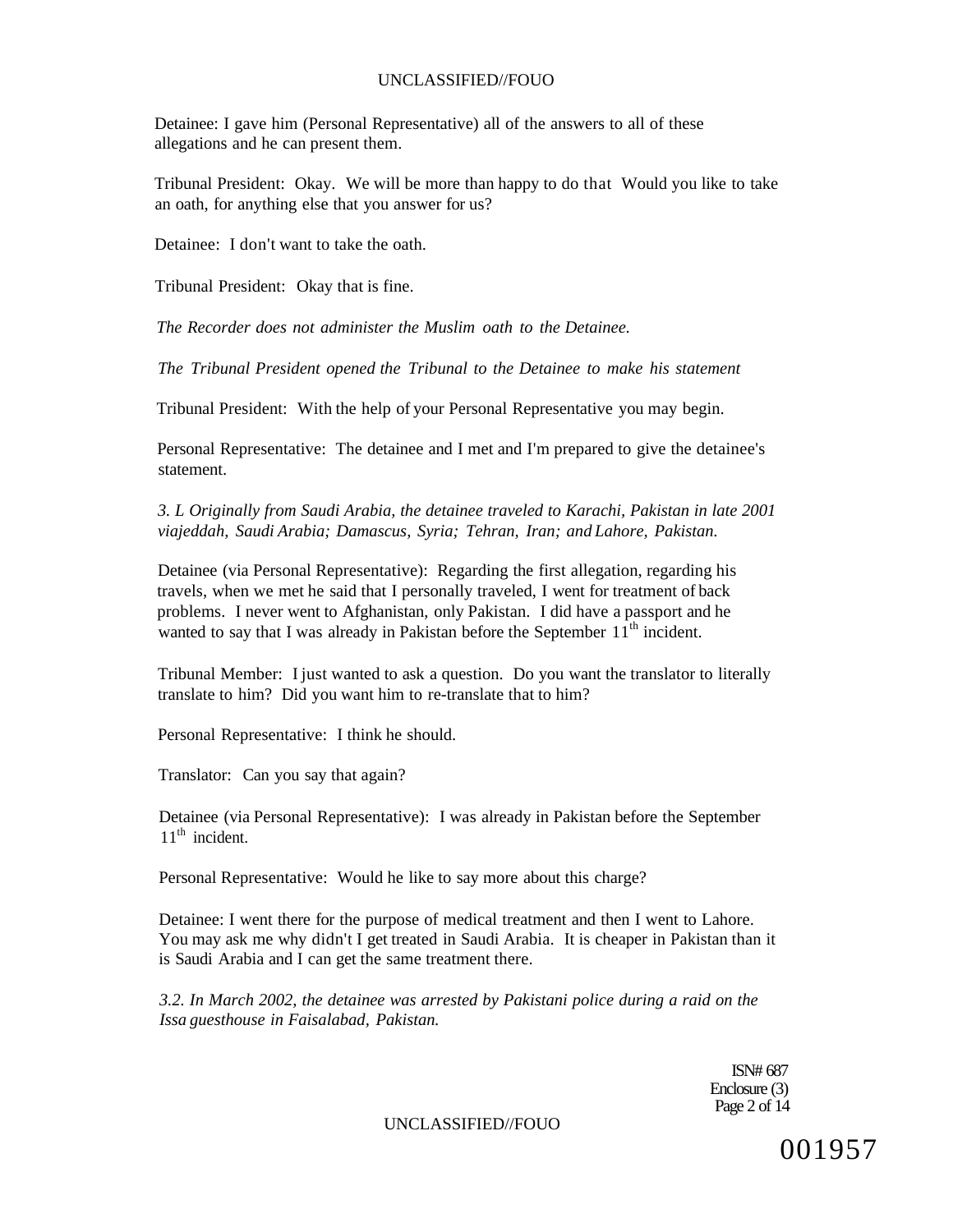Detainee: I gave him (Personal Representative) all of the answers to all of these allegations and he can present them.

Tribunal President: Okay. We will be more than happy to do that Would you like to take an oath, for anything else that you answer for us?

Detainee: I don't want to take the oath.

Tribunal President: Okay that is fine.

*The Recorder does not administer the Muslim oath to the Detainee.*

*The Tribunal President opened the Tribunal to the Detainee to make his statement*

Tribunal President: With the help of your Personal Representative you may begin.

Personal Representative: The detainee and I met and I'm prepared to give the detainee's statement.

*3. L Originally from Saudi Arabia, the detainee traveled to Karachi, Pakistan in late 2001 viajeddah, Saudi Arabia; Damascus, Syria; Tehran, Iran; and Lahore, Pakistan.*

Detainee (via Personal Representative): Regarding the first allegation, regarding his travels, when we met he said that I personally traveled, I went for treatment of back problems. I never went to Afghanistan, only Pakistan. I did have a passport and he wanted to say that I was already in Pakistan before the September 11th incident.

Tribunal Member: I just wanted to ask a question. Do you want the translator to literally translate to him? Did you want him to re-translate that to him?

Personal Representative: I think he should.

Translator: Can you say that again?

Detainee (via Personal Representative): I was already in Pakistan before the September 11th incident.

Personal Representative: Would he like to say more about this charge?

Detainee: I went there for the purpose of medical treatment and then I went to Lahore. You may ask me why didn't I get treated in Saudi Arabia. It is cheaper in Pakistan than it is Saudi Arabia and I can get the same treatment there.

*3.2. In March 2002, the detainee was arrested by Pakistani police during a raid on the Issa guesthouse in Faisalabad, Pakistan.*

ISN# 687
Enclosure (3)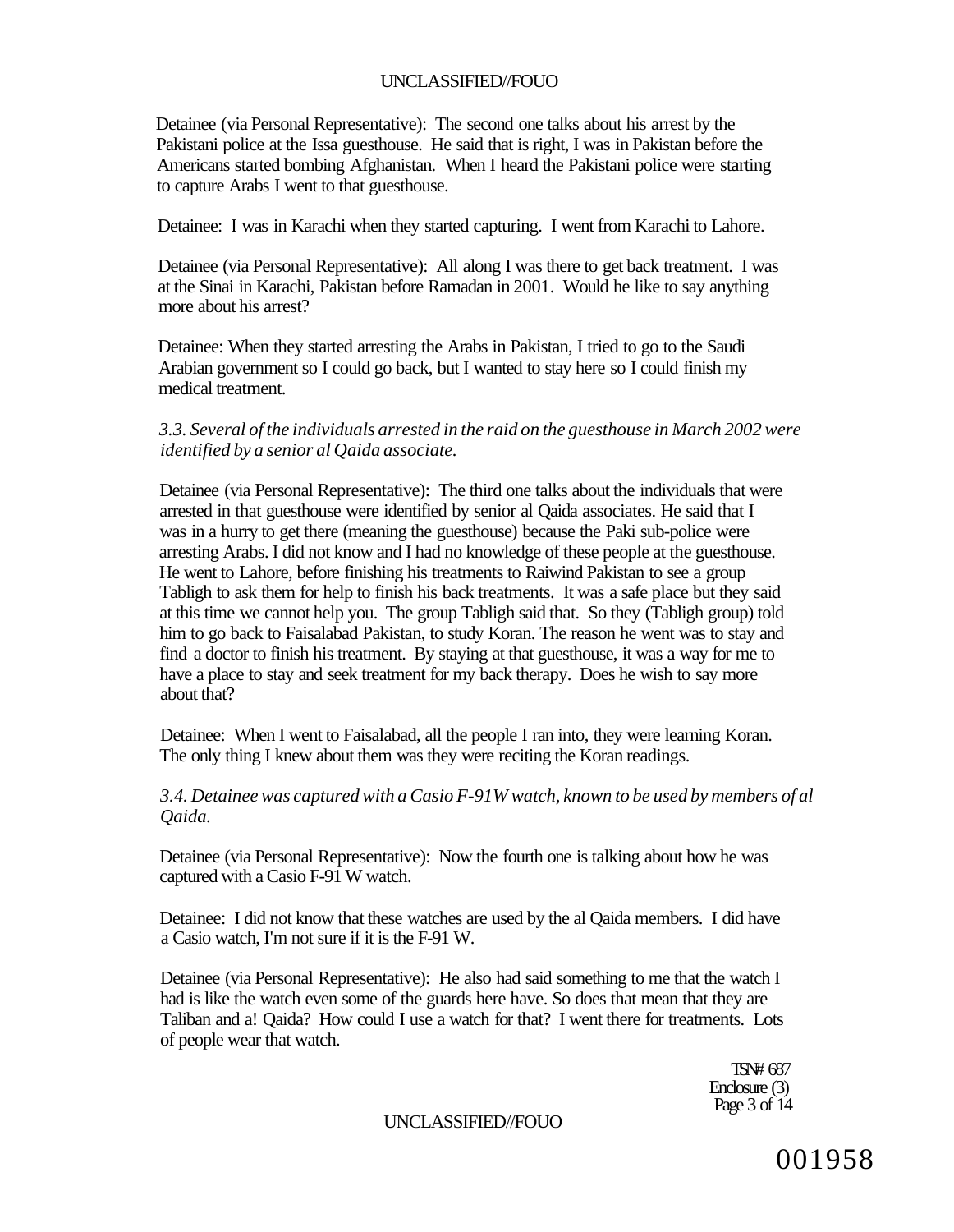Detainee (via Personal Representative): The second one talks about his arrest by the Pakistani police at the Issa guesthouse. He said that is right, I was in Pakistan before the Americans started bombing Afghanistan. When I heard the Pakistani police were starting to capture Arabs I went to that guesthouse.

Detainee: I was in Karachi when they started capturing. I went from Karachi to Lahore.

Detainee (via Personal Representative): All along I was there to get back treatment. I was at the Sinai in Karachi, Pakistan before Ramadan in 2001. Would he like to say anything more about his arrest?

Detainee: When they started arresting the Arabs in Pakistan, I tried to go to the Saudi Arabian government so I could go back, but I wanted to stay here so I could finish my medical treatment.

*3.3. Several of the individuals arrested in the raid on the guesthouse in March 2002 were identified by a senior al Qaida associate.*

Detainee (via Personal Representative): The third one talks about the individuals that were arrested in that guesthouse were identified by senior al Qaida associates. He said that I was in a hurry to get there (meaning the guesthouse) because the Paki sub-police were arresting Arabs. I did not know and I had no knowledge of these people at the guesthouse. He went to Lahore, before finishing his treatments to Raiwind Pakistan to see a group Tabligh to ask them for help to finish his back treatments. It was a safe place but they said at this time we cannot help you. The group Tabligh said that. So they (Tabligh group) told him to go back to Faisalabad Pakistan, to study Koran. The reason he went was to stay and find a doctor to finish his treatment. By staying at that guesthouse, it was a way for me to have a place to stay and seek treatment for my back therapy. Does he wish to say more about that?

Detainee: When I went to Faisalabad, all the people I ran into, they were learning Koran. The only thing I knew about them was they were reciting the Koran readings.

*3.4. Detainee was captured with a Casio F-91W watch, known to be used by members of al Qaida.*

Detainee (via Personal Representative): Now the fourth one is talking about how he was captured with a Casio F-91 W watch.

Detainee: I did not know that these watches are used by the al Qaida members. I did have a Casio watch, I'm not sure if it is the F-91 W.

Detainee (via Personal Representative): He also had said something to me that the watch I had is like the watch even some of the guards here have. So does that mean that they are Taliban and a! Qaida? How could I use a watch for that? I went there for treatments. Lots of people wear that watch.

TSN# 687
Enclosure (3)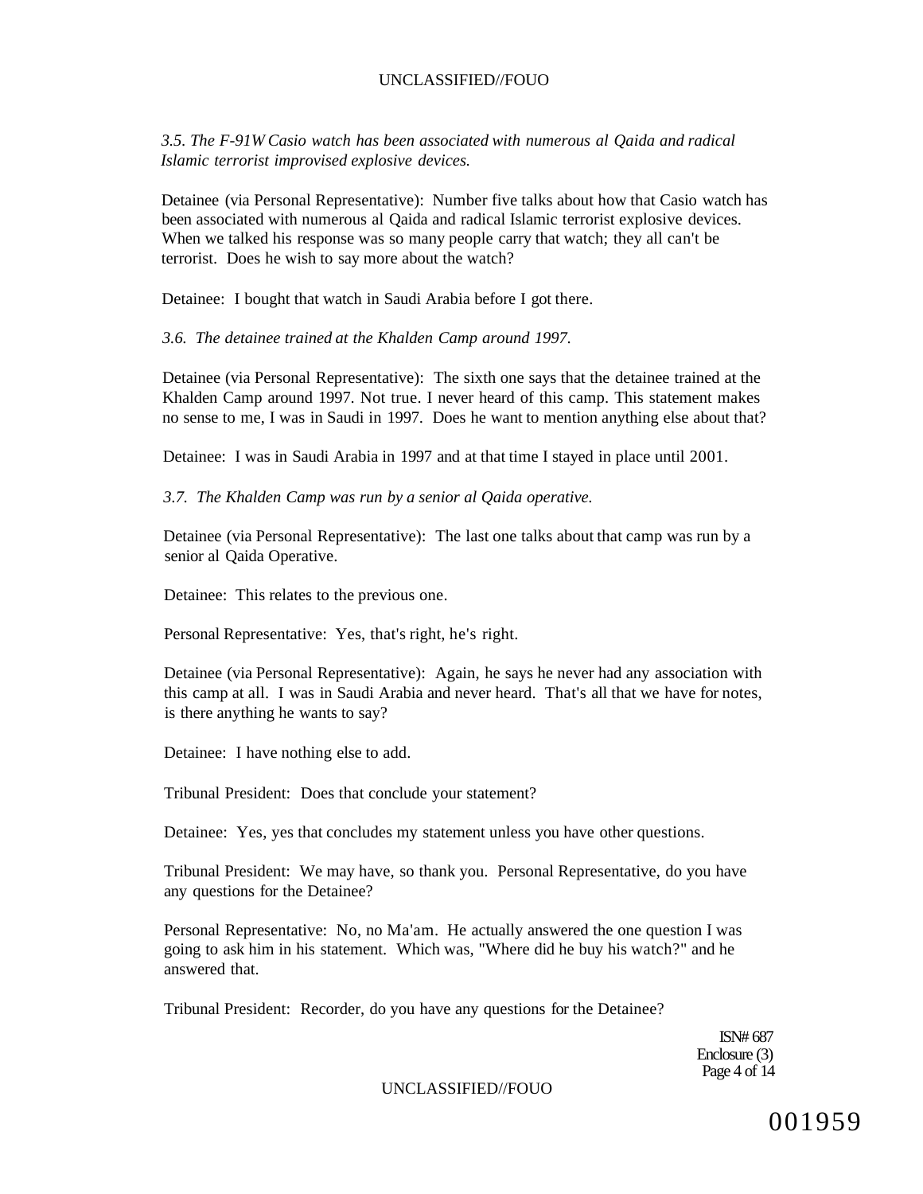*3.5. The F-91W Casio watch has been associated with numerous al Qaida and radical Islamic terrorist improvised explosive devices.*

Detainee (via Personal Representative): Number five talks about how that Casio watch has been associated with numerous al Qaida and radical Islamic terrorist explosive devices. When we talked his response was so many people carry that watch; they all can't be terrorist. Does he wish to say more about the watch?

Detainee: I bought that watch in Saudi Arabia before I got there.

*3.6. The detainee trained at the Khalden Camp around 1997.*

Detainee (via Personal Representative): The sixth one says that the detainee trained at the Khalden Camp around 1997. Not true. I never heard of this camp. This statement makes no sense to me, I was in Saudi in 1997. Does he want to mention anything else about that?

Detainee: I was in Saudi Arabia in 1997 and at that time I stayed in place until 2001.

*3.7. The Khalden Camp was run by a senior al Qaida operative.*

Detainee (via Personal Representative): The last one talks about that camp was run by a senior al Qaida Operative.

Detainee: This relates to the previous one.

Personal Representative: Yes, that's right, he's right.

Detainee (via Personal Representative): Again, he says he never had any association with this camp at all. I was in Saudi Arabia and never heard. That's all that we have for notes, is there anything he wants to say?

Detainee: I have nothing else to add.

Tribunal President: Does that conclude your statement?

Detainee: Yes, yes that concludes my statement unless you have other questions.

Tribunal President: We may have, so thank you. Personal Representative, do you have any questions for the Detainee?

Personal Representative: No, no Ma'am. He actually answered the one question I was going to ask him in his statement. Which was, "Where did he buy his watch?" and he answered that.

Tribunal President: Recorder, do you have any questions for the Detainee?

ISN# 687
Enclosure (3)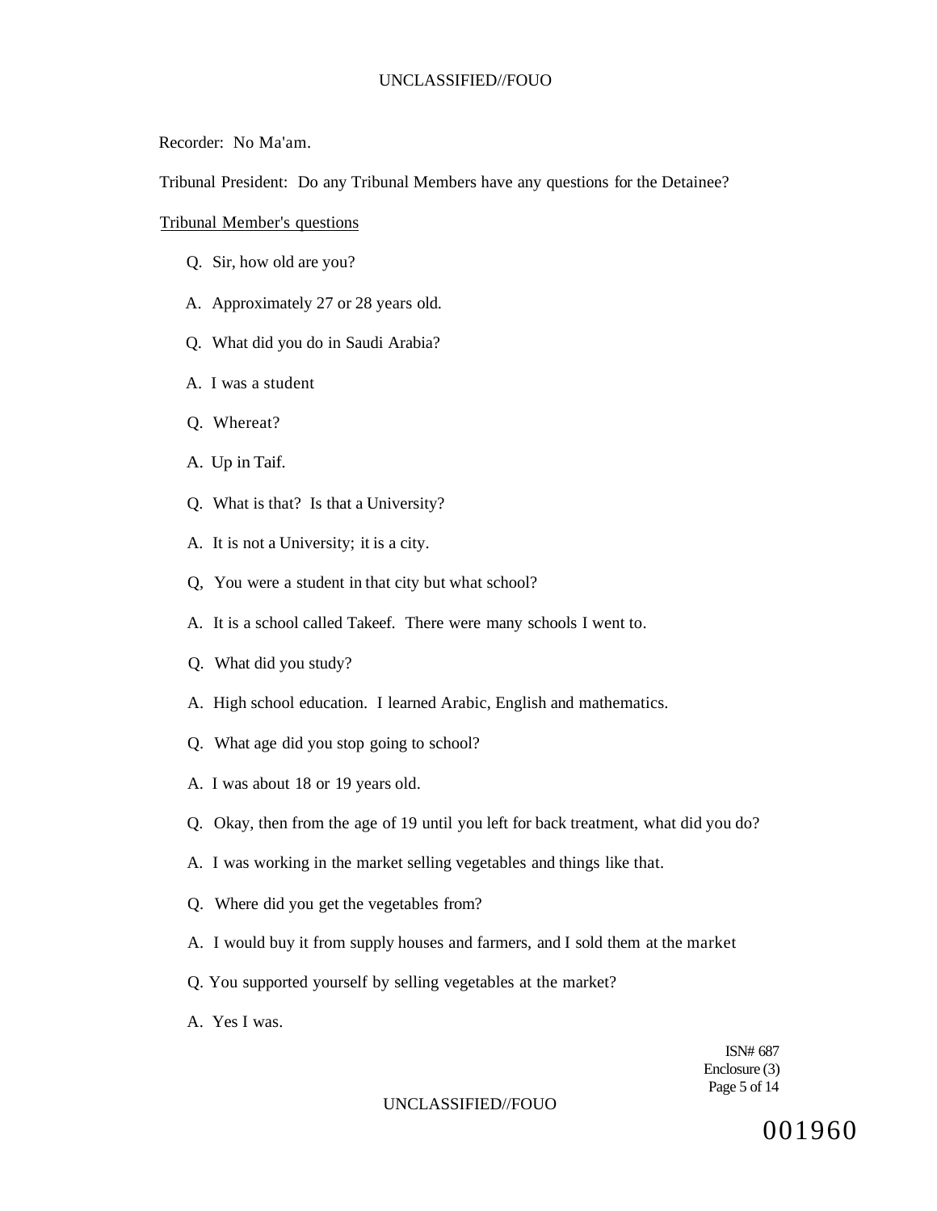Recorder: No Ma'am.

Tribunal President: Do any Tribunal Members have any questions for the Detainee?

Tribunal Member's questions

Q. Sir, how old are you?

A. Approximately 27 or 28 years old.

Q. What did you do in Saudi Arabia?

A. I was a student

Q. Whereat?

A. Up in Taif.

Q. What is that? Is that a University?

A. It is not a University; it is a city.

Q, You were a student in that city but what school?

A. It is a school called Takeef. There were many schools I went to.

Q. What did you study?

A. High school education. I learned Arabic, English and mathematics.

Q. What age did you stop going to school?

A. I was about 18 or 19 years old.

Q. Okay, then from the age of 19 until you left for back treatment, what did you do?

A. I was working in the market selling vegetables and things like that.

Q. Where did you get the vegetables from?

A. I would buy it from supply houses and farmers, and I sold them at the market

Q. You supported yourself by selling vegetables at the market?

A. Yes I was.

ISN# 687
Enclosure (3)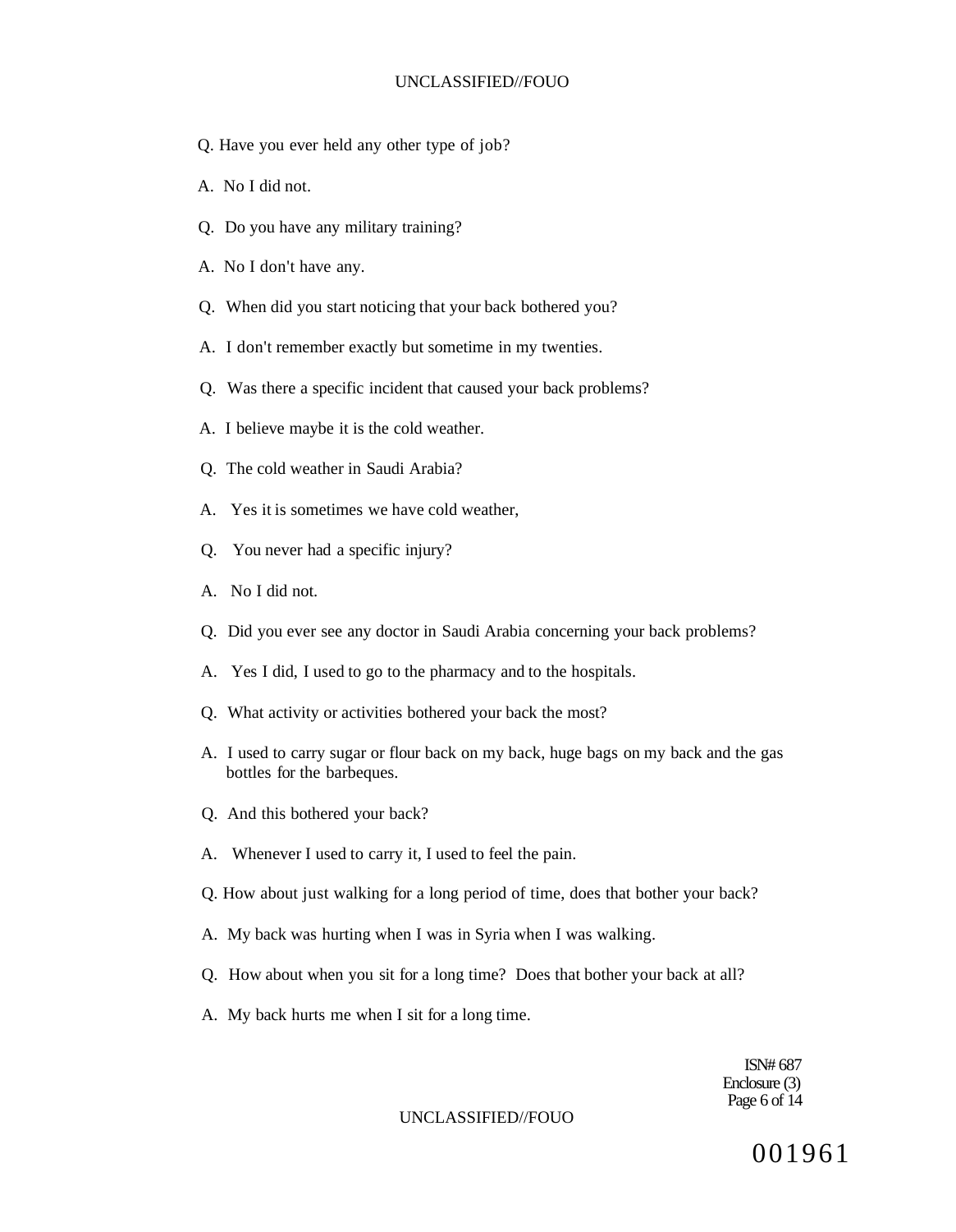Q. Have you ever held any other type of job?

A. No I did not.

Q. Do you have any military training?

A. No I don't have any.

Q. When did you start noticing that your back bothered you?

A. I don't remember exactly but sometime in my twenties.

Q. Was there a specific incident that caused your back problems?

A. I believe maybe it is the cold weather.

Q. The cold weather in Saudi Arabia?

A. Yes it is sometimes we have cold weather,

Q. You never had a specific injury?

A. No I did not.

Q. Did you ever see any doctor in Saudi Arabia concerning your back problems?

A. Yes I did, I used to go to the pharmacy and to the hospitals.

Q. What activity or activities bothered your back the most?

A. I used to carry sugar or flour back on my back, huge bags on my back and the gas bottles for the barbeques.

Q. And this bothered your back?

A. Whenever I used to carry it, I used to feel the pain.

Q. How about just walking for a long period of time, does that bother your back?

A. My back was hurting when I was in Syria when I was walking.

Q. How about when you sit for a long time? Does that bother your back at all?

A. My back hurts me when I sit for a long time.

ISN# 687
Enclosure (3)

001961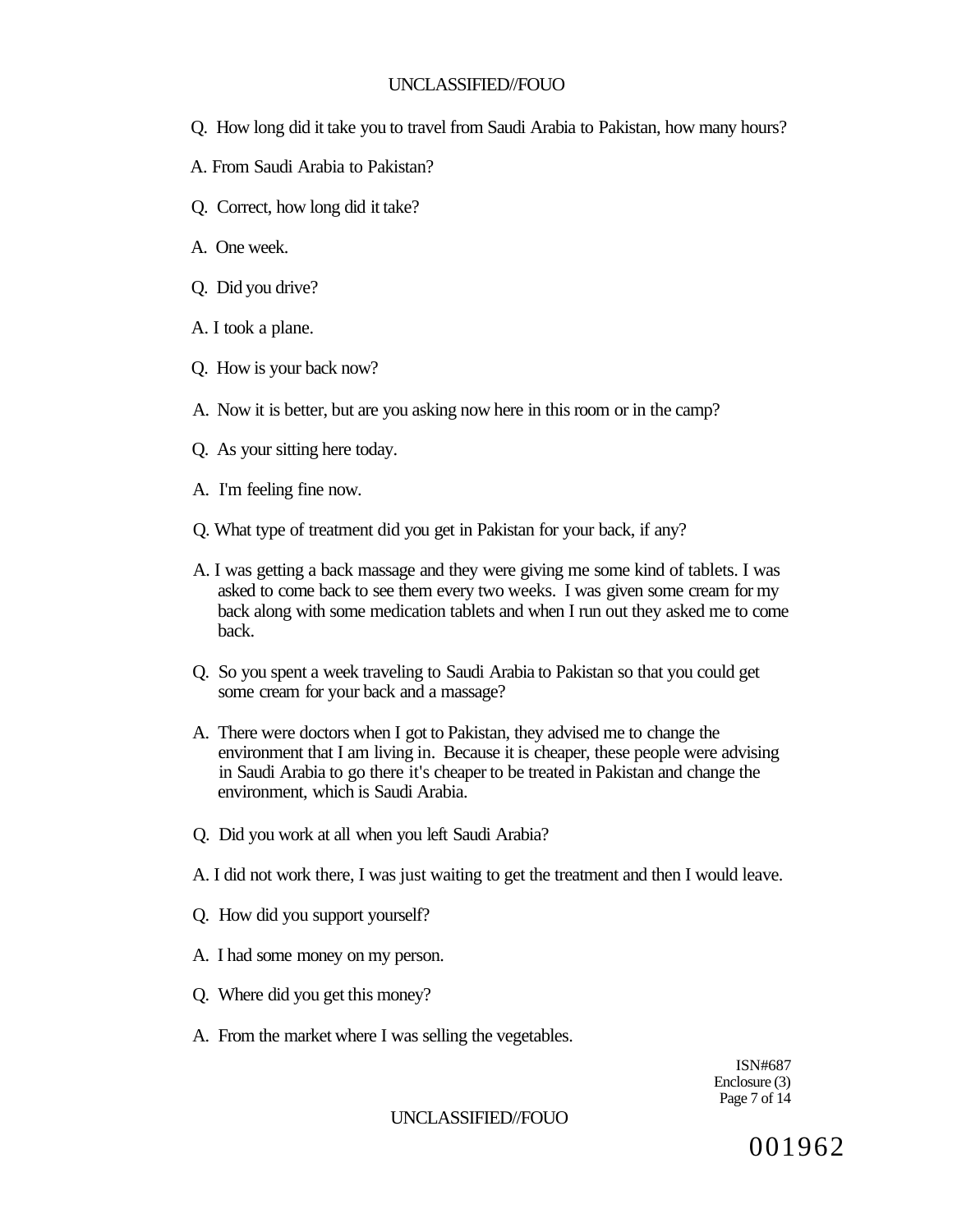Q. How long did it take you to travel from Saudi Arabia to Pakistan, how many hours?

A. From Saudi Arabia to Pakistan?

Q. Correct, how long did it take?

A. One week.

Q. Did you drive?

A. I took a plane.

Q. How is your back now?

A. Now it is better, but are you asking now here in this room or in the camp?

Q. As your sitting here today.

A. I'm feeling fine now.

Q. What type of treatment did you get in Pakistan for your back, if any?

A. I was getting a back massage and they were giving me some kind of tablets. I was asked to come back to see them every two weeks. I was given some cream for my back along with some medication tablets and when I run out they asked me to come back.

Q. So you spent a week traveling to Saudi Arabia to Pakistan so that you could get some cream for your back and a massage?

A. There were doctors when I got to Pakistan, they advised me to change the environment that I am living in. Because it is cheaper, these people were advising in Saudi Arabia to go there it's cheaper to be treated in Pakistan and change the environment, which is Saudi Arabia.

Q. Did you work at all when you left Saudi Arabia?

A. I did not work there, I was just waiting to get the treatment and then I would leave.

Q. How did you support yourself?

A. I had some money on my person.

Q. Where did you get this money?

A. From the market where I was selling the vegetables.

ISN#687
Enclosure (3)

001962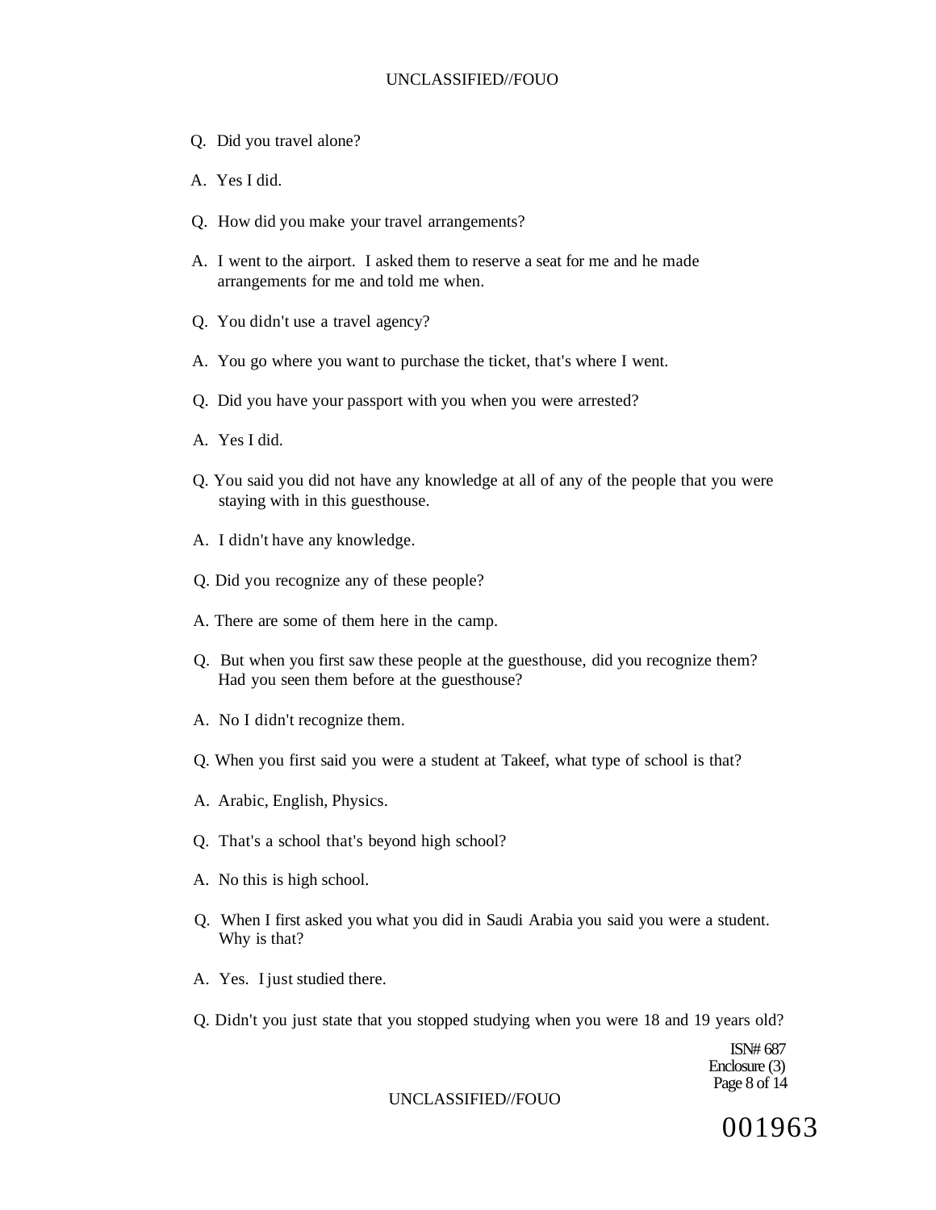Q. Did you travel alone?

A. Yes I did.

Q. How did you make your travel arrangements?

A. I went to the airport. I asked them to reserve a seat for me and he made arrangements for me and told me when.

Q. You didn't use a travel agency?

A. You go where you want to purchase the ticket, that's where I went.

Q. Did you have your passport with you when you were arrested?

A. Yes I did.

Q. You said you did not have any knowledge at all of any of the people that you were staying with in this guesthouse.

A. I didn't have any knowledge.

Q. Did you recognize any of these people?

A. There are some of them here in the camp.

Q. But when you first saw these people at the guesthouse, did you recognize them? Had you seen them before at the guesthouse?

A. No I didn't recognize them.

Q. When you first said you were a student at Takeef, what type of school is that?

A. Arabic, English, Physics.

Q. That's a school that's beyond high school?

A. No this is high school.

Q. When I first asked you what you did in Saudi Arabia you said you were a student. Why is that?

A. Yes. I just studied there.

Q. Didn't you just state that you stopped studying when you were 18 and 19 years old?

ISN# 687
Enclosure (3)

001963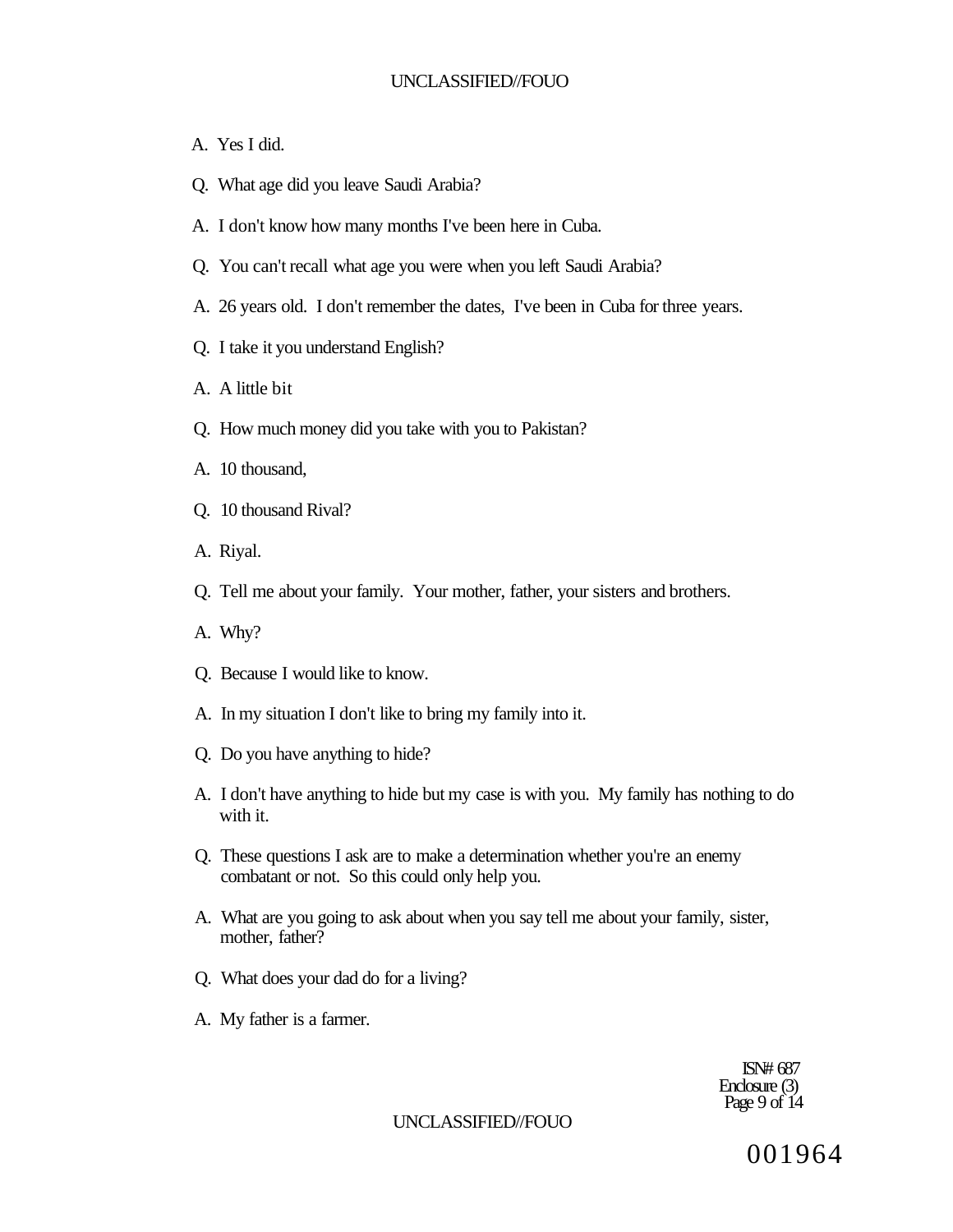A. Yes I did.

Q. What age did you leave Saudi Arabia?

A. I don't know how many months I've been here in Cuba.

Q. You can't recall what age you were when you left Saudi Arabia?

A. 26 years old. I don't remember the dates, I've been in Cuba for three years.

Q. I take it you understand English?

A. A little bit

Q. How much money did you take with you to Pakistan?

A. 10 thousand,

Q. 10 thousand Rival?

A. Riyal.

Q. Tell me about your family. Your mother, father, your sisters and brothers.

A. Why?

Q. Because I would like to know.

A. In my situation I don't like to bring my family into it.

Q. Do you have anything to hide?

A. I don't have anything to hide but my case is with you. My family has nothing to do with it.

Q. These questions I ask are to make a determination whether you're an enemy combatant or not. So this could only help you.

A. What are you going to ask about when you say tell me about your family, sister, mother, father?

Q. What does your dad do for a living?

A. My father is a farmer.

ISN# 687
Enclosure (3)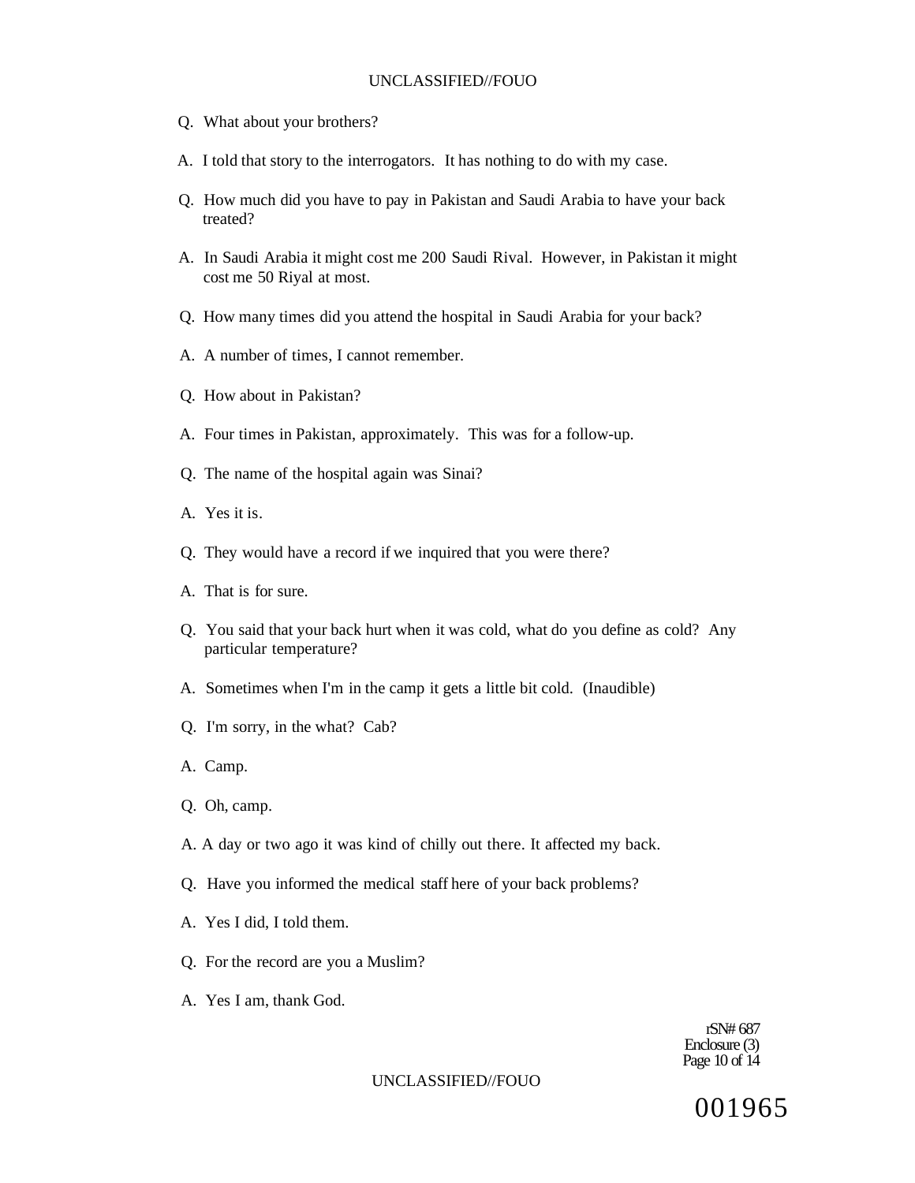Q. What about your brothers?

A. I told that story to the interrogators. It has nothing to do with my case.

Q. How much did you have to pay in Pakistan and Saudi Arabia to have your back treated?

A. In Saudi Arabia it might cost me 200 Saudi Rival. However, in Pakistan it might cost me 50 Riyal at most.

Q. How many times did you attend the hospital in Saudi Arabia for your back?

A. A number of times, I cannot remember.

Q. How about in Pakistan?

A. Four times in Pakistan, approximately. This was for a follow-up.

Q. The name of the hospital again was Sinai?

A. Yes it is.

Q. They would have a record if we inquired that you were there?

A. That is for sure.

Q. You said that your back hurt when it was cold, what do you define as cold? Any particular temperature?

A. Sometimes when I'm in the camp it gets a little bit cold. (Inaudible)

Q. I'm sorry, in the what? Cab?

A. Camp.

Q. Oh, camp.

A. A day or two ago it was kind of chilly out there. It affected my back.

Q. Have you informed the medical staff here of your back problems?

A. Yes I did, I told them.

Q. For the record are you a Muslim?

A. Yes I am, thank God.

rSN# 687
Enclosure (3)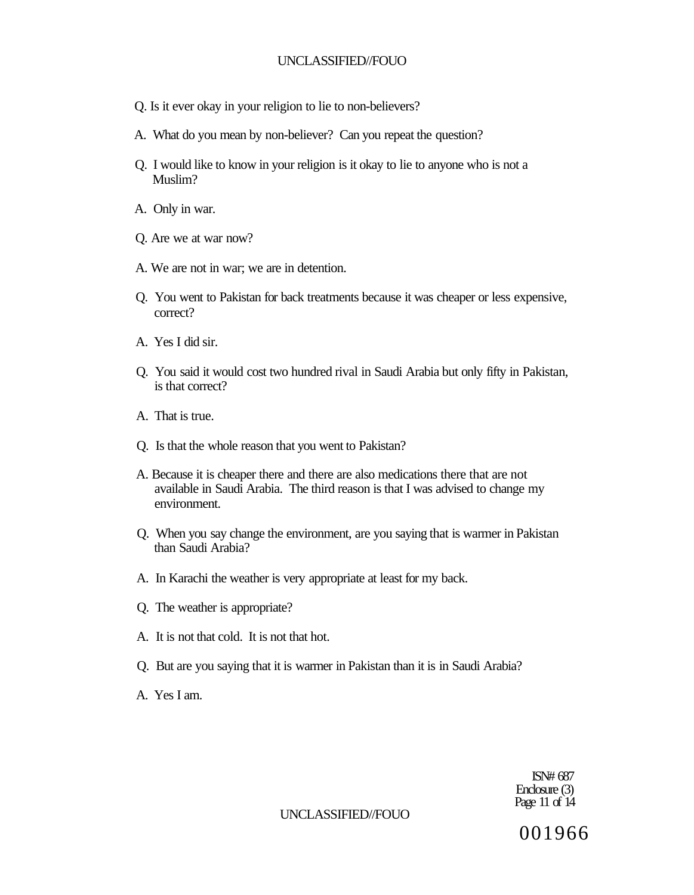Q. Is it ever okay in your religion to lie to non-believers?

A. What do you mean by non-believer? Can you repeat the question?

Q. I would like to know in your religion is it okay to lie to anyone who is not a Muslim?

A. Only in war.

Q. Are we at war now?

A. We are not in war; we are in detention.

Q. You went to Pakistan for back treatments because it was cheaper or less expensive, correct?

A. Yes I did sir.

Q. You said it would cost two hundred rival in Saudi Arabia but only fifty in Pakistan, is that correct?

A. That is true.

Q. Is that the whole reason that you went to Pakistan?

A. Because it is cheaper there and there are also medications there that are not available in Saudi Arabia. The third reason is that I was advised to change my environment.

Q. When you say change the environment, are you saying that is warmer in Pakistan than Saudi Arabia?

A. In Karachi the weather is very appropriate at least for my back.

Q. The weather is appropriate?

A. It is not that cold. It is not that hot.

Q. But are you saying that it is warmer in Pakistan than it is in Saudi Arabia?

A. Yes I am.

ISN# 687
Enclosure (3)

001966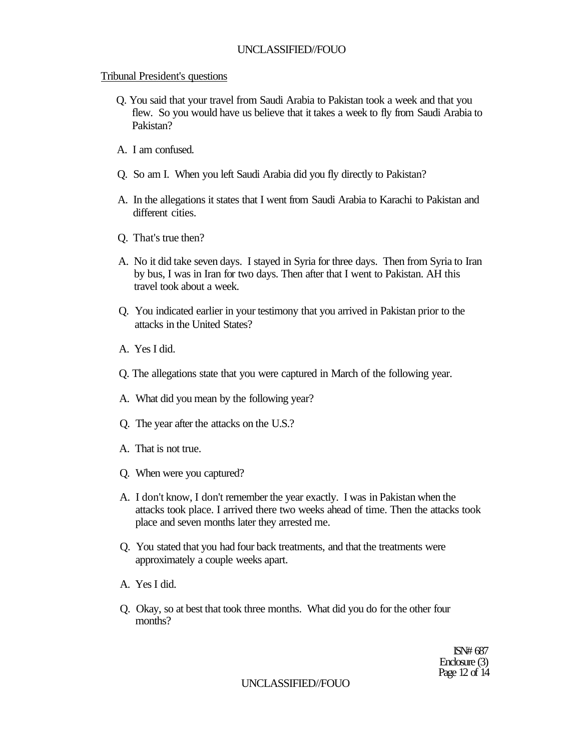Tribunal President's questions

Q. You said that your travel from Saudi Arabia to Pakistan took a week and that you flew. So you would have us believe that it takes a week to fly from Saudi Arabia to Pakistan?

A. I am confused.

Q. So am I. When you left Saudi Arabia did you fly directly to Pakistan?

A. In the allegations it states that I went from Saudi Arabia to Karachi to Pakistan and different cities.

Q. That's true then?

A. No it did take seven days. I stayed in Syria for three days. Then from Syria to Iran by bus, I was in Iran for two days. Then after that I went to Pakistan. AH this travel took about a week.

Q. You indicated earlier in your testimony that you arrived in Pakistan prior to the attacks in the United States?

A. Yes I did.

Q. The allegations state that you were captured in March of the following year.

A. What did you mean by the following year?

Q. The year after the attacks on the U.S.?

A. That is not true.

Q. When were you captured?

A. I don't know, I don't remember the year exactly. I was in Pakistan when the attacks took place. I arrived there two weeks ahead of time. Then the attacks took place and seven months later they arrested me.

Q. You stated that you had four back treatments, and that the treatments were approximately a couple weeks apart.

A. Yes I did.

Q. Okay, so at best that took three months. What did you do for the other four months?

ISN# 687
Enclosure (3)
Page 12 of 14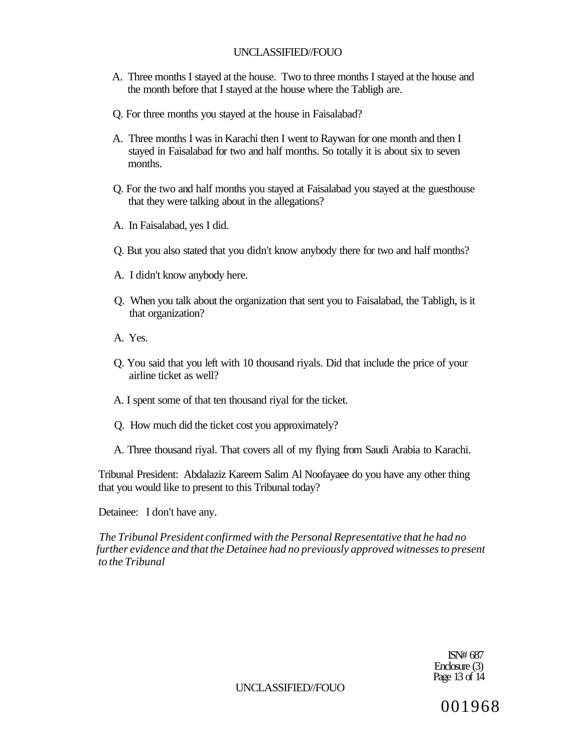A. Three months I stayed at the house. Two to three months I stayed at the house and the month before that I stayed at the house where the Tabligh are.

Q. For three months you stayed at the house in Faisalabad?

A. Three months I was in Karachi then I went to Raywan for one month and then I stayed in Faisalabad for two and half months. So totally it is about six to seven months.

Q. For the two and half months you stayed at Faisalabad you stayed at the guesthouse that they were talking about in the allegations?

A. In Faisalabad, yes I did.

Q. But you also stated that you didn't know anybody there for two and half months?

A. I didn't know anybody here.

Q. When you talk about the organization that sent you to Faisalabad, the Tabligh, is it that organization?

A. Yes.

Q. You said that you left with 10 thousand riyals. Did that include the price of your airline ticket as well?

A. I spent some of that ten thousand riyal for the ticket.

Q. How much did the ticket cost you approximately?

A. Three thousand riyal. That covers all of my flying from Saudi Arabia to Karachi.

Tribunal President: Abdalaziz Kareem Salim Al Noofayaee do you have any other thing that you would like to present to this Tribunal today?

Detainee: I don't have any.

*The Tribunal President confirmed with the Personal Representative that he had no further evidence and that the Detainee had no previously approved witnesses to present to the Tribunal*

ISN# 687
Enclosure (3)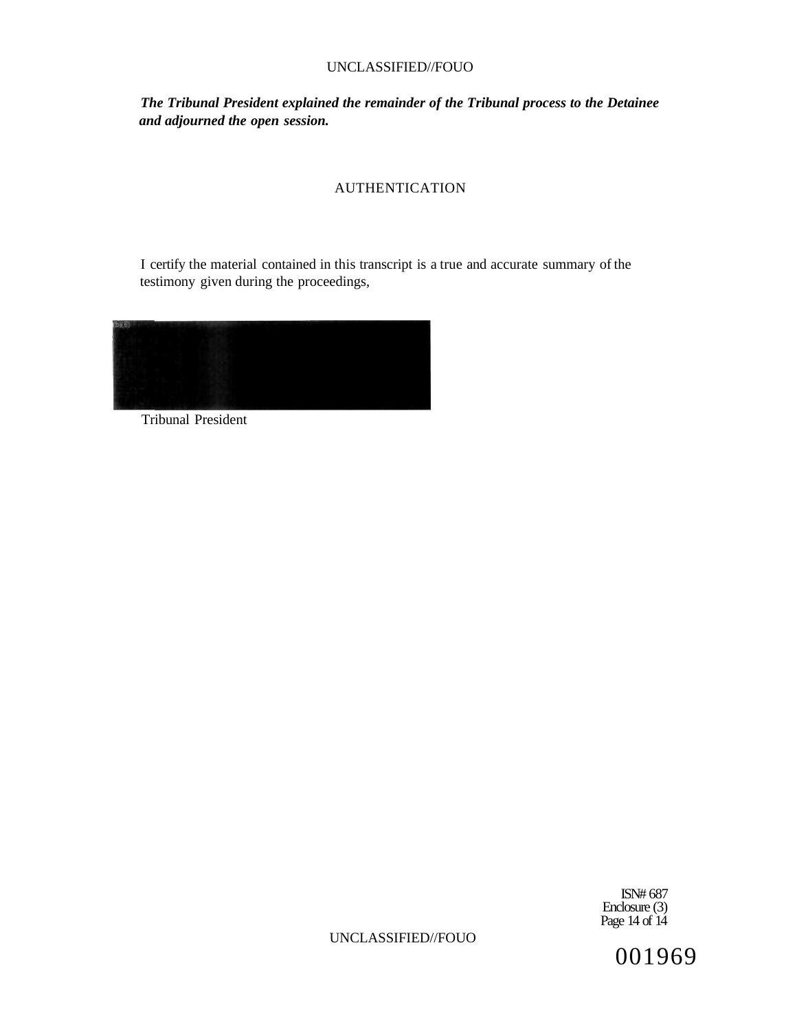*The Tribunal President explained the remainder of the Tribunal process to the Detainee and adjourned the open session.*

## AUTHENTICATION

I certify the material contained in this transcript is a true and accurate summary of the testimony given during the proceedings,

Tribunal President

ISN# 687
Enclosure (3)
Page 14 of 14

001969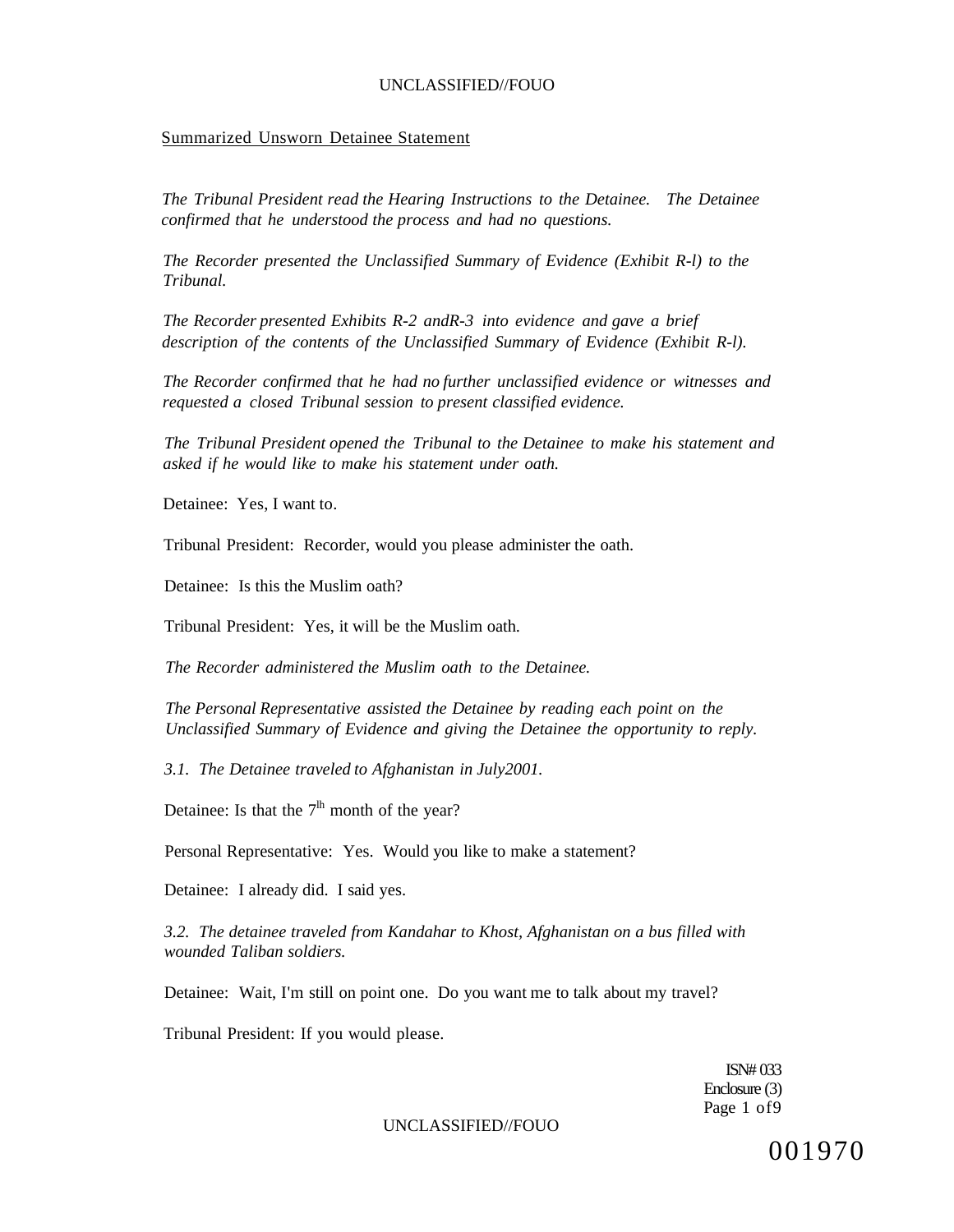Summarized Unsworn Detainee Statement

*The Tribunal President read the Hearing Instructions to the Detainee. The Detainee confirmed that he understood the process and had no questions.*

*The Recorder presented the Unclassified Summary of Evidence (Exhibit R-l) to the Tribunal.*

*The Recorder presented Exhibits R-2 andR-3 into evidence and gave a brief description of the contents of the Unclassified Summary of Evidence (Exhibit R-l).*

*The Recorder confirmed that he had no further unclassified evidence or witnesses and requested a closed Tribunal session to present classified evidence.*

*The Tribunal President opened the Tribunal to the Detainee to make his statement and asked if he would like to make his statement under oath.*

Detainee: Yes, I want to.

Tribunal President: Recorder, would you please administer the oath.

Detainee: Is this the Muslim oath?

Tribunal President: Yes, it will be the Muslim oath.

*The Recorder administered the Muslim oath to the Detainee.*

*The Personal Representative assisted the Detainee by reading each point on the Unclassified Summary of Evidence and giving the Detainee the opportunity to reply.*

*3.1. The Detainee traveled to Afghanistan in July2001.*

Detainee: Is that the 7[th] month of the year?

Personal Representative: Yes. Would you like to make a statement?

Detainee: I already did. I said yes.

*3.2. The detainee traveled from Kandahar to Khost, Afghanistan on a bus filled with wounded Taliban soldiers.*

Detainee: Wait, I'm still on point one. Do you want me to talk about my travel?

Tribunal President: If you would please.

ISN# 033
Enclosure (3)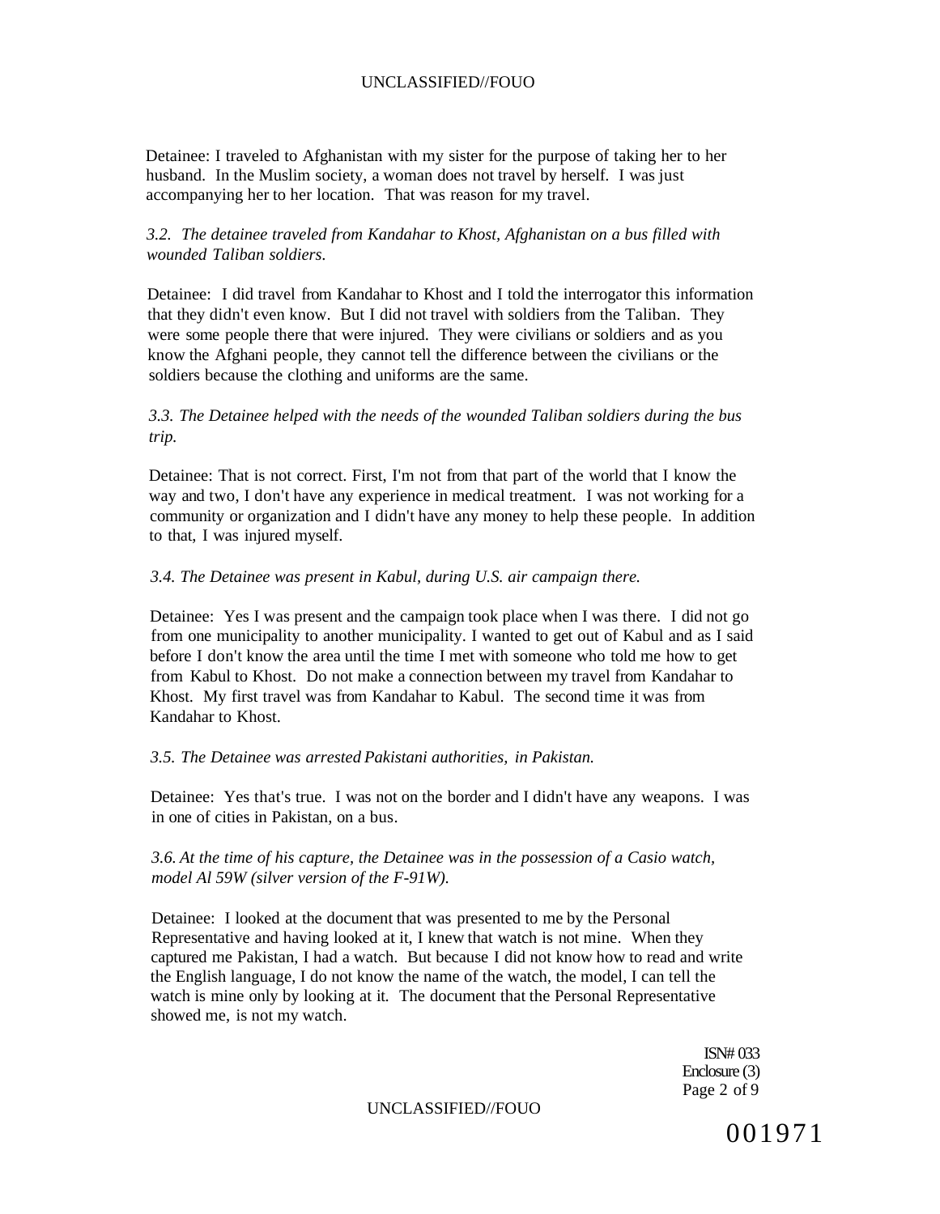Detainee: I traveled to Afghanistan with my sister for the purpose of taking her to her husband. In the Muslim society, a woman does not travel by herself. I was just accompanying her to her location. That was reason for my travel.

*3.2. The detainee traveled from Kandahar to Khost, Afghanistan on a bus filled with wounded Taliban soldiers.*

Detainee: I did travel from Kandahar to Khost and I told the interrogator this information that they didn't even know. But I did not travel with soldiers from the Taliban. They were some people there that were injured. They were civilians or soldiers and as you know the Afghani people, they cannot tell the difference between the civilians or the soldiers because the clothing and uniforms are the same.

*3.3. The Detainee helped with the needs of the wounded Taliban soldiers during the bus trip.*

Detainee: That is not correct. First, I'm not from that part of the world that I know the way and two, I don't have any experience in medical treatment. I was not working for a community or organization and I didn't have any money to help these people. In addition to that, I was injured myself.

*3.4. The Detainee was present in Kabul, during U.S. air campaign there.*

Detainee: Yes I was present and the campaign took place when I was there. I did not go from one municipality to another municipality. I wanted to get out of Kabul and as I said before I don't know the area until the time I met with someone who told me how to get from Kabul to Khost. Do not make a connection between my travel from Kandahar to Khost. My first travel was from Kandahar to Kabul. The second time it was from Kandahar to Khost.

*3.5. The Detainee was arrested Pakistani authorities, in Pakistan.*

Detainee: Yes that's true. I was not on the border and I didn't have any weapons. I was in one of cities in Pakistan, on a bus.

*3.6. At the time of his capture, the Detainee was in the possession of a Casio watch, model Al 59W (silver version of the F-91W).*

Detainee: I looked at the document that was presented to me by the Personal Representative and having looked at it, I knew that watch is not mine. When they captured me Pakistan, I had a watch. But because I did not know how to read and write the English language, I do not know the name of the watch, the model, I can tell the watch is mine only by looking at it. The document that the Personal Representative showed me, is not my watch.

ISN# 033
Enclosure (3)

001971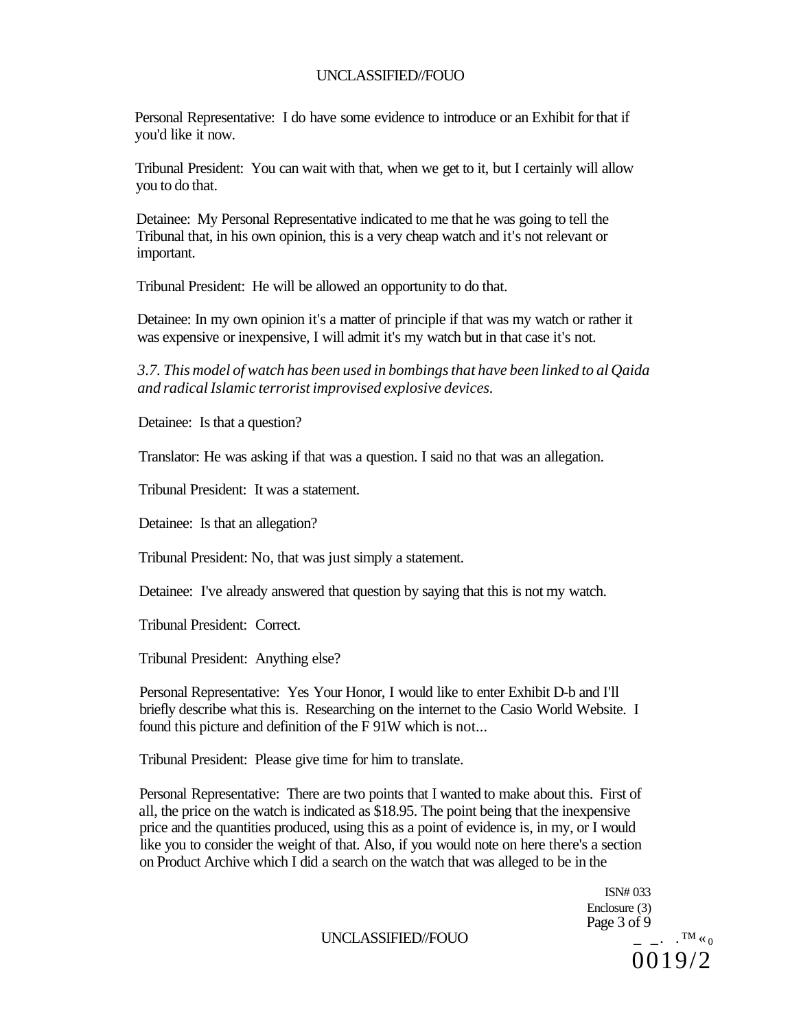Personal Representative: I do have some evidence to introduce or an Exhibit for that if you'd like it now.

Tribunal President: You can wait with that, when we get to it, but I certainly will allow you to do that.

Detainee: My Personal Representative indicated to me that he was going to tell the Tribunal that, in his own opinion, this is a very cheap watch and it's not relevant or important.

Tribunal President: He will be allowed an opportunity to do that.

Detainee: In my own opinion it's a matter of principle if that was my watch or rather it was expensive or inexpensive, I will admit it's my watch but in that case it's not.

*3.7. This model of watch has been used in bombings that have been linked to al Qaida and radical Islamic terrorist improvised explosive devices.*

Detainee: Is that a question?

Translator: He was asking if that was a question. I said no that was an allegation.

Tribunal President: It was a statement.

Detainee: Is that an allegation?

Tribunal President: No, that was just simply a statement.

Detainee: I've already answered that question by saying that this is not my watch.

Tribunal President: Correct.

Tribunal President: Anything else?

Personal Representative: Yes Your Honor, I would like to enter Exhibit D-b and I'll briefly describe what this is. Researching on the internet to the Casio World Website. I found this picture and definition of the F 91W which is not...

Tribunal President: Please give time for him to translate.

Personal Representative: There are two points that I wanted to make about this. First of all, the price on the watch is indicated as $18.95. The point being that the inexpensive price and the quantities produced, using this as a point of evidence is, in my, or I would like you to consider the weight of that. Also, if you would note on here there's a section on Product Archive which I did a search on the watch that was alleged to be in the

ISN# 033
Enclosure (3)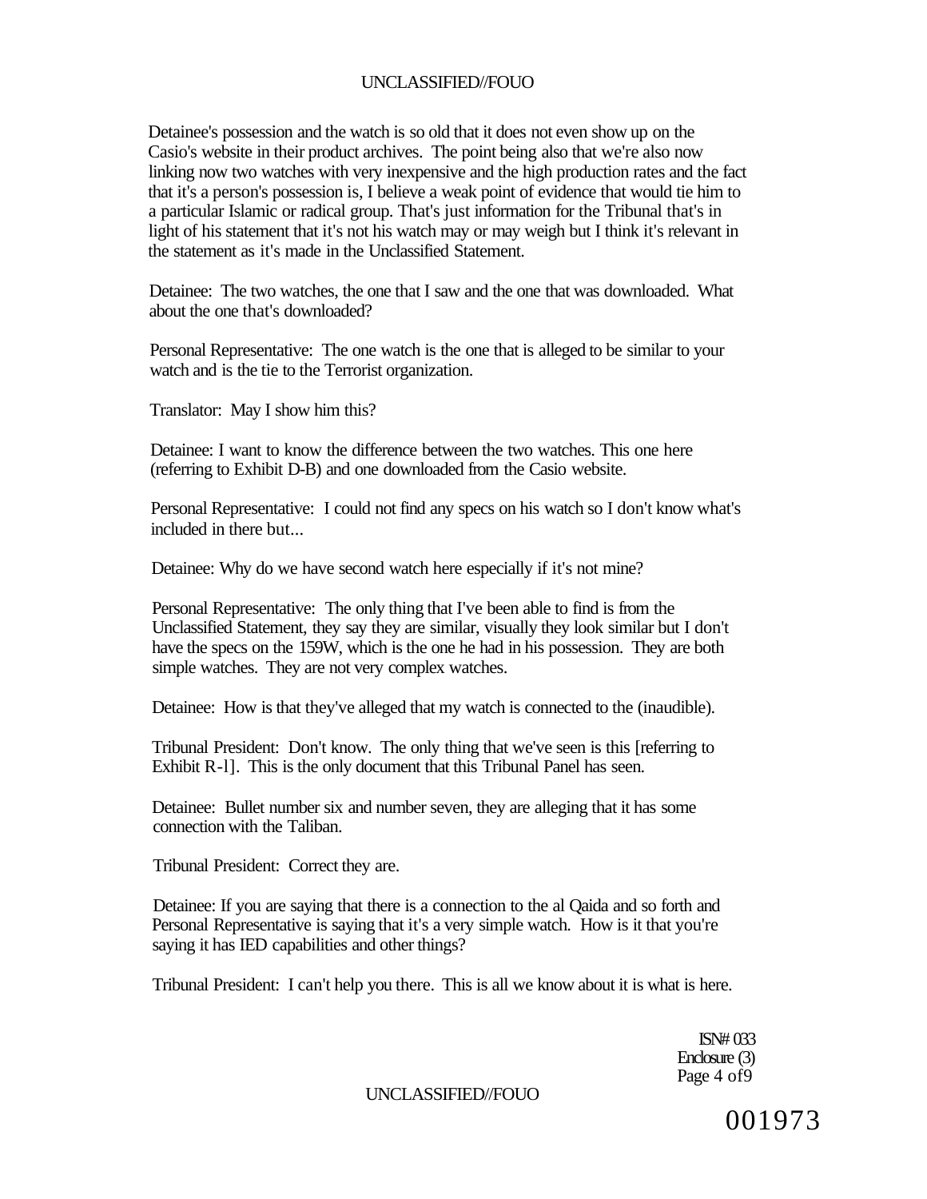Detainee's possession and the watch is so old that it does not even show up on the Casio's website in their product archives. The point being also that we're also now linking now two watches with very inexpensive and the high production rates and the fact that it's a person's possession is, I believe a weak point of evidence that would tie him to a particular Islamic or radical group. That's just information for the Tribunal that's in light of his statement that it's not his watch may or may weigh but I think it's relevant in the statement as it's made in the Unclassified Statement.

Detainee: The two watches, the one that I saw and the one that was downloaded. What about the one that's downloaded?

Personal Representative: The one watch is the one that is alleged to be similar to your watch and is the tie to the Terrorist organization.

Translator: May I show him this?

Detainee: I want to know the difference between the two watches. This one here (referring to Exhibit D-B) and one downloaded from the Casio website.

Personal Representative: I could not find any specs on his watch so I don't know what's included in there but...

Detainee: Why do we have second watch here especially if it's not mine?

Personal Representative: The only thing that I've been able to find is from the Unclassified Statement, they say they are similar, visually they look similar but I don't have the specs on the 159W, which is the one he had in his possession. They are both simple watches. They are not very complex watches.

Detainee: How is that they've alleged that my watch is connected to the (inaudible).

Tribunal President: Don't know. The only thing that we've seen is this [referring to Exhibit R-l]. This is the only document that this Tribunal Panel has seen.

Detainee: Bullet number six and number seven, they are alleging that it has some connection with the Taliban.

Tribunal President: Correct they are.

Detainee: If you are saying that there is a connection to the al Qaida and so forth and Personal Representative is saying that it's a very simple watch. How is it that you're saying it has IED capabilities and other things?

Tribunal President: I can't help you there. This is all we know about it is what is here.

ISN# 033
Enclosure (3)
Page 4 of 9

001973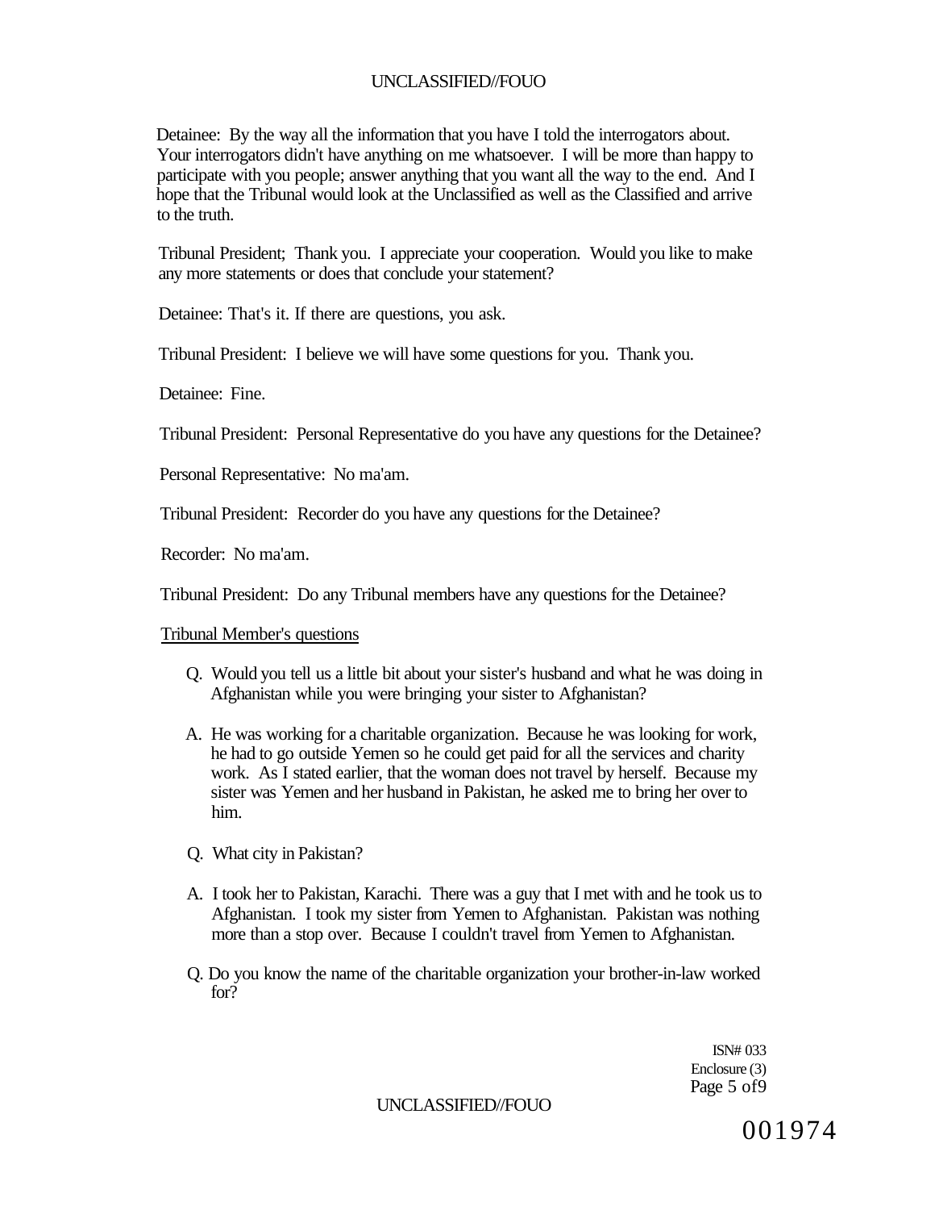Detainee: By the way all the information that you have I told the interrogators about. Your interrogators didn't have anything on me whatsoever. I will be more than happy to participate with you people; answer anything that you want all the way to the end. And I hope that the Tribunal would look at the Unclassified as well as the Classified and arrive to the truth.

Tribunal President; Thank you. I appreciate your cooperation. Would you like to make any more statements or does that conclude your statement?

Detainee: That's it. If there are questions, you ask.

Tribunal President: I believe we will have some questions for you. Thank you.

Detainee: Fine.

Tribunal President: Personal Representative do you have any questions for the Detainee?

Personal Representative: No ma'am.

Tribunal President: Recorder do you have any questions for the Detainee?

Recorder: No ma'am.

Tribunal President: Do any Tribunal members have any questions for the Detainee?

Tribunal Member's questions

Q. Would you tell us a little bit about your sister's husband and what he was doing in Afghanistan while you were bringing your sister to Afghanistan?

A. He was working for a charitable organization. Because he was looking for work, he had to go outside Yemen so he could get paid for all the services and charity work. As I stated earlier, that the woman does not travel by herself. Because my sister was Yemen and her husband in Pakistan, he asked me to bring her over to him.

Q. What city in Pakistan?

A. I took her to Pakistan, Karachi. There was a guy that I met with and he took us to Afghanistan. I took my sister from Yemen to Afghanistan. Pakistan was nothing more than a stop over. Because I couldn't travel from Yemen to Afghanistan.

Q. Do you know the name of the charitable organization your brother-in-law worked for?

ISN# 033
Enclosure (3)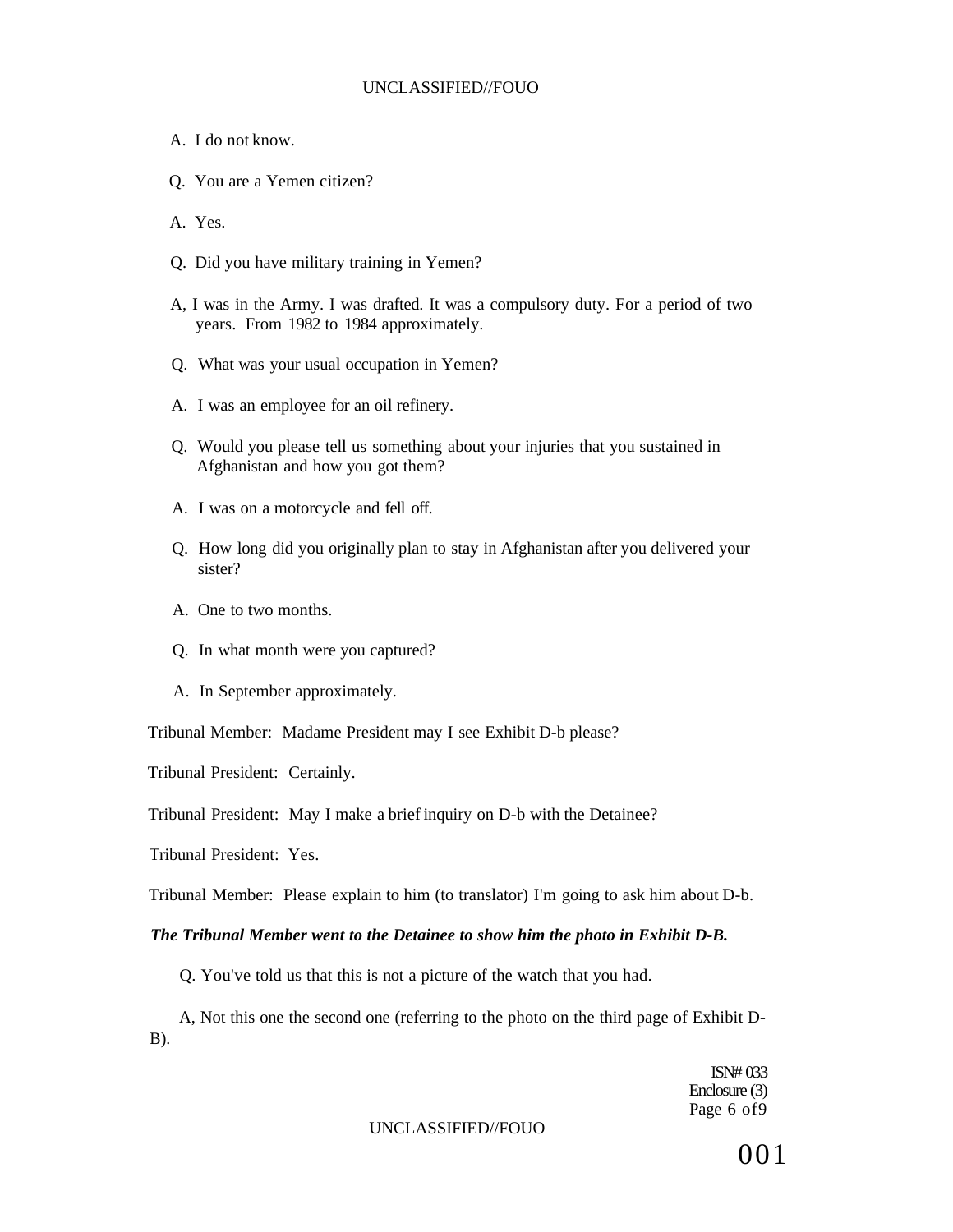A. I do not know.

Q. You are a Yemen citizen?

A. Yes.

Q. Did you have military training in Yemen?

A, I was in the Army. I was drafted. It was a compulsory duty. For a period of two years. From 1982 to 1984 approximately.

Q. What was your usual occupation in Yemen?

A. I was an employee for an oil refinery.

Q. Would you please tell us something about your injuries that you sustained in Afghanistan and how you got them?

A. I was on a motorcycle and fell off.

Q. How long did you originally plan to stay in Afghanistan after you delivered your sister?

A. One to two months.

Q. In what month were you captured?

A. In September approximately.

Tribunal Member: Madame President may I see Exhibit D-b please?

Tribunal President: Certainly.

Tribunal President: May I make a brief inquiry on D-b with the Detainee?

Tribunal President: Yes.

Tribunal Member: Please explain to him (to translator) I'm going to ask him about D-b.

***The Tribunal Member went to the Detainee to show him the photo in Exhibit D-B.***

Q. You've told us that this is not a picture of the watch that you had.

A, Not this one the second one (referring to the photo on the third page of Exhibit D-B).

ISN# 033
Enclosure (3)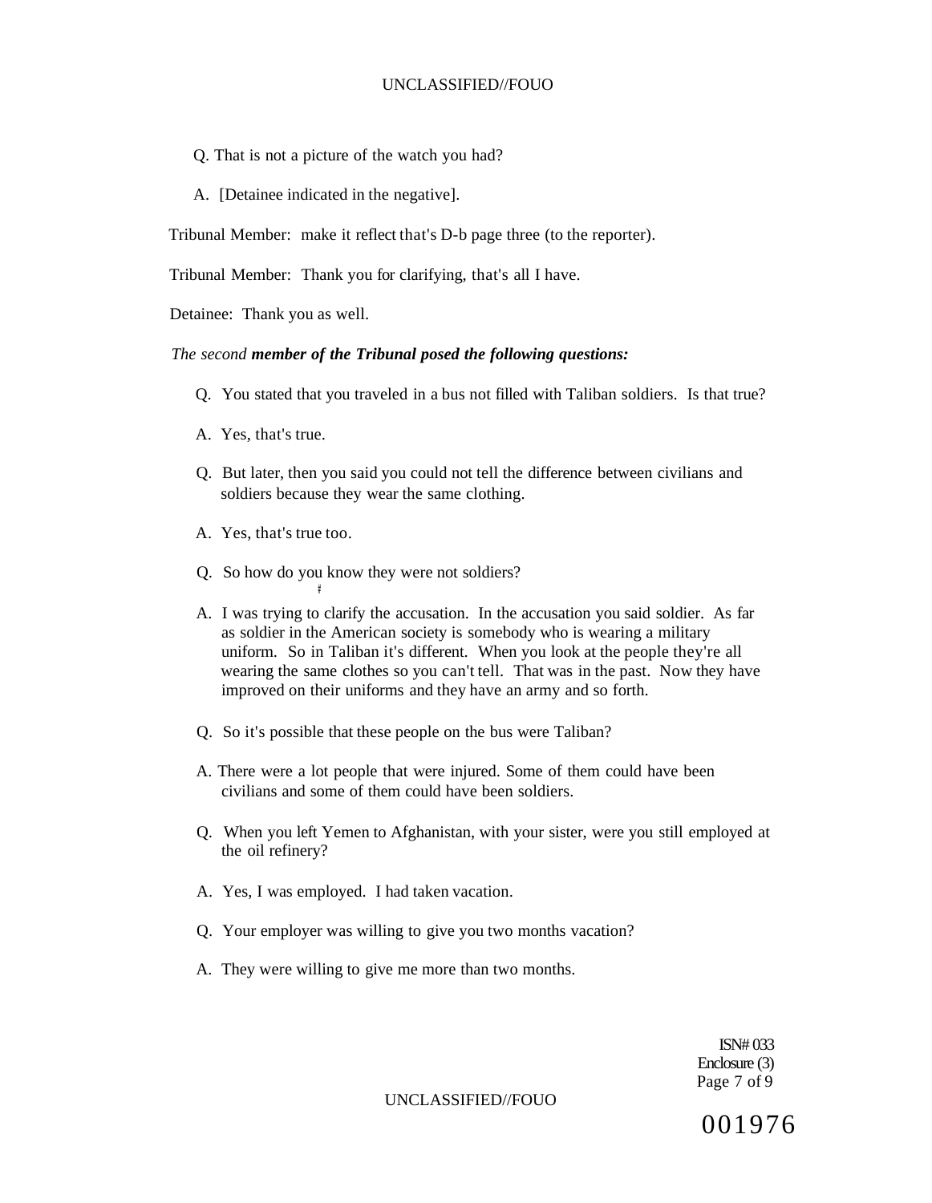Q. That is not a picture of the watch you had?

A. [Detainee indicated in the negative].

Tribunal Member: make it reflect that's D-b page three (to the reporter).

Tribunal Member: Thank you for clarifying, that's all I have.

Detainee: Thank you as well.

*The second* ***member of the Tribunal posed the following questions:***

Q. You stated that you traveled in a bus not filled with Taliban soldiers. Is that true?

A. Yes, that's true.

Q. But later, then you said you could not tell the difference between civilians and soldiers because they wear the same clothing.

A. Yes, that's true too.

Q. So how do you know they were not soldiers?

A. I was trying to clarify the accusation. In the accusation you said soldier. As far as soldier in the American society is somebody who is wearing a military uniform. So in Taliban it's different. When you look at the people they're all wearing the same clothes so you can't tell. That was in the past. Now they have improved on their uniforms and they have an army and so forth.

Q. So it's possible that these people on the bus were Taliban?

A. There were a lot people that were injured. Some of them could have been civilians and some of them could have been soldiers.

Q. When you left Yemen to Afghanistan, with your sister, were you still employed at the oil refinery?

A. Yes, I was employed. I had taken vacation.

Q. Your employer was willing to give you two months vacation?

A. They were willing to give me more than two months.

ISN# 033
Enclosure (3)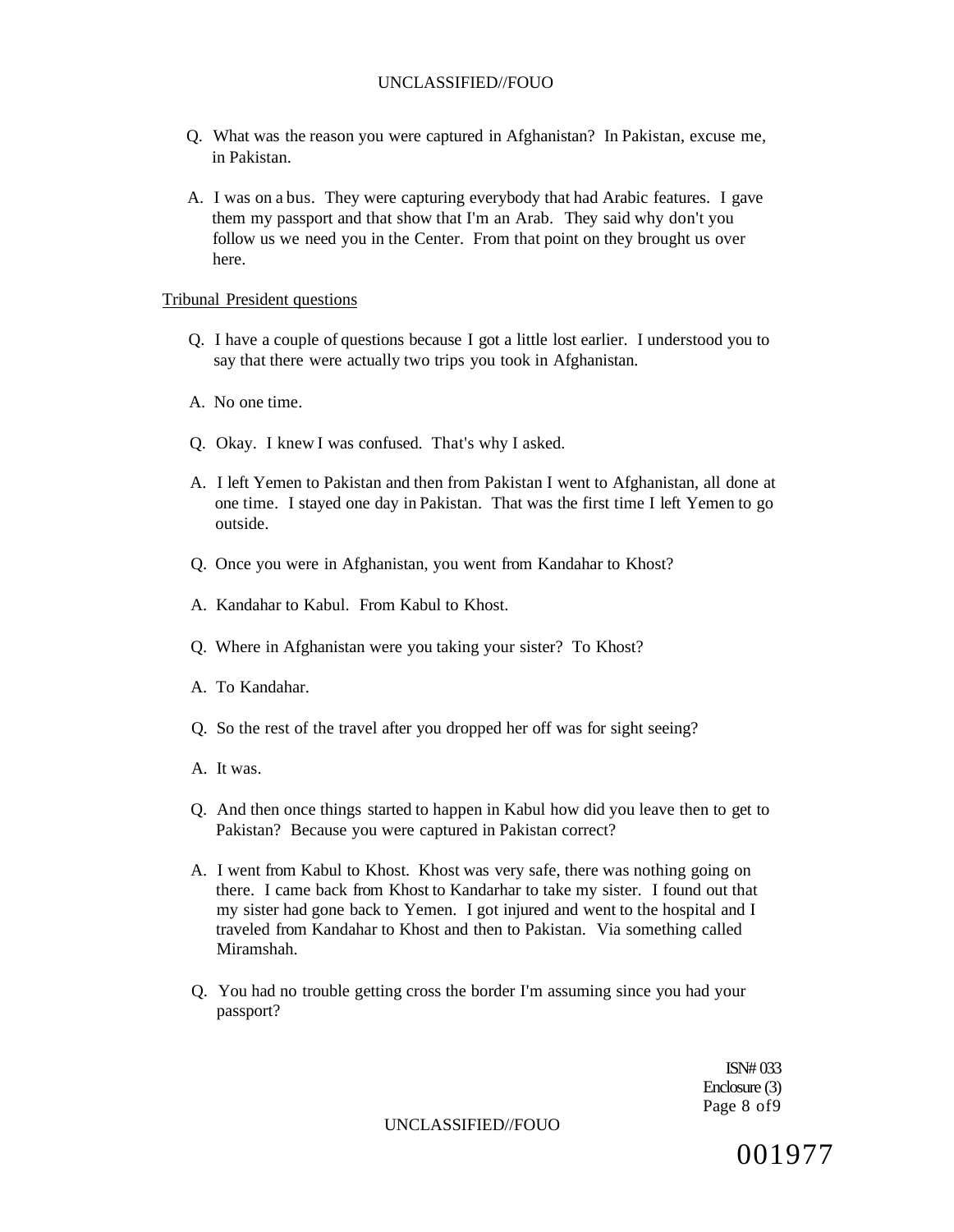Q. What was the reason you were captured in Afghanistan? In Pakistan, excuse me, in Pakistan.

A. I was on a bus. They were capturing everybody that had Arabic features. I gave them my passport and that show that I'm an Arab. They said why don't you follow us we need you in the Center. From that point on they brought us over here.

Tribunal President questions

Q. I have a couple of questions because I got a little lost earlier. I understood you to say that there were actually two trips you took in Afghanistan.

A. No one time.

Q. Okay. I knew I was confused. That's why I asked.

A. I left Yemen to Pakistan and then from Pakistan I went to Afghanistan, all done at one time. I stayed one day in Pakistan. That was the first time I left Yemen to go outside.

Q. Once you were in Afghanistan, you went from Kandahar to Khost?

A. Kandahar to Kabul. From Kabul to Khost.

Q. Where in Afghanistan were you taking your sister? To Khost?

A. To Kandahar.

Q. So the rest of the travel after you dropped her off was for sight seeing?

A. It was.

Q. And then once things started to happen in Kabul how did you leave then to get to Pakistan? Because you were captured in Pakistan correct?

A. I went from Kabul to Khost. Khost was very safe, there was nothing going on there. I came back from Khost to Kandarhar to take my sister. I found out that my sister had gone back to Yemen. I got injured and went to the hospital and I traveled from Kandahar to Khost and then to Pakistan. Via something called Miramshah.

Q. You had no trouble getting cross the border I'm assuming since you had your passport?

ISN# 033
Enclosure (3)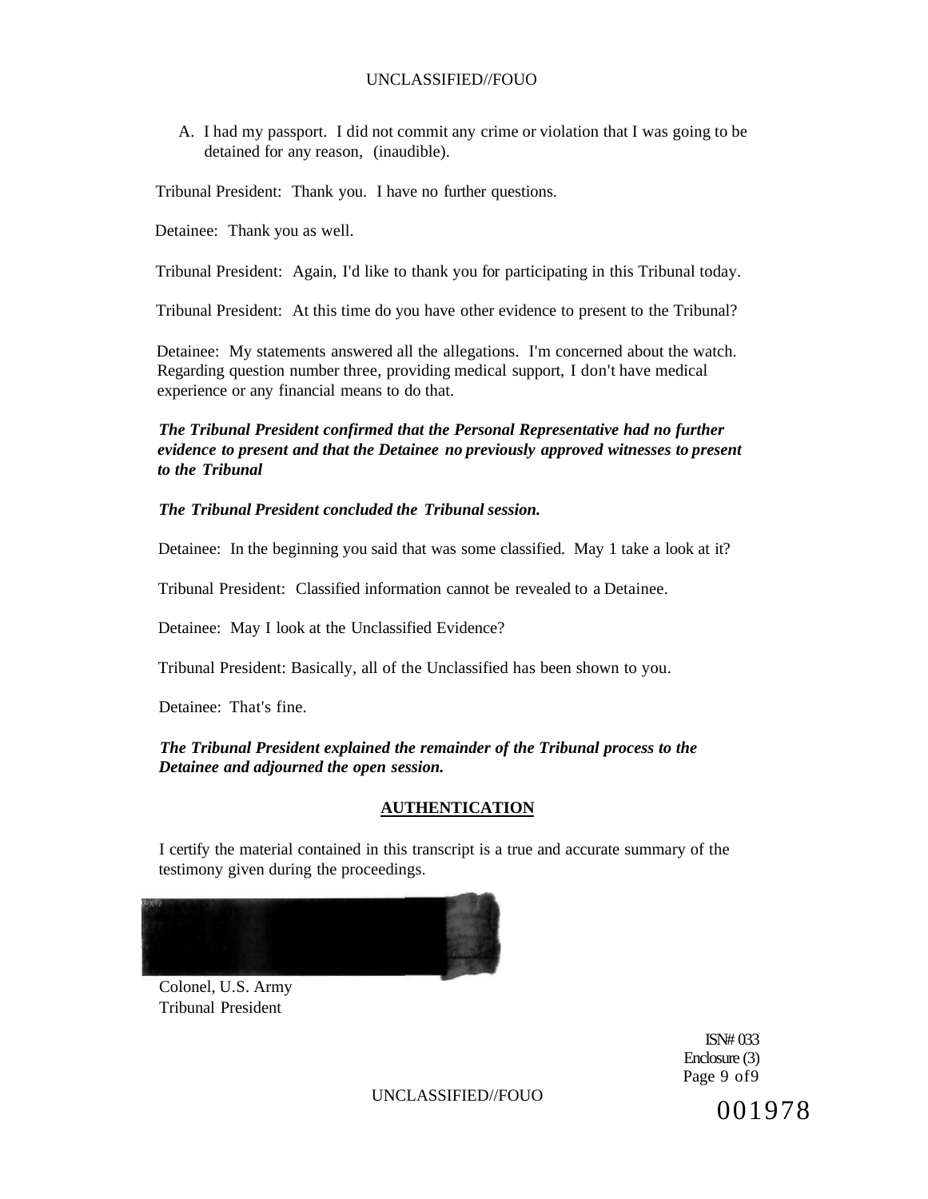A. I had my passport. I did not commit any crime or violation that I was going to be detained for any reason, (inaudible).

Tribunal President: Thank you. I have no further questions.

Detainee: Thank you as well.

Tribunal President: Again, I'd like to thank you for participating in this Tribunal today.

Tribunal President: At this time do you have other evidence to present to the Tribunal?

Detainee: My statements answered all the allegations. I'm concerned about the watch. Regarding question number three, providing medical support, I don't have medical experience or any financial means to do that.

***The Tribunal President confirmed that the Personal Representative had no further evidence to present and that the Detainee no previously approved witnesses to present to the Tribunal***

***The Tribunal President concluded the Tribunal session.***

Detainee: In the beginning you said that was some classified. May 1 take a look at it?

Tribunal President: Classified information cannot be revealed to a Detainee.

Detainee: May I look at the Unclassified Evidence?

Tribunal President: Basically, all of the Unclassified has been shown to you.

Detainee: That's fine.

***The Tribunal President explained the remainder of the Tribunal process to the Detainee and adjourned the open session.***

## AUTHENTICATION

I certify the material contained in this transcript is a true and accurate summary of the testimony given during the proceedings.

(b)(6)

Colonel, U.S. Army
Tribunal President

ISN# 033
Enclosure (3)
Page 9 of9

001978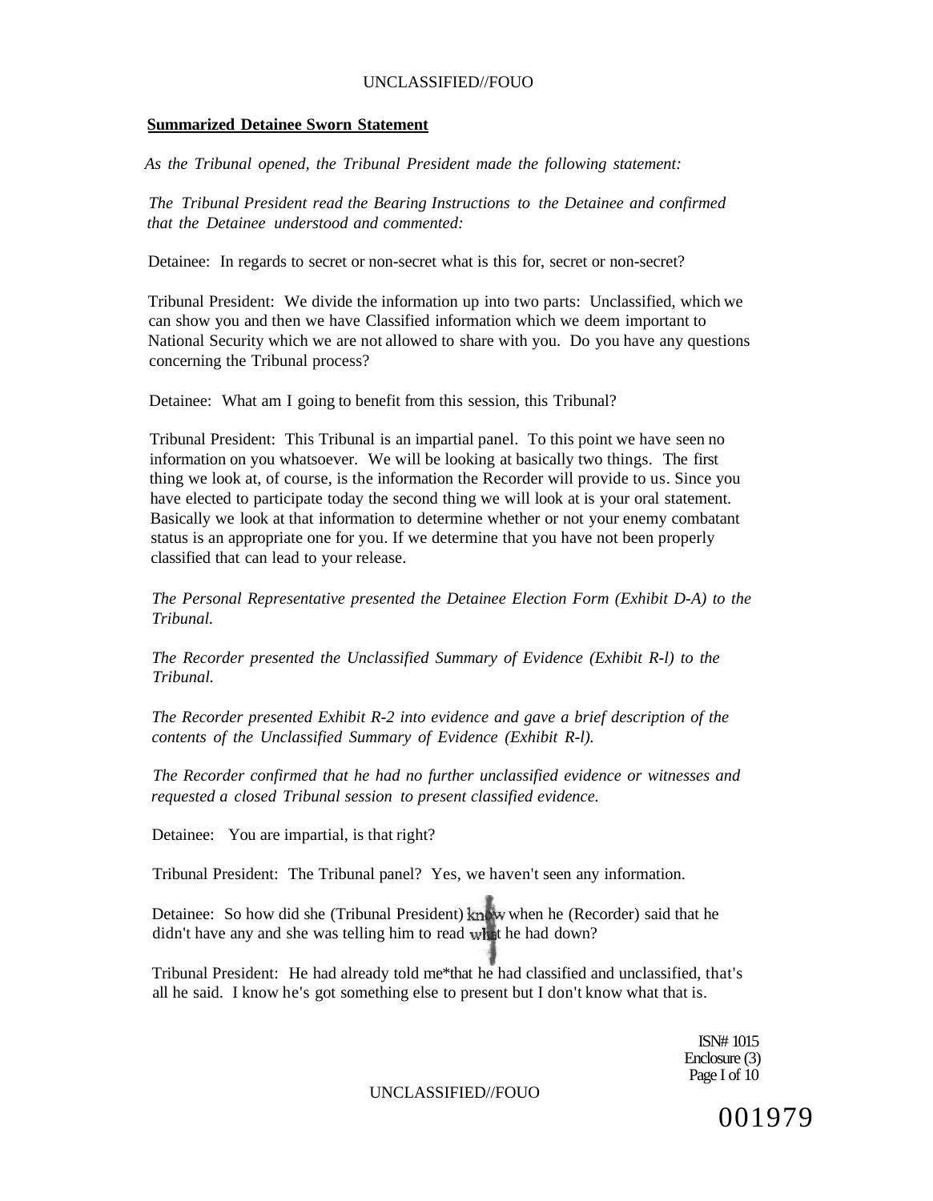**Summarized Detainee Sworn Statement**

*As the Tribunal opened, the Tribunal President made the following statement:*

*The Tribunal President read the Bearing Instructions to the Detainee and confirmed that the Detainee understood and commented:*

Detainee: In regards to secret or non-secret what is this for, secret or non-secret?

Tribunal President: We divide the information up into two parts: Unclassified, which we can show you and then we have Classified information which we deem important to National Security which we are not allowed to share with you. Do you have any questions concerning the Tribunal process?

Detainee: What am I going to benefit from this session, this Tribunal?

Tribunal President: This Tribunal is an impartial panel. To this point we have seen no information on you whatsoever. We will be looking at basically two things. The first thing we look at, of course, is the information the Recorder will provide to us. Since you have elected to participate today the second thing we will look at is your oral statement. Basically we look at that information to determine whether or not your enemy combatant status is an appropriate one for you. If we determine that you have not been properly classified that can lead to your release.

*The Personal Representative presented the Detainee Election Form (Exhibit D-A) to the Tribunal.*

*The Recorder presented the Unclassified Summary of Evidence (Exhibit R-l) to the Tribunal.*

*The Recorder presented Exhibit R-2 into evidence and gave a brief description of the contents of the Unclassified Summary of Evidence (Exhibit R-l).*

*The Recorder confirmed that he had no further unclassified evidence or witnesses and requested a closed Tribunal session to present classified evidence.*

Detainee: You are impartial, is that right?

Tribunal President: The Tribunal panel? Yes, we haven't seen any information.

Detainee: So how did she (Tribunal President) know when he (Recorder) said that he didn't have any and she was telling him to read what he had down?

Tribunal President: He had already told me*that he had classified and unclassified, that's all he said. I know he's got something else to present but I don't know what that is.

ISN# 1015
Enclosure (3)

001979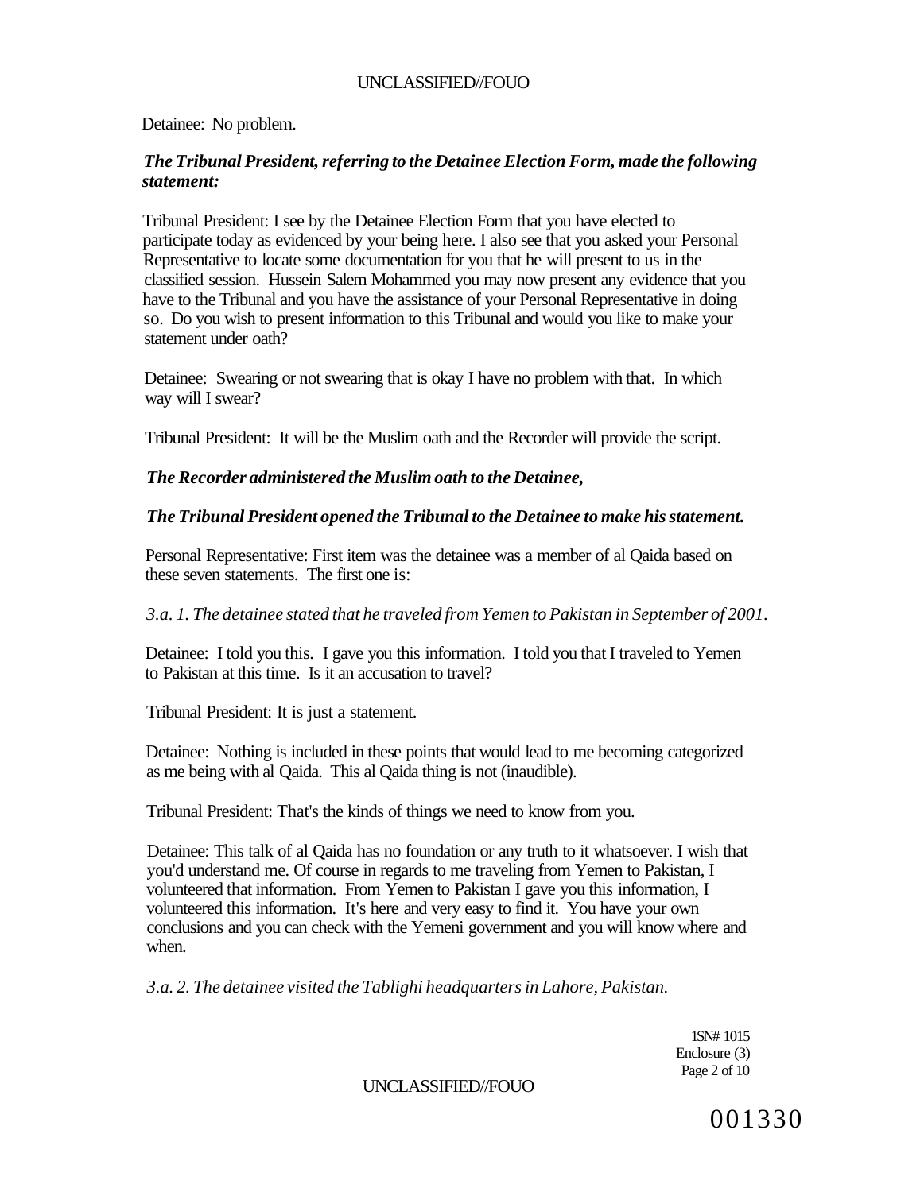Detainee: No problem.

***The Tribunal President, referring to the Detainee Election Form, made the following statement:***

Tribunal President: I see by the Detainee Election Form that you have elected to participate today as evidenced by your being here. I also see that you asked your Personal Representative to locate some documentation for you that he will present to us in the classified session. Hussein Salem Mohammed you may now present any evidence that you have to the Tribunal and you have the assistance of your Personal Representative in doing so. Do you wish to present information to this Tribunal and would you like to make your statement under oath?

Detainee: Swearing or not swearing that is okay I have no problem with that. In which way will I swear?

Tribunal President: It will be the Muslim oath and the Recorder will provide the script.

***The Recorder administered the Muslim oath to the Detainee,***

***The Tribunal President opened the Tribunal to the Detainee to make his statement.***

Personal Representative: First item was the detainee was a member of al Qaida based on these seven statements. The first one is:

*3.a. 1. The detainee stated that he traveled from Yemen to Pakistan in September of 2001.*

Detainee: I told you this. I gave you this information. I told you that I traveled to Yemen to Pakistan at this time. Is it an accusation to travel?

Tribunal President: It is just a statement.

Detainee: Nothing is included in these points that would lead to me becoming categorized as me being with al Qaida. This al Qaida thing is not (inaudible).

Tribunal President: That's the kinds of things we need to know from you.

Detainee: This talk of al Qaida has no foundation or any truth to it whatsoever. I wish that you'd understand me. Of course in regards to me traveling from Yemen to Pakistan, I volunteered that information. From Yemen to Pakistan I gave you this information, I volunteered this information. It's here and very easy to find it. You have your own conclusions and you can check with the Yemeni government and you will know where and when.

*3.a. 2. The detainee visited the Tablighi headquarters in Lahore, Pakistan.*

1SN# 1015
Enclosure (3)

001330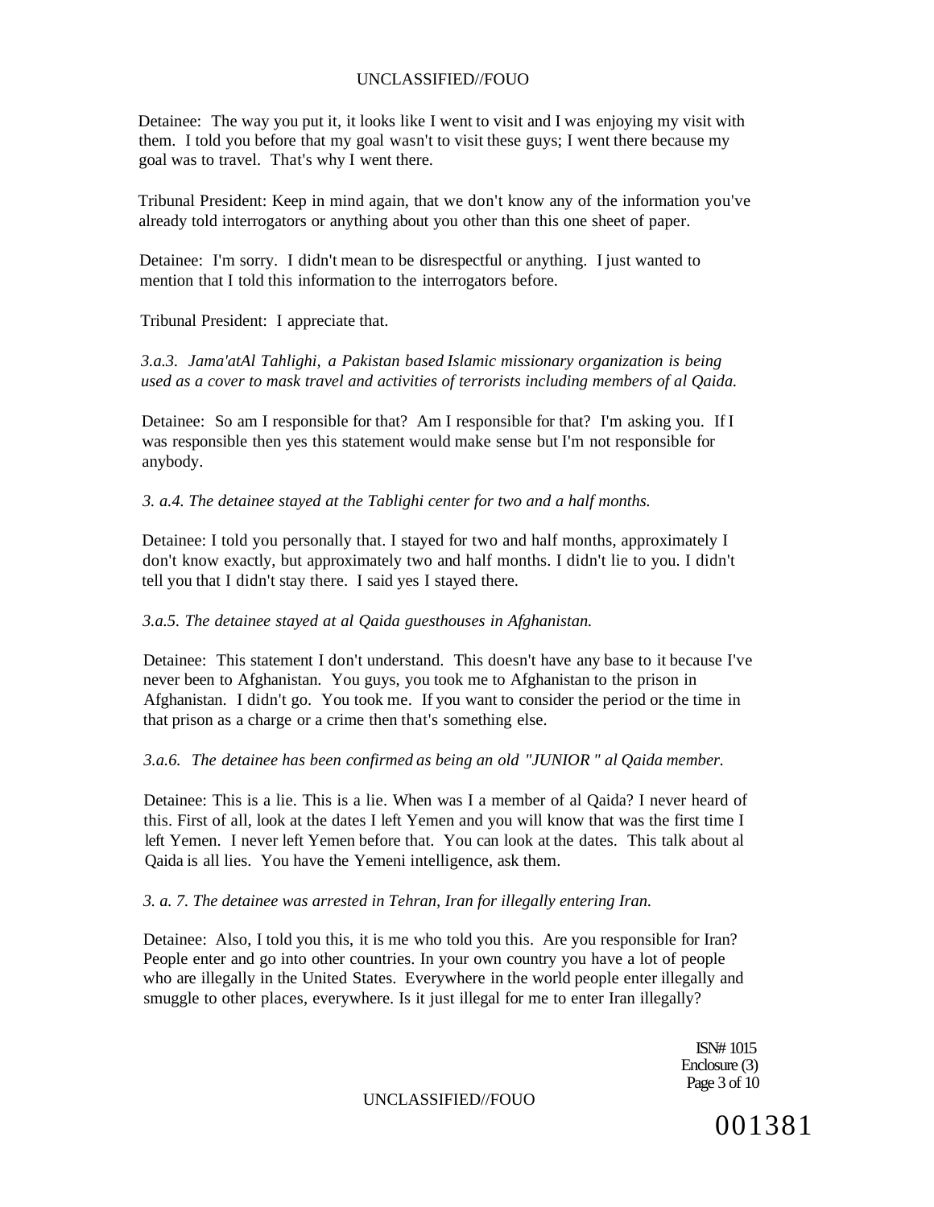Detainee: The way you put it, it looks like I went to visit and I was enjoying my visit with them. I told you before that my goal wasn't to visit these guys; I went there because my goal was to travel. That's why I went there.

Tribunal President: Keep in mind again, that we don't know any of the information you've already told interrogators or anything about you other than this one sheet of paper.

Detainee: I'm sorry. I didn't mean to be disrespectful or anything. I just wanted to mention that I told this information to the interrogators before.

Tribunal President: I appreciate that.

*3.a.3. Jama'atAl Tahlighi, a Pakistan based Islamic missionary organization is being used as a cover to mask travel and activities of terrorists including members of al Qaida.*

Detainee: So am I responsible for that? Am I responsible for that? I'm asking you. If I was responsible then yes this statement would make sense but I'm not responsible for anybody.

*3. a.4. The detainee stayed at the Tablighi center for two and a half months.*

Detainee: I told you personally that. I stayed for two and half months, approximately I don't know exactly, but approximately two and half months. I didn't lie to you. I didn't tell you that I didn't stay there. I said yes I stayed there.

*3.a.5. The detainee stayed at al Qaida guesthouses in Afghanistan.*

Detainee: This statement I don't understand. This doesn't have any base to it because I've never been to Afghanistan. You guys, you took me to Afghanistan to the prison in Afghanistan. I didn't go. You took me. If you want to consider the period or the time in that prison as a charge or a crime then that's something else.

*3.a.6. The detainee has been confirmed as being an old "JUNIOR " al Qaida member.*

Detainee: This is a lie. This is a lie. When was I a member of al Qaida? I never heard of this. First of all, look at the dates I left Yemen and you will know that was the first time I left Yemen. I never left Yemen before that. You can look at the dates. This talk about al Qaida is all lies. You have the Yemeni intelligence, ask them.

*3. a. 7. The detainee was arrested in Tehran, Iran for illegally entering Iran.*

Detainee: Also, I told you this, it is me who told you this. Are you responsible for Iran? People enter and go into other countries. In your own country you have a lot of people who are illegally in the United States. Everywhere in the world people enter illegally and smuggle to other places, everywhere. Is it just illegal for me to enter Iran illegally?

ISN# 1015
Enclosure (3)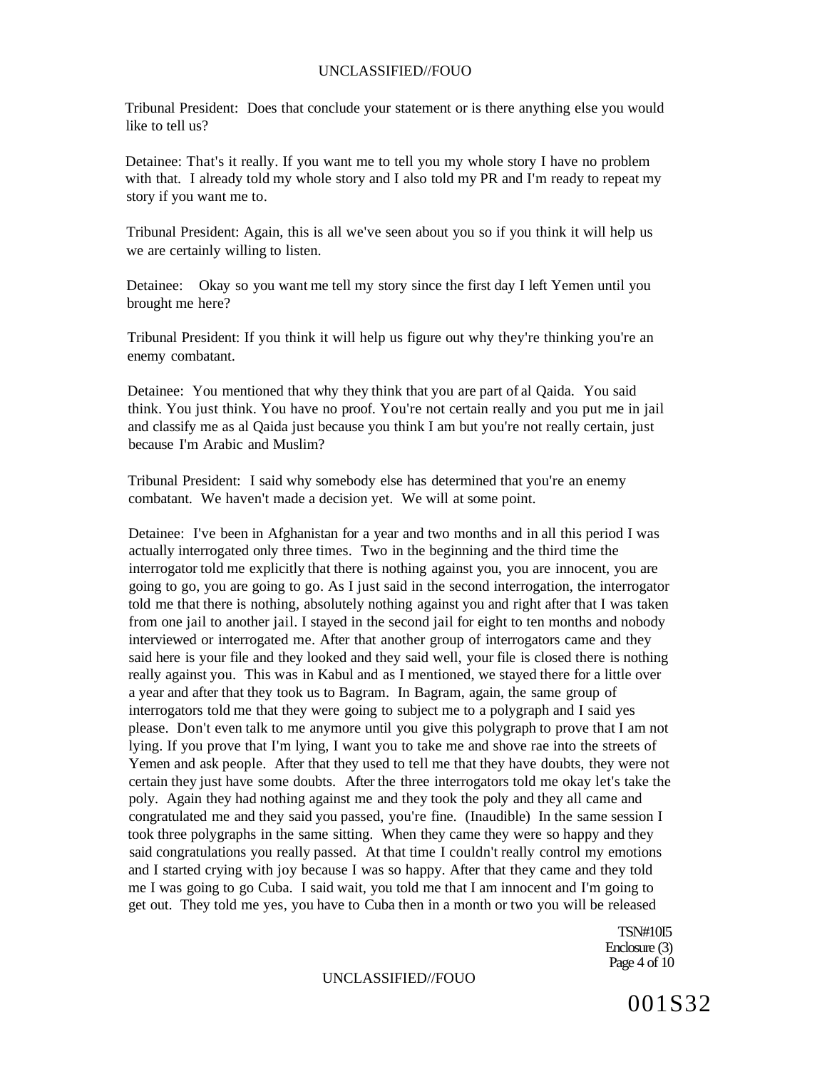Tribunal President: Does that conclude your statement or is there anything else you would like to tell us?

Detainee: That's it really. If you want me to tell you my whole story I have no problem with that. I already told my whole story and I also told my PR and I'm ready to repeat my story if you want me to.

Tribunal President: Again, this is all we've seen about you so if you think it will help us we are certainly willing to listen.

Detainee: Okay so you want me tell my story since the first day I left Yemen until you brought me here?

Tribunal President: If you think it will help us figure out why they're thinking you're an enemy combatant.

Detainee: You mentioned that why they think that you are part of al Qaida. You said think. You just think. You have no proof. You're not certain really and you put me in jail and classify me as al Qaida just because you think I am but you're not really certain, just because I'm Arabic and Muslim?

Tribunal President: I said why somebody else has determined that you're an enemy combatant. We haven't made a decision yet. We will at some point.

Detainee: I've been in Afghanistan for a year and two months and in all this period I was actually interrogated only three times. Two in the beginning and the third time the interrogator told me explicitly that there is nothing against you, you are innocent, you are going to go, you are going to go. As I just said in the second interrogation, the interrogator told me that there is nothing, absolutely nothing against you and right after that I was taken from one jail to another jail. I stayed in the second jail for eight to ten months and nobody interviewed or interrogated me. After that another group of interrogators came and they said here is your file and they looked and they said well, your file is closed there is nothing really against you. This was in Kabul and as I mentioned, we stayed there for a little over a year and after that they took us to Bagram. In Bagram, again, the same group of interrogators told me that they were going to subject me to a polygraph and I said yes please. Don't even talk to me anymore until you give this polygraph to prove that I am not lying. If you prove that I'm lying, I want you to take me and shove rae into the streets of Yemen and ask people. After that they used to tell me that they have doubts, they were not certain they just have some doubts. After the three interrogators told me okay let's take the poly. Again they had nothing against me and they took the poly and they all came and congratulated me and they said you passed, you're fine. (Inaudible) In the same session I took three polygraphs in the same sitting. When they came they were so happy and they said congratulations you really passed. At that time I couldn't really control my emotions and I started crying with joy because I was so happy. After that they came and they told me I was going to go Cuba. I said wait, you told me that I am innocent and I'm going to get out. They told me yes, you have to Cuba then in a month or two you will be released

TSN#10I5
Enclosure (3)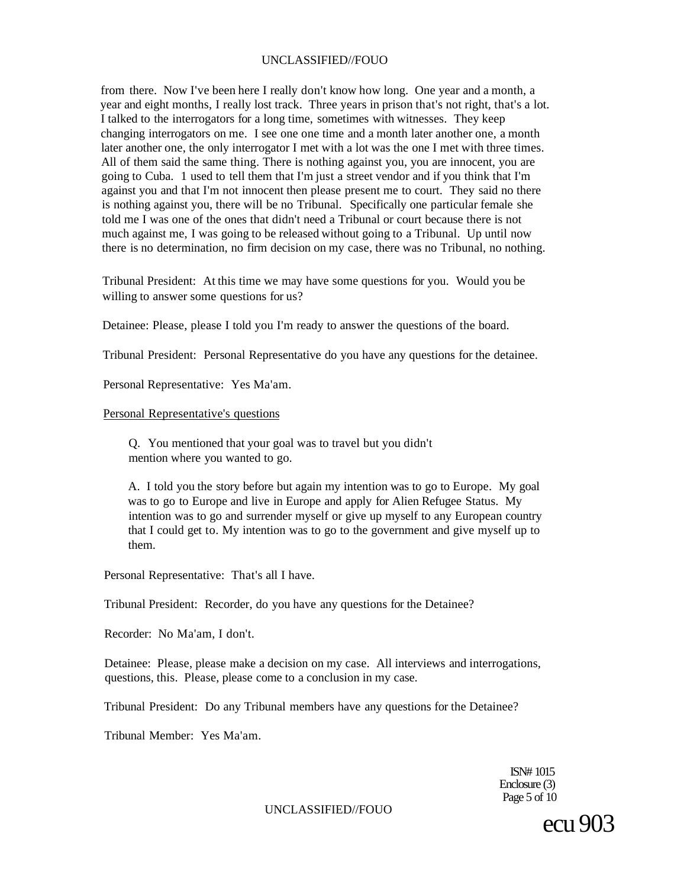from there. Now I've been here I really don't know how long. One year and a month, a year and eight months, I really lost track. Three years in prison that's not right, that's a lot. I talked to the interrogators for a long time, sometimes with witnesses. They keep changing interrogators on me. I see one one time and a month later another one, a month later another one, the only interrogator I met with a lot was the one I met with three times. All of them said the same thing. There is nothing against you, you are innocent, you are going to Cuba. 1 used to tell them that I'm just a street vendor and if you think that I'm against you and that I'm not innocent then please present me to court. They said no there is nothing against you, there will be no Tribunal. Specifically one particular female she told me I was one of the ones that didn't need a Tribunal or court because there is not much against me, I was going to be released without going to a Tribunal. Up until now there is no determination, no firm decision on my case, there was no Tribunal, no nothing.

Tribunal President: At this time we may have some questions for you. Would you be willing to answer some questions for us?

Detainee: Please, please I told you I'm ready to answer the questions of the board.

Tribunal President: Personal Representative do you have any questions for the detainee.

Personal Representative: Yes Ma'am.

Personal Representative's questions

> Q. You mentioned that your goal was to travel but you didn't mention where you wanted to go.
>
> A. I told you the story before but again my intention was to go to Europe. My goal was to go to Europe and live in Europe and apply for Alien Refugee Status. My intention was to go and surrender myself or give up myself to any European country that I could get to. My intention was to go to the government and give myself up to them.

Personal Representative: That's all I have.

Tribunal President: Recorder, do you have any questions for the Detainee?

Recorder: No Ma'am, I don't.

Detainee: Please, please make a decision on my case. All interviews and interrogations, questions, this. Please, please come to a conclusion in my case.

Tribunal President: Do any Tribunal members have any questions for the Detainee?

Tribunal Member: Yes Ma'am.

ISN# 1015
Enclosure (3)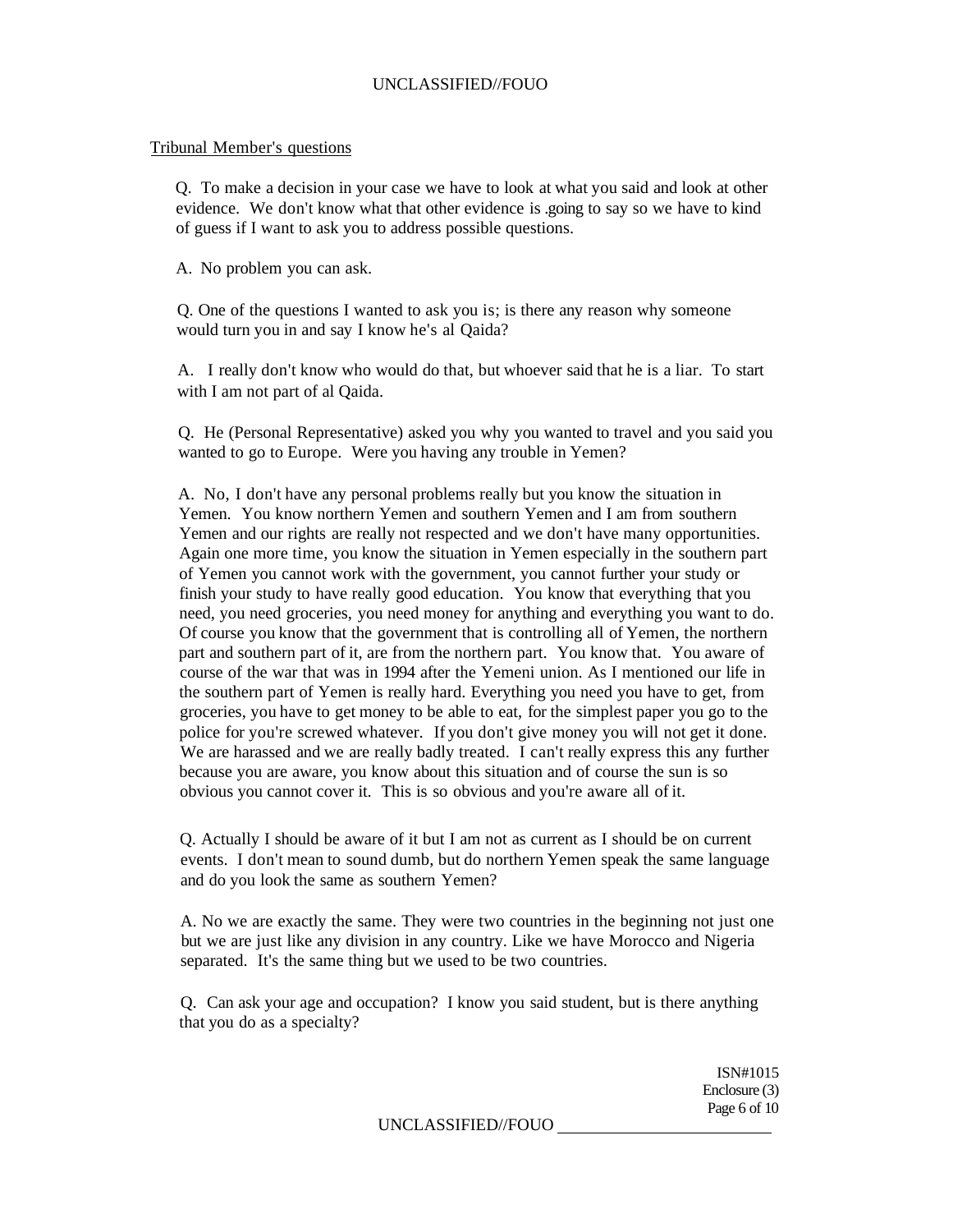Tribunal Member's questions

Q. To make a decision in your case we have to look at what you said and look at other evidence. We don't know what that other evidence is .going to say so we have to kind of guess if I want to ask you to address possible questions.

A. No problem you can ask.

Q. One of the questions I wanted to ask you is; is there any reason why someone would turn you in and say I know he's al Qaida?

A. I really don't know who would do that, but whoever said that he is a liar. To start with I am not part of al Qaida.

Q. He (Personal Representative) asked you why you wanted to travel and you said you wanted to go to Europe. Were you having any trouble in Yemen?

A. No, I don't have any personal problems really but you know the situation in Yemen. You know northern Yemen and southern Yemen and I am from southern Yemen and our rights are really not respected and we don't have many opportunities. Again one more time, you know the situation in Yemen especially in the southern part of Yemen you cannot work with the government, you cannot further your study or finish your study to have really good education. You know that everything that you need, you need groceries, you need money for anything and everything you want to do. Of course you know that the government that is controlling all of Yemen, the northern part and southern part of it, are from the northern part. You know that. You aware of course of the war that was in 1994 after the Yemeni union. As I mentioned our life in the southern part of Yemen is really hard. Everything you need you have to get, from groceries, you have to get money to be able to eat, for the simplest paper you go to the police for you're screwed whatever. If you don't give money you will not get it done. We are harassed and we are really badly treated. I can't really express this any further because you are aware, you know about this situation and of course the sun is so obvious you cannot cover it. This is so obvious and you're aware all of it.

Q. Actually I should be aware of it but I am not as current as I should be on current events. I don't mean to sound dumb, but do northern Yemen speak the same language and do you look the same as southern Yemen?

A. No we are exactly the same. They were two countries in the beginning not just one but we are just like any division in any country. Like we have Morocco and Nigeria separated. It's the same thing but we used to be two countries.

Q. Can ask your age and occupation? I know you said student, but is there anything that you do as a specialty?

ISN#1015
Enclosure (3)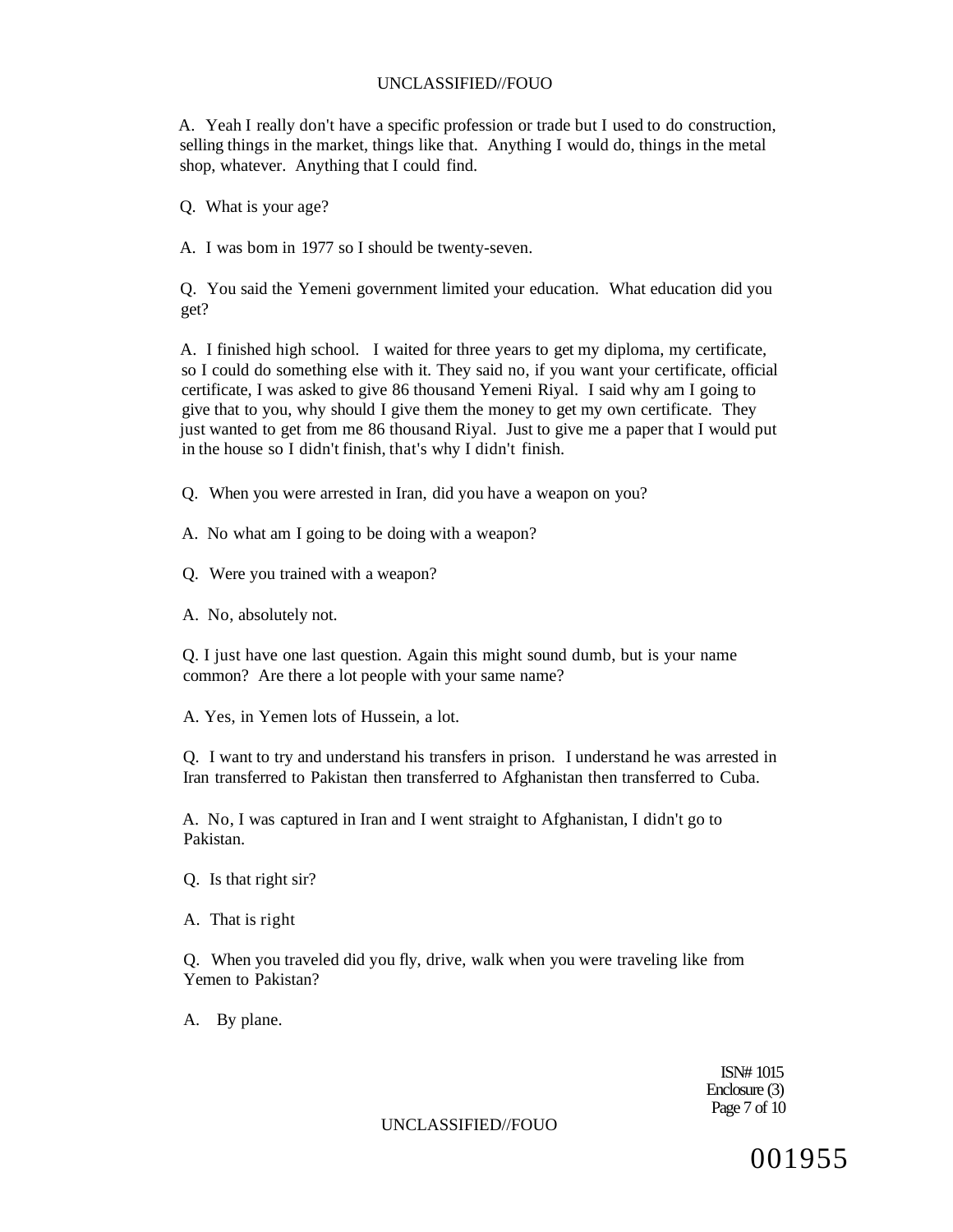A. Yeah I really don't have a specific profession or trade but I used to do construction, selling things in the market, things like that. Anything I would do, things in the metal shop, whatever. Anything that I could find.

Q. What is your age?

A. I was bom in 1977 so I should be twenty-seven.

Q. You said the Yemeni government limited your education. What education did you get?

A. I finished high school. I waited for three years to get my diploma, my certificate, so I could do something else with it. They said no, if you want your certificate, official certificate, I was asked to give 86 thousand Yemeni Riyal. I said why am I going to give that to you, why should I give them the money to get my own certificate. They just wanted to get from me 86 thousand Riyal. Just to give me a paper that I would put in the house so I didn't finish, that's why I didn't finish.

Q. When you were arrested in Iran, did you have a weapon on you?

A. No what am I going to be doing with a weapon?

Q. Were you trained with a weapon?

A. No, absolutely not.

Q. I just have one last question. Again this might sound dumb, but is your name common? Are there a lot people with your same name?

A. Yes, in Yemen lots of Hussein, a lot.

Q. I want to try and understand his transfers in prison. I understand he was arrested in Iran transferred to Pakistan then transferred to Afghanistan then transferred to Cuba.

A. No, I was captured in Iran and I went straight to Afghanistan, I didn't go to Pakistan.

Q. Is that right sir?

A. That is right

Q. When you traveled did you fly, drive, walk when you were traveling like from Yemen to Pakistan?

A. By plane.

ISN# 1015
Enclosure (3)

001955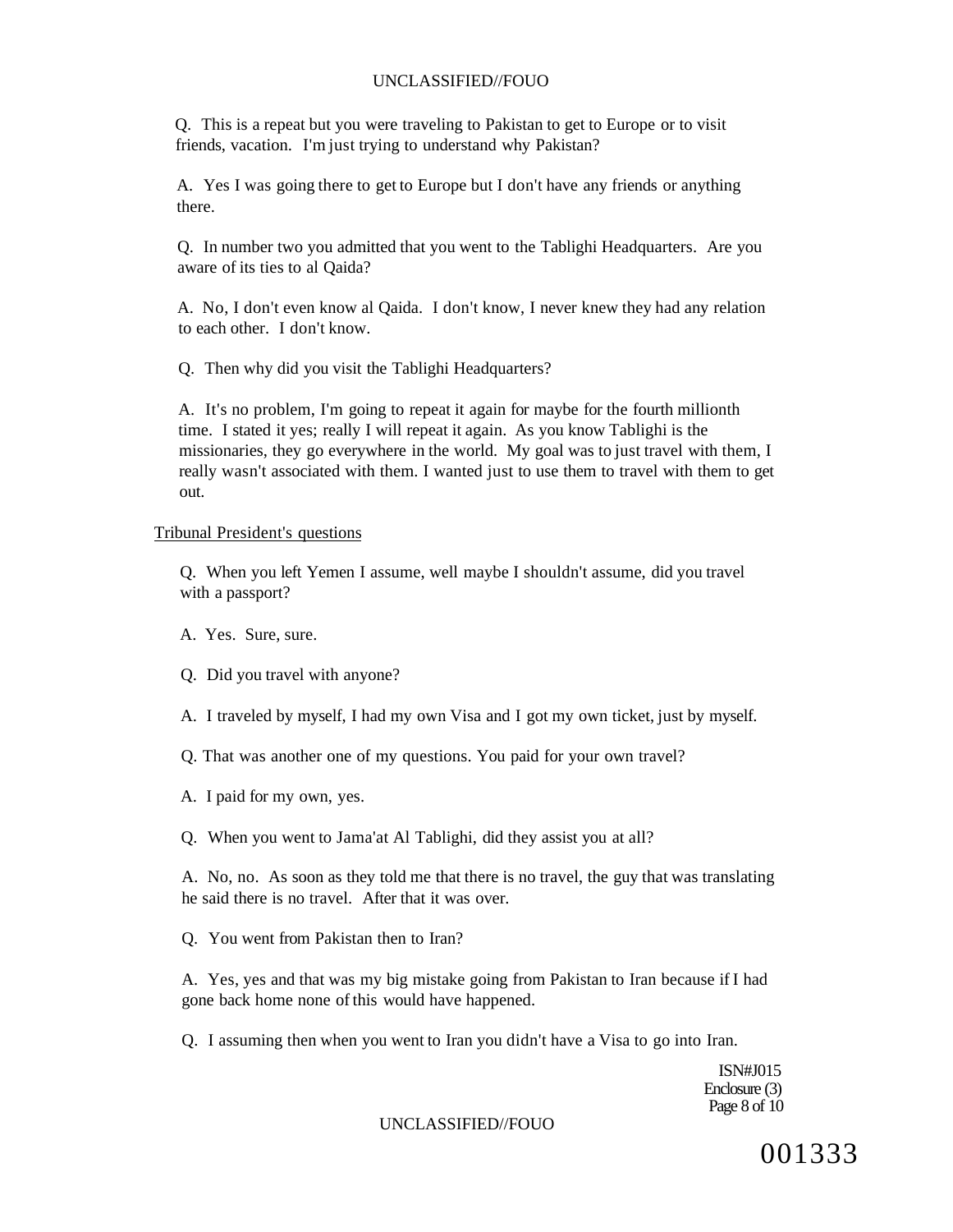Q. This is a repeat but you were traveling to Pakistan to get to Europe or to visit friends, vacation. I'm just trying to understand why Pakistan?

A. Yes I was going there to get to Europe but I don't have any friends or anything there.

Q. In number two you admitted that you went to the Tablighi Headquarters. Are you aware of its ties to al Qaida?

A. No, I don't even know al Qaida. I don't know, I never knew they had any relation to each other. I don't know.

Q. Then why did you visit the Tablighi Headquarters?

A. It's no problem, I'm going to repeat it again for maybe for the fourth millionth time. I stated it yes; really I will repeat it again. As you know Tablighi is the missionaries, they go everywhere in the world. My goal was to just travel with them, I really wasn't associated with them. I wanted just to use them to travel with them to get out.

Tribunal President's questions

Q. When you left Yemen I assume, well maybe I shouldn't assume, did you travel with a passport?

A. Yes. Sure, sure.

Q. Did you travel with anyone?

A. I traveled by myself, I had my own Visa and I got my own ticket, just by myself.

Q. That was another one of my questions. You paid for your own travel?

A. I paid for my own, yes.

Q. When you went to Jama'at Al Tablighi, did they assist you at all?

A. No, no. As soon as they told me that there is no travel, the guy that was translating he said there is no travel. After that it was over.

Q. You went from Pakistan then to Iran?

A. Yes, yes and that was my big mistake going from Pakistan to Iran because if I had gone back home none of this would have happened.

Q. I assuming then when you went to Iran you didn't have a Visa to go into Iran.

ISN#J015
Enclosure (3)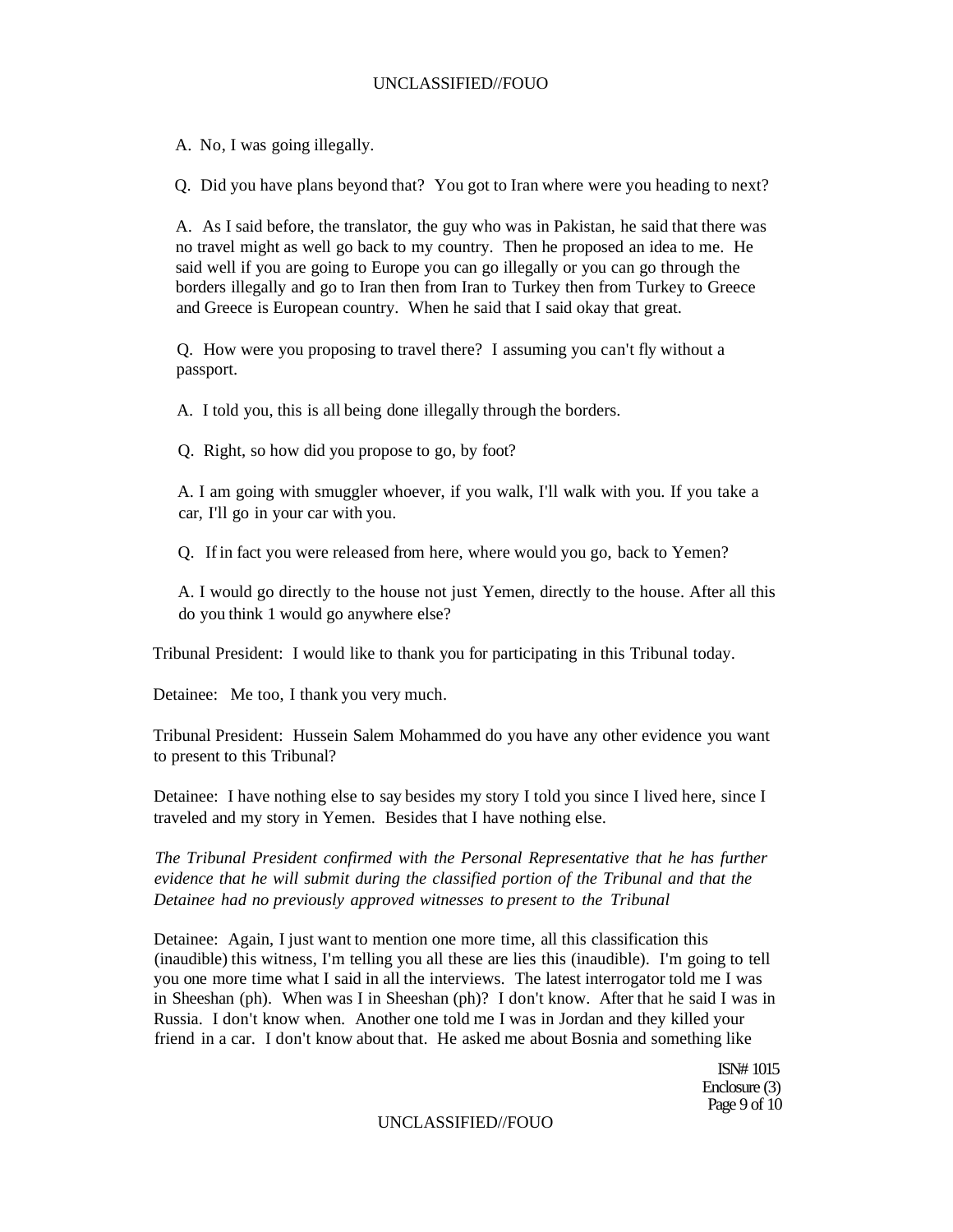A. No, I was going illegally.

Q. Did you have plans beyond that? You got to Iran where were you heading to next?

A. As I said before, the translator, the guy who was in Pakistan, he said that there was no travel might as well go back to my country. Then he proposed an idea to me. He said well if you are going to Europe you can go illegally or you can go through the borders illegally and go to Iran then from Iran to Turkey then from Turkey to Greece and Greece is European country. When he said that I said okay that great.

Q. How were you proposing to travel there? I assuming you can't fly without a passport.

A. I told you, this is all being done illegally through the borders.

Q. Right, so how did you propose to go, by foot?

A. I am going with smuggler whoever, if you walk, I'll walk with you. If you take a car, I'll go in your car with you.

Q. If in fact you were released from here, where would you go, back to Yemen?

A. I would go directly to the house not just Yemen, directly to the house. After all this do you think 1 would go anywhere else?

Tribunal President: I would like to thank you for participating in this Tribunal today.

Detainee: Me too, I thank you very much.

Tribunal President: Hussein Salem Mohammed do you have any other evidence you want to present to this Tribunal?

Detainee: I have nothing else to say besides my story I told you since I lived here, since I traveled and my story in Yemen. Besides that I have nothing else.

*The Tribunal President confirmed with the Personal Representative that he has further evidence that he will submit during the classified portion of the Tribunal and that the Detainee had no previously approved witnesses to present to the Tribunal*

Detainee: Again, I just want to mention one more time, all this classification this (inaudible) this witness, I'm telling you all these are lies this (inaudible). I'm going to tell you one more time what I said in all the interviews. The latest interrogator told me I was in Sheeshan (ph). When was I in Sheeshan (ph)? I don't know. After that he said I was in Russia. I don't know when. Another one told me I was in Jordan and they killed your friend in a car. I don't know about that. He asked me about Bosnia and something like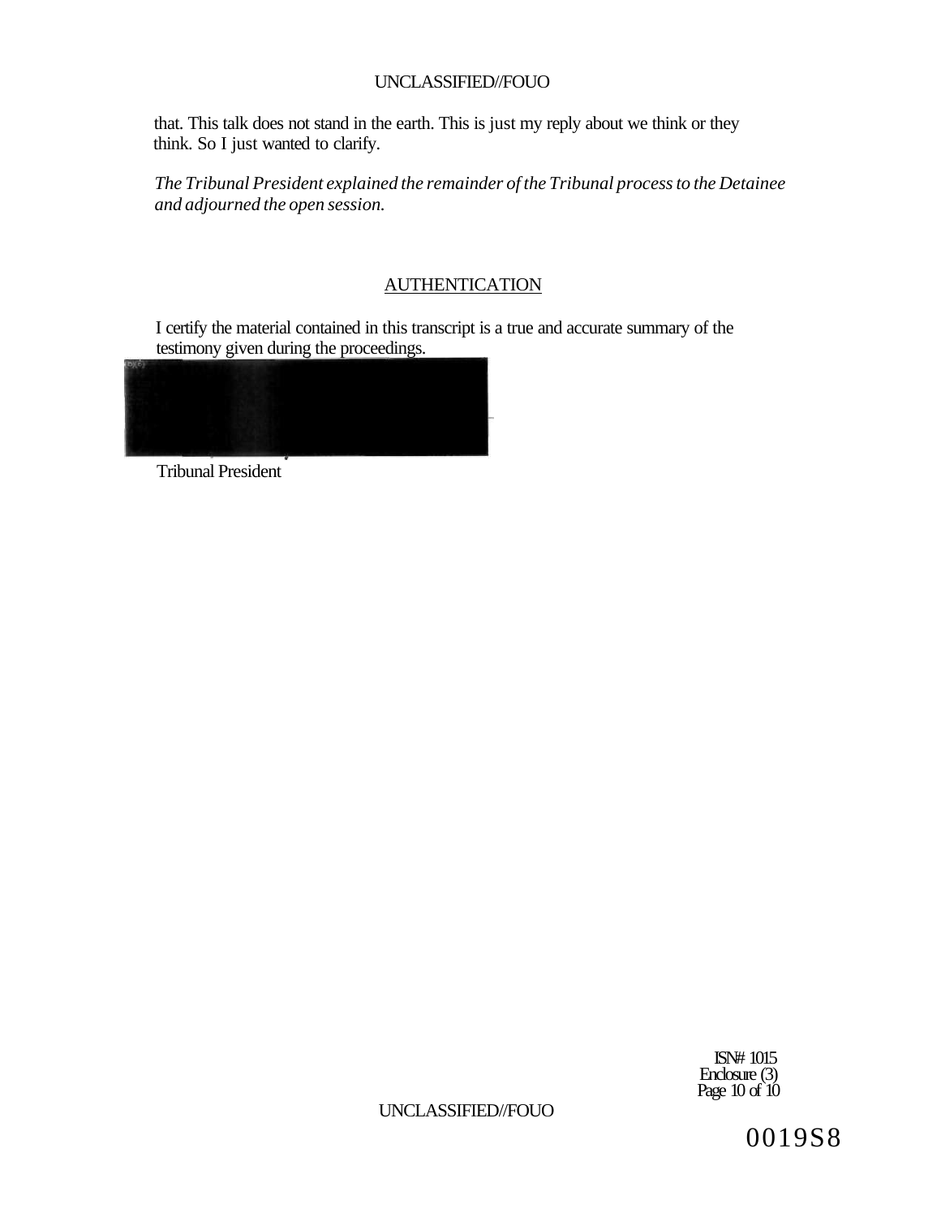that. This talk does not stand in the earth. This is just my reply about we think or they think. So I just wanted to clarify.

*The Tribunal President explained the remainder of the Tribunal process to the Detainee and adjourned the open session.*

## AUTHENTICATION

I certify the material contained in this transcript is a true and accurate summary of the testimony given during the proceedings.

Tribunal President

ISN# 1015
Enclosure (3)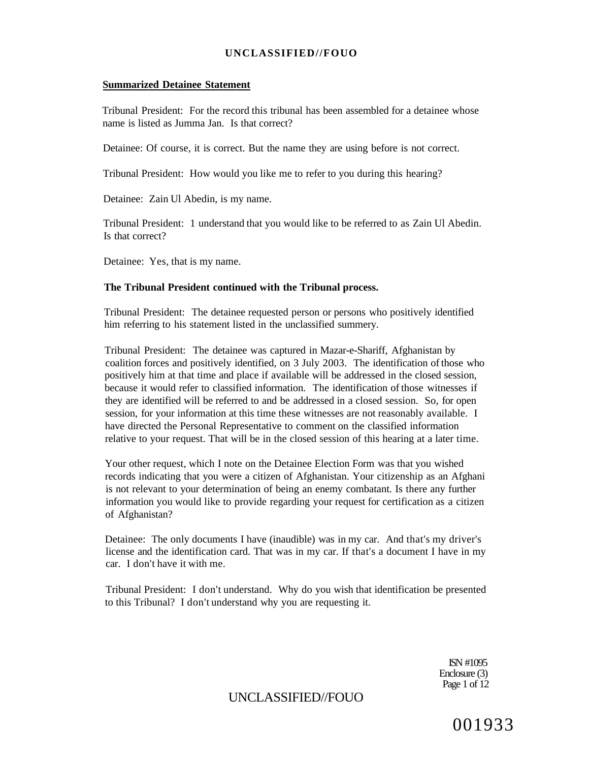**Summarized Detainee Statement**

Tribunal President: For the record this tribunal has been assembled for a detainee whose name is listed as Jumma Jan. Is that correct?

Detainee: Of course, it is correct. But the name they are using before is not correct.

Tribunal President: How would you like me to refer to you during this hearing?

Detainee: Zain Ul Abedin, is my name.

Tribunal President: 1 understand that you would like to be referred to as Zain Ul Abedin. Is that correct?

Detainee: Yes, that is my name.

**The Tribunal President continued with the Tribunal process.**

Tribunal President: The detainee requested person or persons who positively identified him referring to his statement listed in the unclassified summery.

Tribunal President: The detainee was captured in Mazar-e-Shariff, Afghanistan by coalition forces and positively identified, on 3 July 2003. The identification of those who positively him at that time and place if available will be addressed in the closed session, because it would refer to classified information. The identification of those witnesses if they are identified will be referred to and be addressed in a closed session. So, for open session, for your information at this time these witnesses are not reasonably available. I have directed the Personal Representative to comment on the classified information relative to your request. That will be in the closed session of this hearing at a later time.

Your other request, which I note on the Detainee Election Form was that you wished records indicating that you were a citizen of Afghanistan. Your citizenship as an Afghani is not relevant to your determination of being an enemy combatant. Is there any further information you would like to provide regarding your request for certification as a citizen of Afghanistan?

Detainee: The only documents I have (inaudible) was in my car. And that's my driver's license and the identification card. That was in my car. If that's a document I have in my car. I don't have it with me.

Tribunal President: I don't understand. Why do you wish that identification be presented to this Tribunal? I don't understand why you are requesting it.

ISN #1095
Enclosure (3)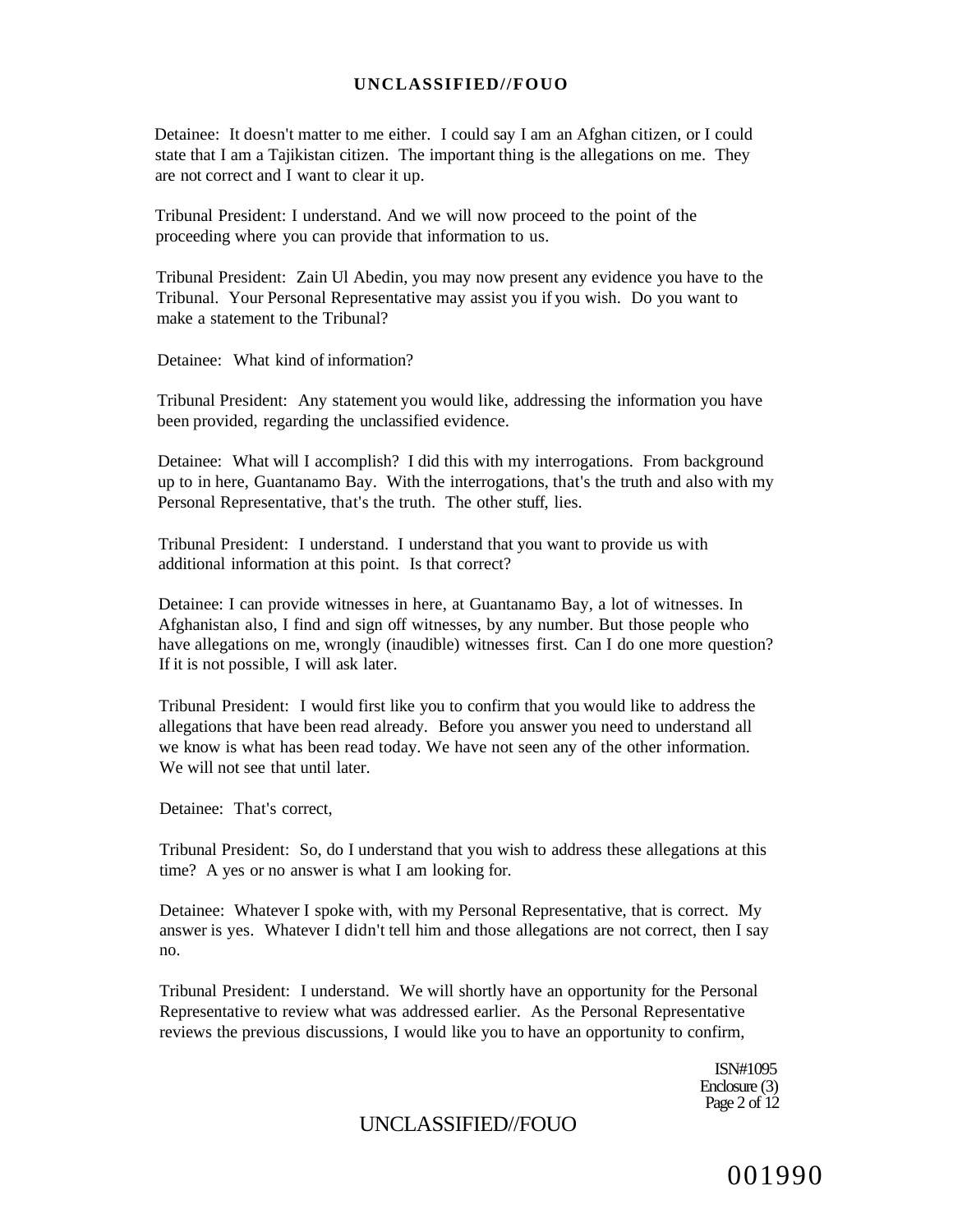Detainee: It doesn't matter to me either. I could say I am an Afghan citizen, or I could state that I am a Tajikistan citizen. The important thing is the allegations on me. They are not correct and I want to clear it up.

Tribunal President: I understand. And we will now proceed to the point of the proceeding where you can provide that information to us.

Tribunal President: Zain Ul Abedin, you may now present any evidence you have to the Tribunal. Your Personal Representative may assist you if you wish. Do you want to make a statement to the Tribunal?

Detainee: What kind of information?

Tribunal President: Any statement you would like, addressing the information you have been provided, regarding the unclassified evidence.

Detainee: What will I accomplish? I did this with my interrogations. From background up to in here, Guantanamo Bay. With the interrogations, that's the truth and also with my Personal Representative, that's the truth. The other stuff, lies.

Tribunal President: I understand. I understand that you want to provide us with additional information at this point. Is that correct?

Detainee: I can provide witnesses in here, at Guantanamo Bay, a lot of witnesses. In Afghanistan also, I find and sign off witnesses, by any number. But those people who have allegations on me, wrongly (inaudible) witnesses first. Can I do one more question? If it is not possible, I will ask later.

Tribunal President: I would first like you to confirm that you would like to address the allegations that have been read already. Before you answer you need to understand all we know is what has been read today. We have not seen any of the other information. We will not see that until later.

Detainee: That's correct,

Tribunal President: So, do I understand that you wish to address these allegations at this time? A yes or no answer is what I am looking for.

Detainee: Whatever I spoke with, with my Personal Representative, that is correct. My answer is yes. Whatever I didn't tell him and those allegations are not correct, then I say no.

Tribunal President: I understand. We will shortly have an opportunity for the Personal Representative to review what was addressed earlier. As the Personal Representative reviews the previous discussions, I would like you to have an opportunity to confirm,

ISN#1095
Enclosure (3)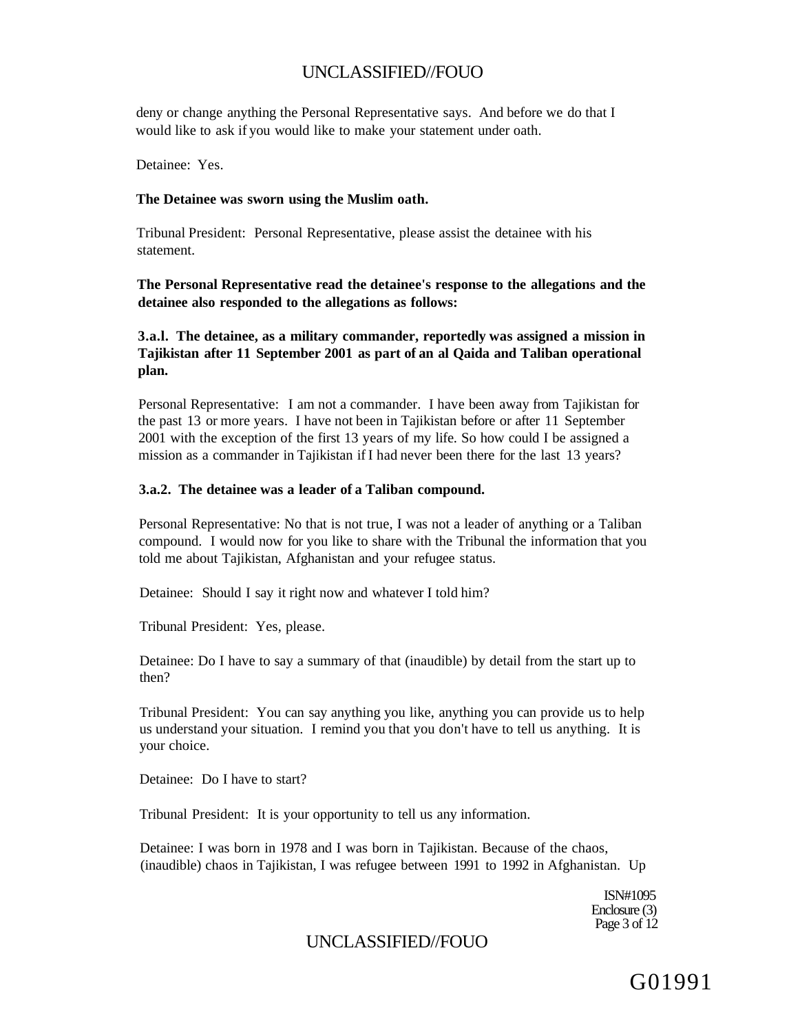deny or change anything the Personal Representative says. And before we do that I would like to ask if you would like to make your statement under oath.

Detainee: Yes.

**The Detainee was sworn using the Muslim oath.**

Tribunal President: Personal Representative, please assist the detainee with his statement.

**The Personal Representative read the detainee's response to the allegations and the detainee also responded to the allegations as follows:**

**3.a.l. The detainee, as a military commander, reportedly was assigned a mission in Tajikistan after 11 September 2001 as part of an al Qaida and Taliban operational plan.**

Personal Representative: I am not a commander. I have been away from Tajikistan for the past 13 or more years. I have not been in Tajikistan before or after 11 September 2001 with the exception of the first 13 years of my life. So how could I be assigned a mission as a commander in Tajikistan if I had never been there for the last 13 years?

**3.a.2. The detainee was a leader of a Taliban compound.**

Personal Representative: No that is not true, I was not a leader of anything or a Taliban compound. I would now for you like to share with the Tribunal the information that you told me about Tajikistan, Afghanistan and your refugee status.

Detainee: Should I say it right now and whatever I told him?

Tribunal President: Yes, please.

Detainee: Do I have to say a summary of that (inaudible) by detail from the start up to then?

Tribunal President: You can say anything you like, anything you can provide us to help us understand your situation. I remind you that you don't have to tell us anything. It is your choice.

Detainee: Do I have to start?

Tribunal President: It is your opportunity to tell us any information.

Detainee: I was born in 1978 and I was born in Tajikistan. Because of the chaos, (inaudible) chaos in Tajikistan, I was refugee between 1991 to 1992 in Afghanistan. Up

ISN#1095
Enclosure (3)

G01991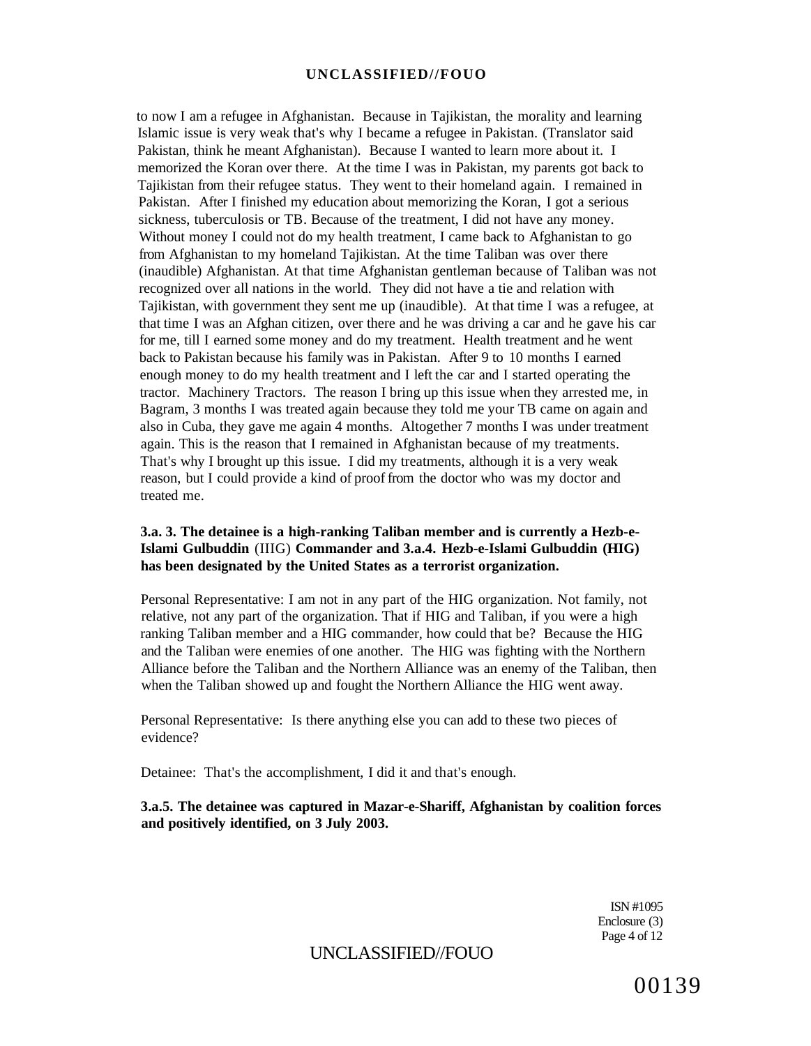to now I am a refugee in Afghanistan. Because in Tajikistan, the morality and learning Islamic issue is very weak that's why I became a refugee in Pakistan. (Translator said Pakistan, think he meant Afghanistan). Because I wanted to learn more about it. I memorized the Koran over there. At the time I was in Pakistan, my parents got back to Tajikistan from their refugee status. They went to their homeland again. I remained in Pakistan. After I finished my education about memorizing the Koran, I got a serious sickness, tuberculosis or TB. Because of the treatment, I did not have any money. Without money I could not do my health treatment, I came back to Afghanistan to go from Afghanistan to my homeland Tajikistan. At the time Taliban was over there (inaudible) Afghanistan. At that time Afghanistan gentleman because of Taliban was not recognized over all nations in the world. They did not have a tie and relation with Tajikistan, with government they sent me up (inaudible). At that time I was a refugee, at that time I was an Afghan citizen, over there and he was driving a car and he gave his car for me, till I earned some money and do my treatment. Health treatment and he went back to Pakistan because his family was in Pakistan. After 9 to 10 months I earned enough money to do my health treatment and I left the car and I started operating the tractor. Machinery Tractors. The reason I bring up this issue when they arrested me, in Bagram, 3 months I was treated again because they told me your TB came on again and also in Cuba, they gave me again 4 months. Altogether 7 months I was under treatment again. This is the reason that I remained in Afghanistan because of my treatments. That's why I brought up this issue. I did my treatments, although it is a very weak reason, but I could provide a kind of proof from the doctor who was my doctor and treated me.

**3.a. 3. The detainee is a high-ranking Taliban member and is currently a Hezb-e-Islami Gulbuddin** (IIIG) **Commander and 3.a.4. Hezb-e-Islami Gulbuddin (HIG) has been designated by the United States as a terrorist organization.**

Personal Representative: I am not in any part of the HIG organization. Not family, not relative, not any part of the organization. That if HIG and Taliban, if you were a high ranking Taliban member and a HIG commander, how could that be? Because the HIG and the Taliban were enemies of one another. The HIG was fighting with the Northern Alliance before the Taliban and the Northern Alliance was an enemy of the Taliban, then when the Taliban showed up and fought the Northern Alliance the HIG went away.

Personal Representative: Is there anything else you can add to these two pieces of evidence?

Detainee: That's the accomplishment, I did it and that's enough.

**3.a.5. The detainee was captured in Mazar-e-Shariff, Afghanistan by coalition forces and positively identified, on 3 July 2003.**

ISN #1095
Enclosure (3)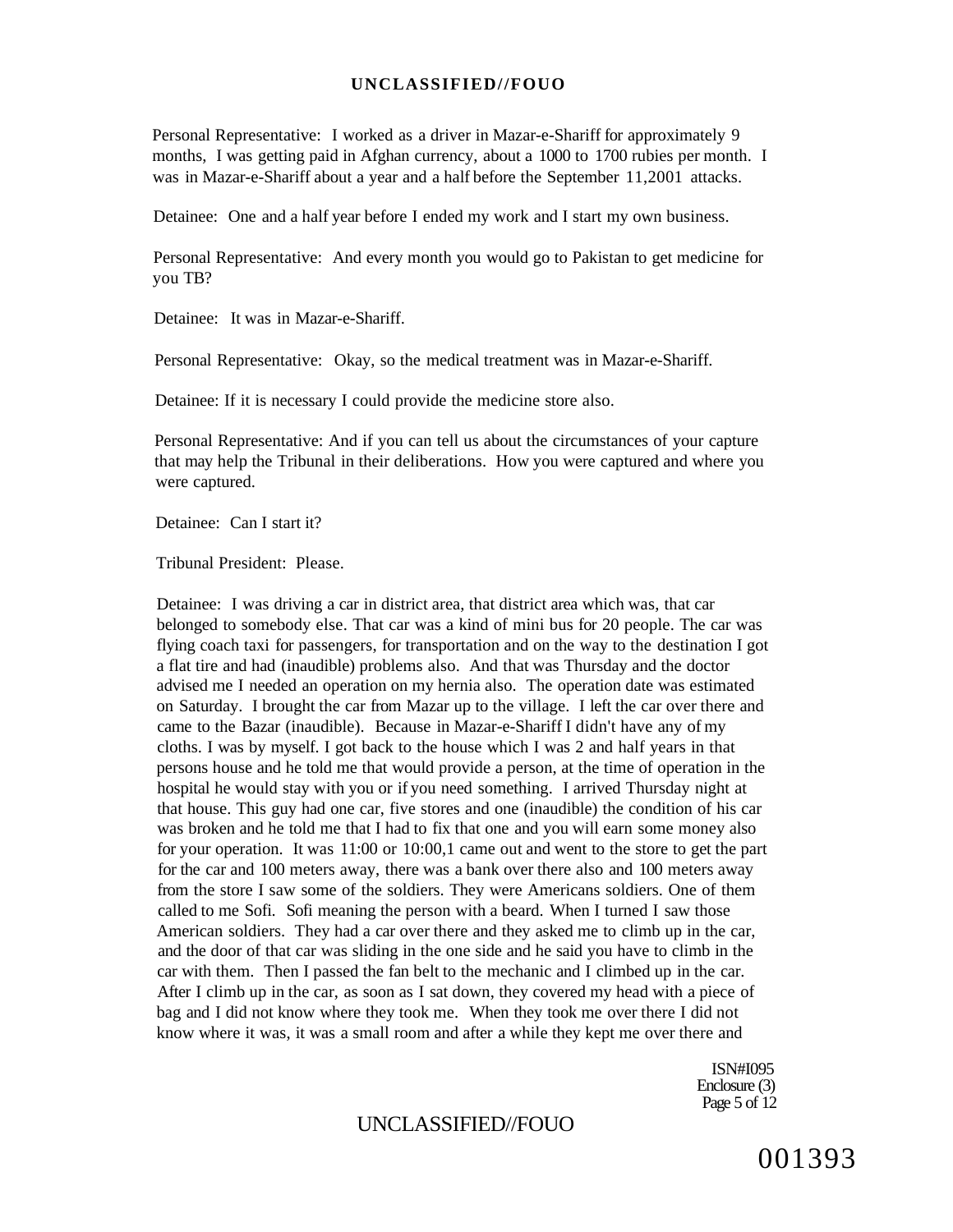Personal Representative: I worked as a driver in Mazar-e-Shariff for approximately 9 months, I was getting paid in Afghan currency, about a 1000 to 1700 rubies per month. I was in Mazar-e-Shariff about a year and a half before the September 11,2001 attacks.

Detainee: One and a half year before I ended my work and I start my own business.

Personal Representative: And every month you would go to Pakistan to get medicine for you TB?

Detainee: It was in Mazar-e-Shariff.

Personal Representative: Okay, so the medical treatment was in Mazar-e-Shariff.

Detainee: If it is necessary I could provide the medicine store also.

Personal Representative: And if you can tell us about the circumstances of your capture that may help the Tribunal in their deliberations. How you were captured and where you were captured.

Detainee: Can I start it?

Tribunal President: Please.

Detainee: I was driving a car in district area, that district area which was, that car belonged to somebody else. That car was a kind of mini bus for 20 people. The car was flying coach taxi for passengers, for transportation and on the way to the destination I got a flat tire and had (inaudible) problems also. And that was Thursday and the doctor advised me I needed an operation on my hernia also. The operation date was estimated on Saturday. I brought the car from Mazar up to the village. I left the car over there and came to the Bazar (inaudible). Because in Mazar-e-Shariff I didn't have any of my cloths. I was by myself. I got back to the house which I was 2 and half years in that persons house and he told me that would provide a person, at the time of operation in the hospital he would stay with you or if you need something. I arrived Thursday night at that house. This guy had one car, five stores and one (inaudible) the condition of his car was broken and he told me that I had to fix that one and you will earn some money also for your operation. It was 11:00 or 10:00,1 came out and went to the store to get the part for the car and 100 meters away, there was a bank over there also and 100 meters away from the store I saw some of the soldiers. They were Americans soldiers. One of them called to me Sofi. Sofi meaning the person with a beard. When I turned I saw those American soldiers. They had a car over there and they asked me to climb up in the car, and the door of that car was sliding in the one side and he said you have to climb in the car with them. Then I passed the fan belt to the mechanic and I climbed up in the car. After I climb up in the car, as soon as I sat down, they covered my head with a piece of bag and I did not know where they took me. When they took me over there I did not know where it was, it was a small room and after a while they kept me over there and

ISN#I095
Enclosure (3)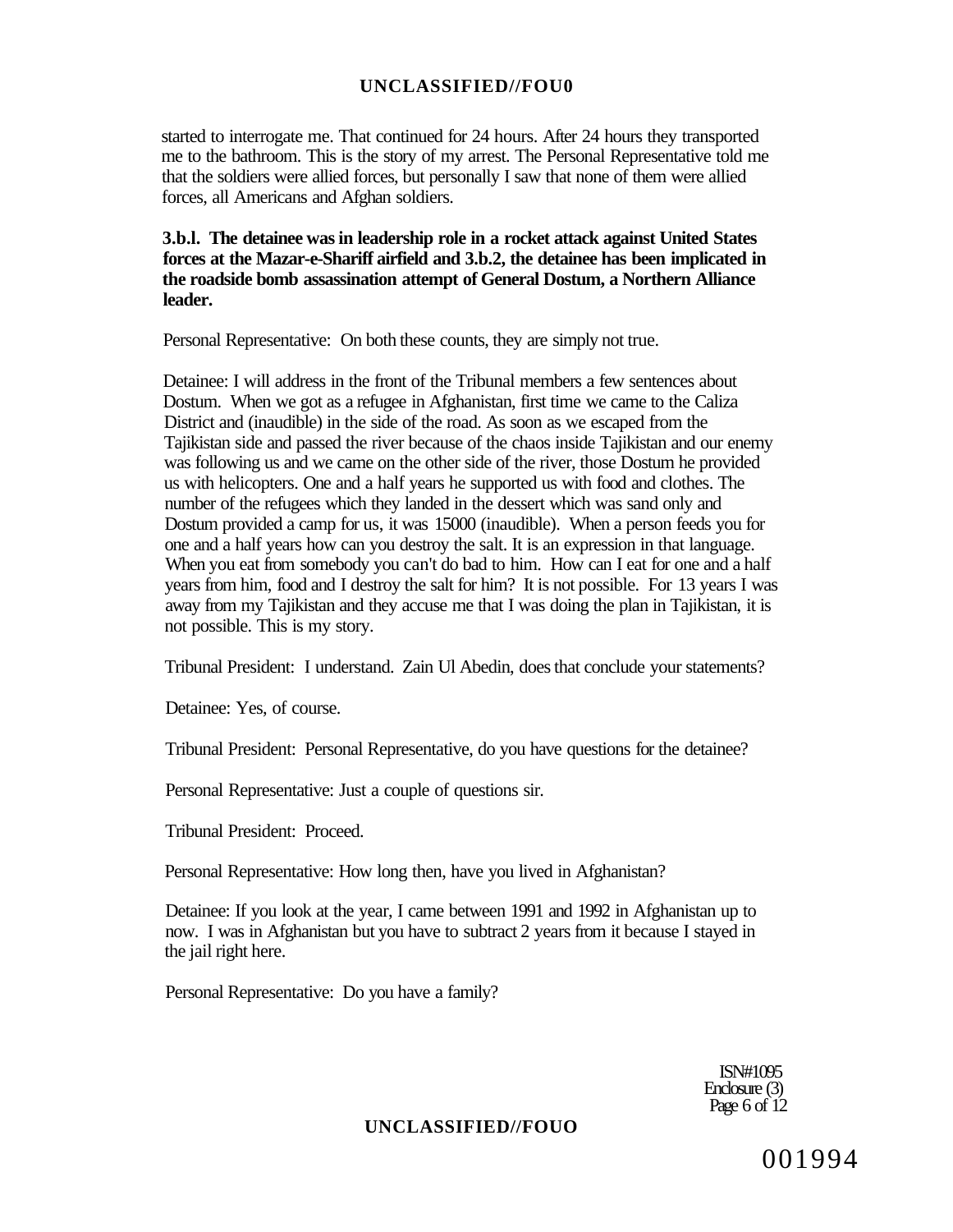started to interrogate me. That continued for 24 hours. After 24 hours they transported me to the bathroom. This is the story of my arrest. The Personal Representative told me that the soldiers were allied forces, but personally I saw that none of them were allied forces, all Americans and Afghan soldiers.

**3.b.l. The detainee was in leadership role in a rocket attack against United States forces at the Mazar-e-Shariff airfield and 3.b.2, the detainee has been implicated in the roadside bomb assassination attempt of General Dostum, a Northern Alliance leader.**

Personal Representative: On both these counts, they are simply not true.

Detainee: I will address in the front of the Tribunal members a few sentences about Dostum. When we got as a refugee in Afghanistan, first time we came to the Caliza District and (inaudible) in the side of the road. As soon as we escaped from the Tajikistan side and passed the river because of the chaos inside Tajikistan and our enemy was following us and we came on the other side of the river, those Dostum he provided us with helicopters. One and a half years he supported us with food and clothes. The number of the refugees which they landed in the dessert which was sand only and Dostum provided a camp for us, it was 15000 (inaudible). When a person feeds you for one and a half years how can you destroy the salt. It is an expression in that language. When you eat from somebody you can't do bad to him. How can I eat for one and a half years from him, food and I destroy the salt for him? It is not possible. For 13 years I was away from my Tajikistan and they accuse me that I was doing the plan in Tajikistan, it is not possible. This is my story.

Tribunal President: I understand. Zain Ul Abedin, does that conclude your statements?

Detainee: Yes, of course.

Tribunal President: Personal Representative, do you have questions for the detainee?

Personal Representative: Just a couple of questions sir.

Tribunal President: Proceed.

Personal Representative: How long then, have you lived in Afghanistan?

Detainee: If you look at the year, I came between 1991 and 1992 in Afghanistan up to now. I was in Afghanistan but you have to subtract 2 years from it because I stayed in the jail right here.

Personal Representative: Do you have a family?

ISN#1095
Enclosure (3)

001994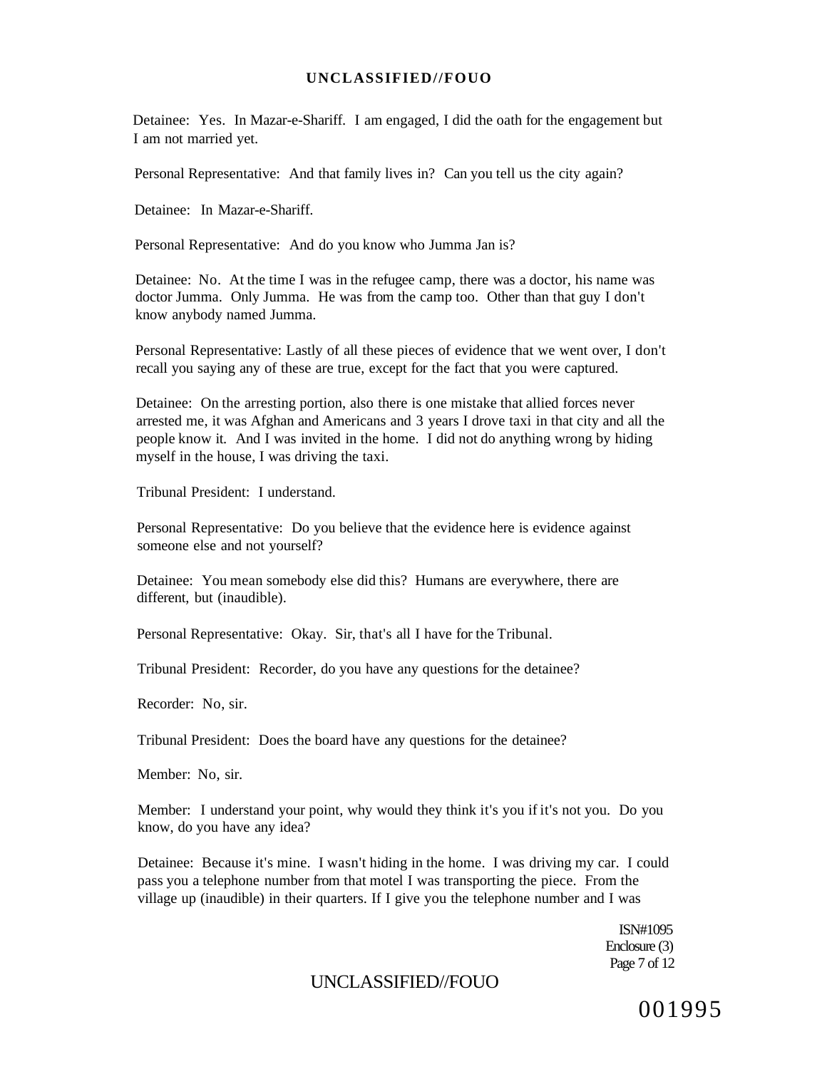Detainee: Yes. In Mazar-e-Shariff. I am engaged, I did the oath for the engagement but I am not married yet.

Personal Representative: And that family lives in? Can you tell us the city again?

Detainee: In Mazar-e-Shariff.

Personal Representative: And do you know who Jumma Jan is?

Detainee: No. At the time I was in the refugee camp, there was a doctor, his name was doctor Jumma. Only Jumma. He was from the camp too. Other than that guy I don't know anybody named Jumma.

Personal Representative: Lastly of all these pieces of evidence that we went over, I don't recall you saying any of these are true, except for the fact that you were captured.

Detainee: On the arresting portion, also there is one mistake that allied forces never arrested me, it was Afghan and Americans and 3 years I drove taxi in that city and all the people know it. And I was invited in the home. I did not do anything wrong by hiding myself in the house, I was driving the taxi.

Tribunal President: I understand.

Personal Representative: Do you believe that the evidence here is evidence against someone else and not yourself?

Detainee: You mean somebody else did this? Humans are everywhere, there are different, but (inaudible).

Personal Representative: Okay. Sir, that's all I have for the Tribunal.

Tribunal President: Recorder, do you have any questions for the detainee?

Recorder: No, sir.

Tribunal President: Does the board have any questions for the detainee?

Member: No, sir.

Member: I understand your point, why would they think it's you if it's not you. Do you know, do you have any idea?

Detainee: Because it's mine. I wasn't hiding in the home. I was driving my car. I could pass you a telephone number from that motel I was transporting the piece. From the village up (inaudible) in their quarters. If I give you the telephone number and I was

ISN#1095
Enclosure (3)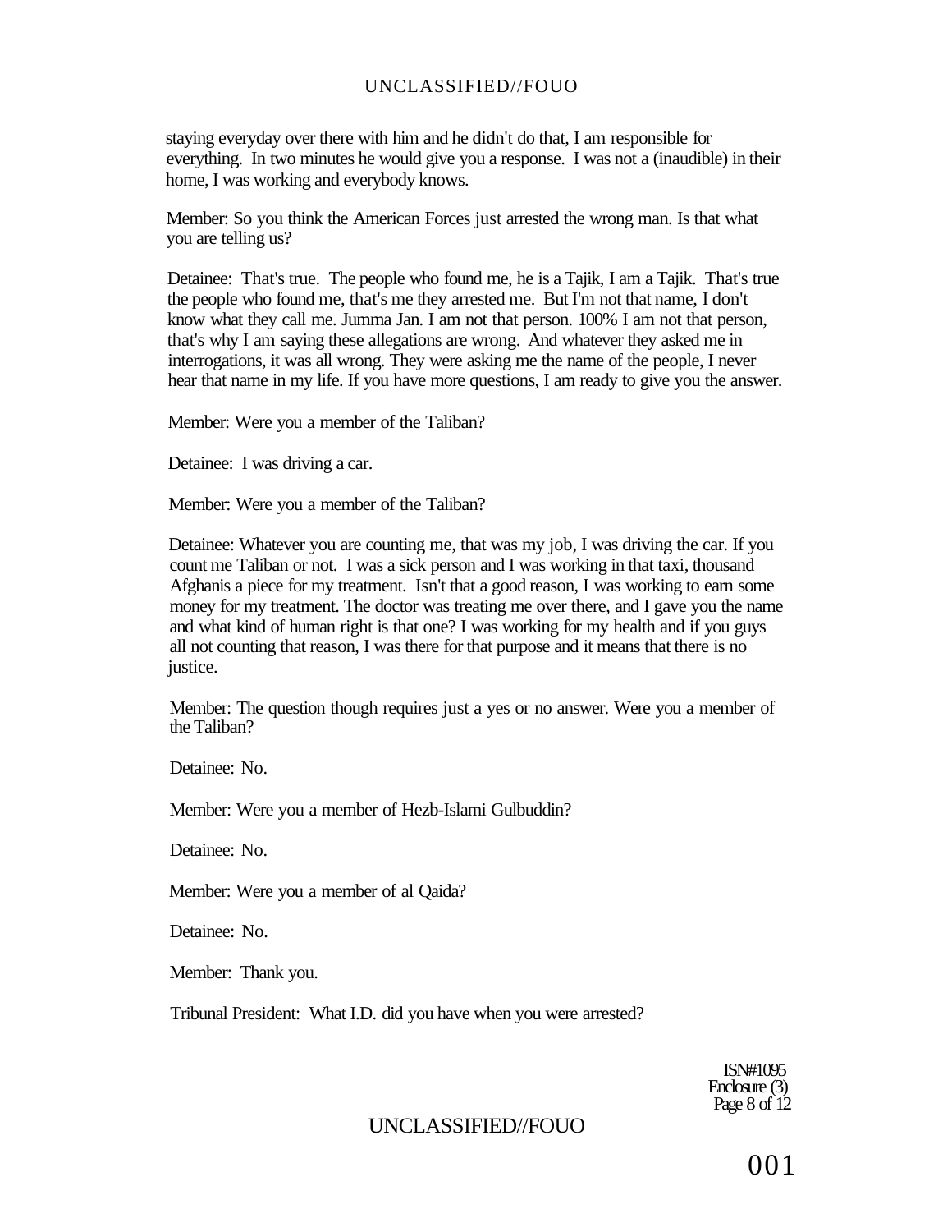staying everyday over there with him and he didn't do that, I am responsible for everything. In two minutes he would give you a response. I was not a (inaudible) in their home, I was working and everybody knows.

Member: So you think the American Forces just arrested the wrong man. Is that what you are telling us?

Detainee: That's true. The people who found me, he is a Tajik, I am a Tajik. That's true the people who found me, that's me they arrested me. But I'm not that name, I don't know what they call me. Jumma Jan. I am not that person. 100% I am not that person, that's why I am saying these allegations are wrong. And whatever they asked me in interrogations, it was all wrong. They were asking me the name of the people, I never hear that name in my life. If you have more questions, I am ready to give you the answer.

Member: Were you a member of the Taliban?

Detainee: I was driving a car.

Member: Were you a member of the Taliban?

Detainee: Whatever you are counting me, that was my job, I was driving the car. If you count me Taliban or not. I was a sick person and I was working in that taxi, thousand Afghanis a piece for my treatment. Isn't that a good reason, I was working to earn some money for my treatment. The doctor was treating me over there, and I gave you the name and what kind of human right is that one? I was working for my health and if you guys all not counting that reason, I was there for that purpose and it means that there is no justice.

Member: The question though requires just a yes or no answer. Were you a member of the Taliban?

Detainee: No.

Member: Were you a member of Hezb-Islami Gulbuddin?

Detainee: No.

Member: Were you a member of al Qaida?

Detainee: No.

Member: Thank you.

Tribunal President: What I.D. did you have when you were arrested?

ISN#1095
Enclosure (3)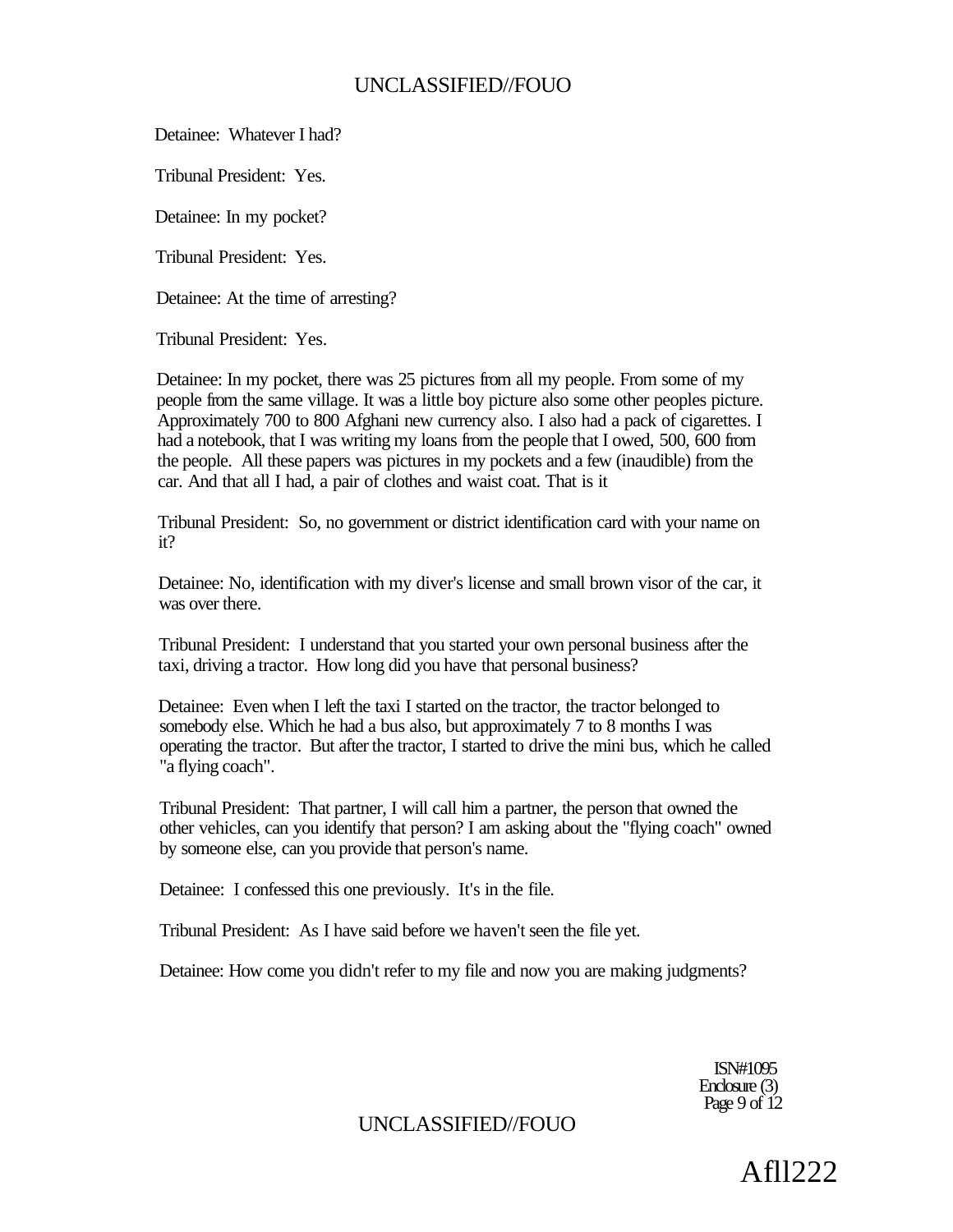Detainee: Whatever I had?

Tribunal President: Yes.

Detainee: In my pocket?

Tribunal President: Yes.

Detainee: At the time of arresting?

Tribunal President: Yes.

Detainee: In my pocket, there was 25 pictures from all my people. From some of my people from the same village. It was a little boy picture also some other peoples picture. Approximately 700 to 800 Afghani new currency also. I also had a pack of cigarettes. I had a notebook, that I was writing my loans from the people that I owed, 500, 600 from the people. All these papers was pictures in my pockets and a few (inaudible) from the car. And that all I had, a pair of clothes and waist coat. That is it

Tribunal President: So, no government or district identification card with your name on it?

Detainee: No, identification with my diver's license and small brown visor of the car, it was over there.

Tribunal President: I understand that you started your own personal business after the taxi, driving a tractor. How long did you have that personal business?

Detainee: Even when I left the taxi I started on the tractor, the tractor belonged to somebody else. Which he had a bus also, but approximately 7 to 8 months I was operating the tractor. But after the tractor, I started to drive the mini bus, which he called "a flying coach".

Tribunal President: That partner, I will call him a partner, the person that owned the other vehicles, can you identify that person? I am asking about the "flying coach" owned by someone else, can you provide that person's name.

Detainee: I confessed this one previously. It's in the file.

Tribunal President: As I have said before we haven't seen the file yet.

Detainee: How come you didn't refer to my file and now you are making judgments?

ISN#1095
Enclosure (3)

Afll222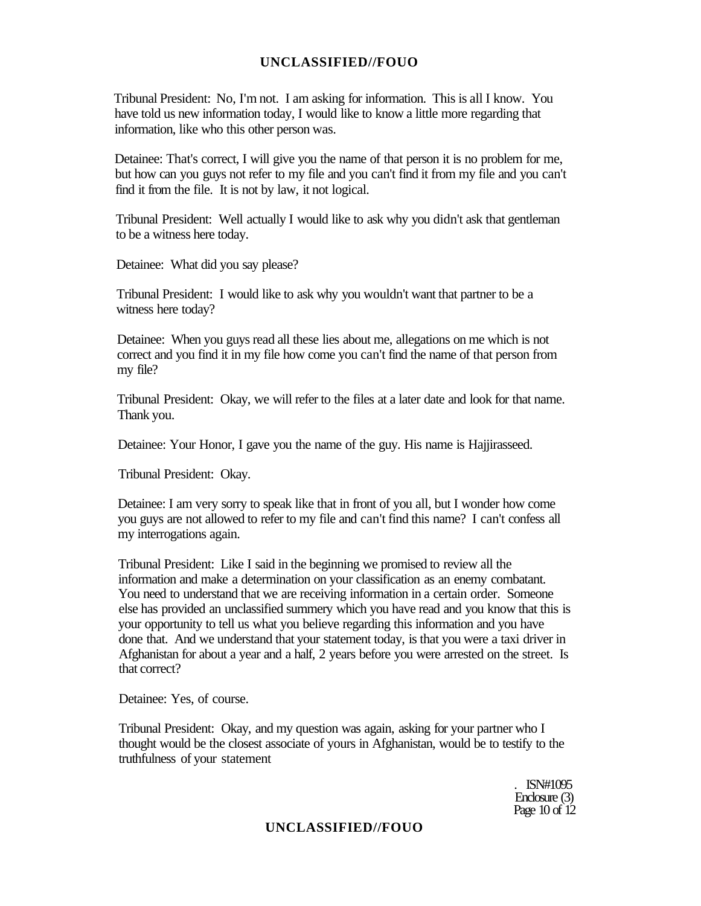Tribunal President: No, I'm not. I am asking for information. This is all I know. You have told us new information today, I would like to know a little more regarding that information, like who this other person was.

Detainee: That's correct, I will give you the name of that person it is no problem for me, but how can you guys not refer to my file and you can't find it from my file and you can't find it from the file. It is not by law, it not logical.

Tribunal President: Well actually I would like to ask why you didn't ask that gentleman to be a witness here today.

Detainee: What did you say please?

Tribunal President: I would like to ask why you wouldn't want that partner to be a witness here today?

Detainee: When you guys read all these lies about me, allegations on me which is not correct and you find it in my file how come you can't find the name of that person from my file?

Tribunal President: Okay, we will refer to the files at a later date and look for that name. Thank you.

Detainee: Your Honor, I gave you the name of the guy. His name is Hajjirasseed.

Tribunal President: Okay.

Detainee: I am very sorry to speak like that in front of you all, but I wonder how come you guys are not allowed to refer to my file and can't find this name? I can't confess all my interrogations again.

Tribunal President: Like I said in the beginning we promised to review all the information and make a determination on your classification as an enemy combatant. You need to understand that we are receiving information in a certain order. Someone else has provided an unclassified summery which you have read and you know that this is your opportunity to tell us what you believe regarding this information and you have done that. And we understand that your statement today, is that you were a taxi driver in Afghanistan for about a year and a half, 2 years before you were arrested on the street. Is that correct?

Detainee: Yes, of course.

Tribunal President: Okay, and my question was again, asking for your partner who I thought would be the closest associate of yours in Afghanistan, would be to testify to the truthfulness of your statement

ISN#1095
Enclosure (3)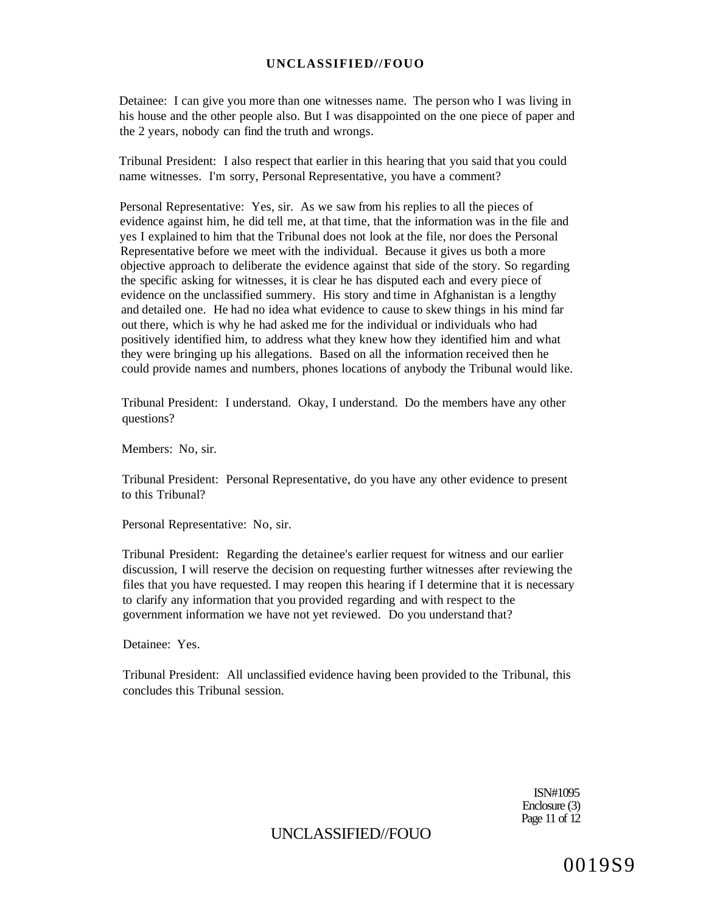Detainee: I can give you more than one witnesses name. The person who I was living in his house and the other people also. But I was disappointed on the one piece of paper and the 2 years, nobody can find the truth and wrongs.

Tribunal President: I also respect that earlier in this hearing that you said that you could name witnesses. I'm sorry, Personal Representative, you have a comment?

Personal Representative: Yes, sir. As we saw from his replies to all the pieces of evidence against him, he did tell me, at that time, that the information was in the file and yes I explained to him that the Tribunal does not look at the file, nor does the Personal Representative before we meet with the individual. Because it gives us both a more objective approach to deliberate the evidence against that side of the story. So regarding the specific asking for witnesses, it is clear he has disputed each and every piece of evidence on the unclassified summery. His story and time in Afghanistan is a lengthy and detailed one. He had no idea what evidence to cause to skew things in his mind far out there, which is why he had asked me for the individual or individuals who had positively identified him, to address what they knew how they identified him and what they were bringing up his allegations. Based on all the information received then he could provide names and numbers, phones locations of anybody the Tribunal would like.

Tribunal President: I understand. Okay, I understand. Do the members have any other questions?

Members: No, sir.

Tribunal President: Personal Representative, do you have any other evidence to present to this Tribunal?

Personal Representative: No, sir.

Tribunal President: Regarding the detainee's earlier request for witness and our earlier discussion, I will reserve the decision on requesting further witnesses after reviewing the files that you have requested. I may reopen this hearing if I determine that it is necessary to clarify any information that you provided regarding and with respect to the government information we have not yet reviewed. Do you understand that?

Detainee: Yes.

Tribunal President: All unclassified evidence having been provided to the Tribunal, this concludes this Tribunal session.

ISN#1095
Enclosure (3)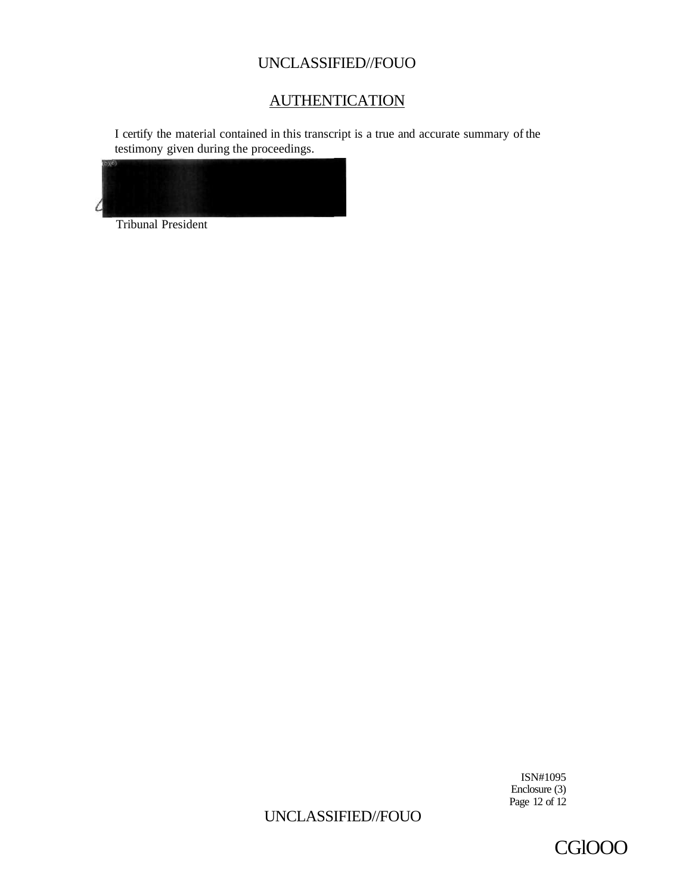## AUTHENTICATION

I certify the material contained in this transcript is a true and accurate summary of the testimony given during the proceedings.

Tribunal President

ISN#1095
Enclosure (3)